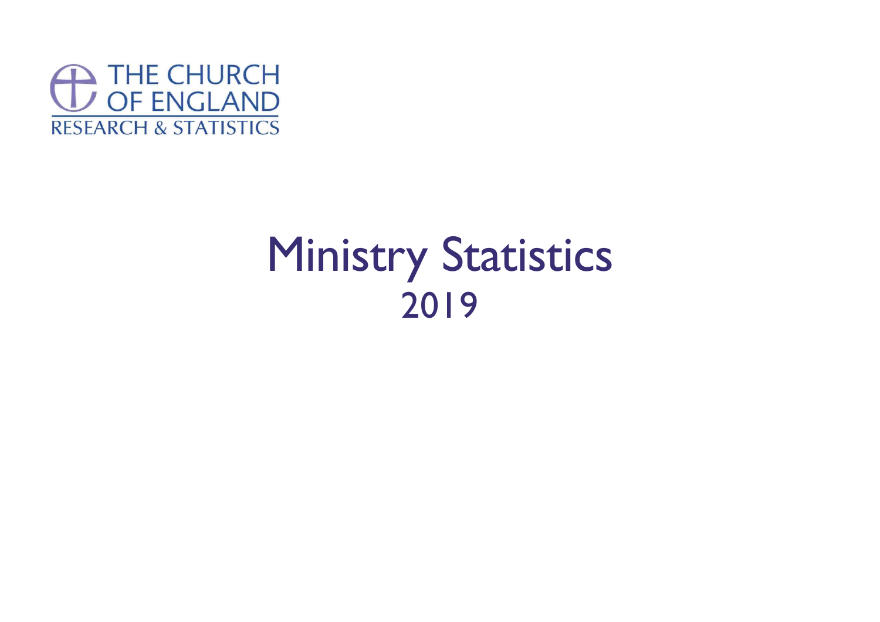THE CHURCH OF ENGLAND
RESEARCH & STATISTICS

# Ministry Statistics
## 2019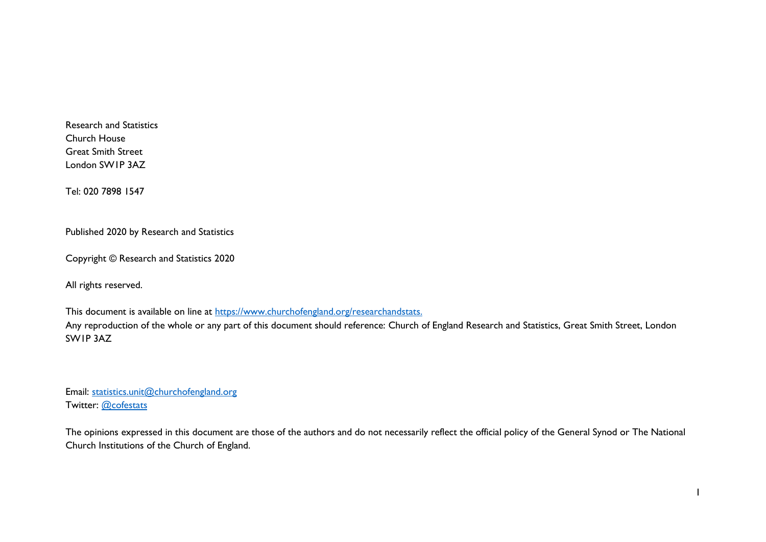Research and Statistics
Church House
Great Smith Street
London SW1P 3AZ

Tel: 020 7898 1547

Published 2020 by Research and Statistics

Copyright © Research and Statistics 2020

All rights reserved.

This document is available on line at [https://www.churchofengland.org/researchandstats.](https://www.churchofengland.org/researchandstats)
Any reproduction of the whole or any part of this document should reference: Church of England Research and Statistics, Great Smith Street, London SW1P 3AZ

Email: [statistics.unit@churchofengland.org](mailto:statistics.unit@churchofengland.org)
Twitter: [@cofestats](https://twitter.com/cofestats)

The opinions expressed in this document are those of the authors and do not necessarily reflect the official policy of the General Synod or The National Church Institutions of the Church of England.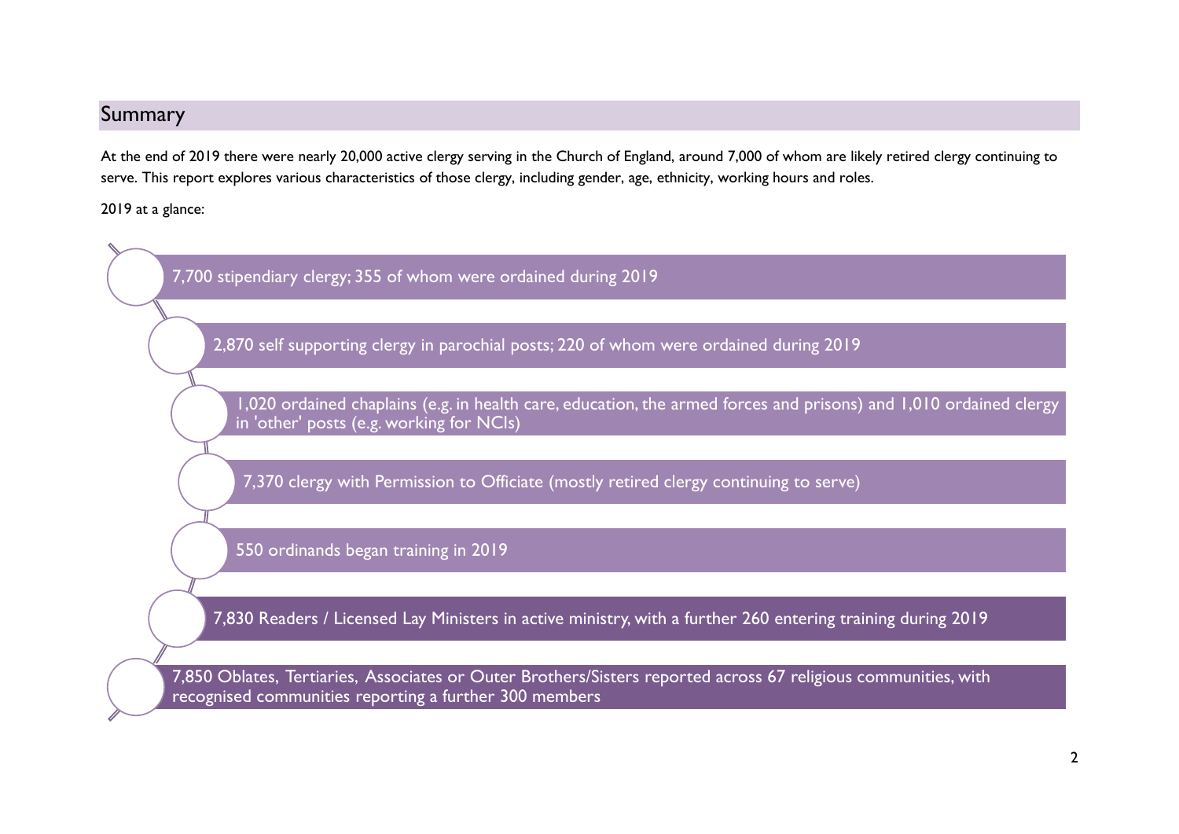## Summary

At the end of 2019 there were nearly 20,000 active clergy serving in the Church of England, around 7,000 of whom are likely retired clergy continuing to serve. This report explores various characteristics of those clergy, including gender, age, ethnicity, working hours and roles.

2019 at a glance:

- 7,700 stipendiary clergy; 355 of whom were ordained during 2019
- 2,870 self supporting clergy in parochial posts; 220 of whom were ordained during 2019
- 1,020 ordained chaplains (e.g. in health care, education, the armed forces and prisons) and 1,010 ordained clergy in 'other' posts (e.g. working for NCIs)
- 7,370 clergy with Permission to Officiate (mostly retired clergy continuing to serve)
- 550 ordinands began training in 2019
- 7,830 Readers / Licensed Lay Ministers in active ministry, with a further 260 entering training during 2019
- 7,850 Oblates, Tertiaries, Associates or Outer Brothers/Sisters reported across 67 religious communities, with recognised communities reporting a further 300 members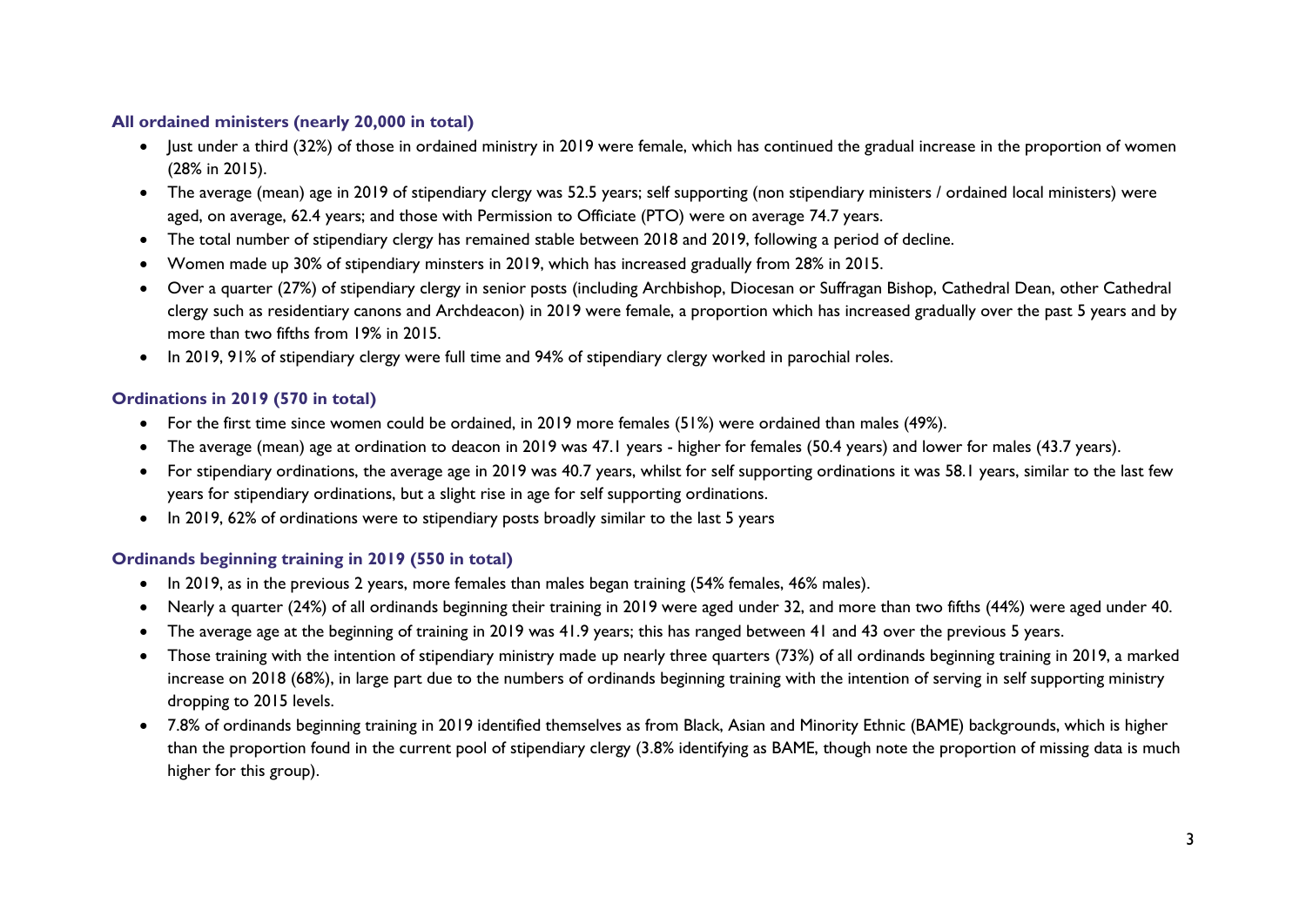### All ordained ministers (nearly 20,000 in total)

- Just under a third (32%) of those in ordained ministry in 2019 were female, which has continued the gradual increase in the proportion of women (28% in 2015).
- The average (mean) age in 2019 of stipendiary clergy was 52.5 years; self supporting (non stipendiary ministers / ordained local ministers) were aged, on average, 62.4 years; and those with Permission to Officiate (PTO) were on average 74.7 years.
- The total number of stipendiary clergy has remained stable between 2018 and 2019, following a period of decline.
- Women made up 30% of stipendiary minsters in 2019, which has increased gradually from 28% in 2015.
- Over a quarter (27%) of stipendiary clergy in senior posts (including Archbishop, Diocesan or Suffragan Bishop, Cathedral Dean, other Cathedral clergy such as residentiary canons and Archdeacon) in 2019 were female, a proportion which has increased gradually over the past 5 years and by more than two fifths from 19% in 2015.
- In 2019, 91% of stipendiary clergy were full time and 94% of stipendiary clergy worked in parochial roles.

### Ordinations in 2019 (570 in total)

- For the first time since women could be ordained, in 2019 more females (51%) were ordained than males (49%).
- The average (mean) age at ordination to deacon in 2019 was 47.1 years - higher for females (50.4 years) and lower for males (43.7 years).
- For stipendiary ordinations, the average age in 2019 was 40.7 years, whilst for self supporting ordinations it was 58.1 years, similar to the last few years for stipendiary ordinations, but a slight rise in age for self supporting ordinations.
- In 2019, 62% of ordinations were to stipendiary posts broadly similar to the last 5 years

### Ordinands beginning training in 2019 (550 in total)

- In 2019, as in the previous 2 years, more females than males began training (54% females, 46% males).
- Nearly a quarter (24%) of all ordinands beginning their training in 2019 were aged under 32, and more than two fifths (44%) were aged under 40.
- The average age at the beginning of training in 2019 was 41.9 years; this has ranged between 41 and 43 over the previous 5 years.
- Those training with the intention of stipendiary ministry made up nearly three quarters (73%) of all ordinands beginning training in 2019, a marked increase on 2018 (68%), in large part due to the numbers of ordinands beginning training with the intention of serving in self supporting ministry dropping to 2015 levels.
- 7.8% of ordinands beginning training in 2019 identified themselves as from Black, Asian and Minority Ethnic (BAME) backgrounds, which is higher than the proportion found in the current pool of stipendiary clergy (3.8% identifying as BAME, though note the proportion of missing data is much higher for this group).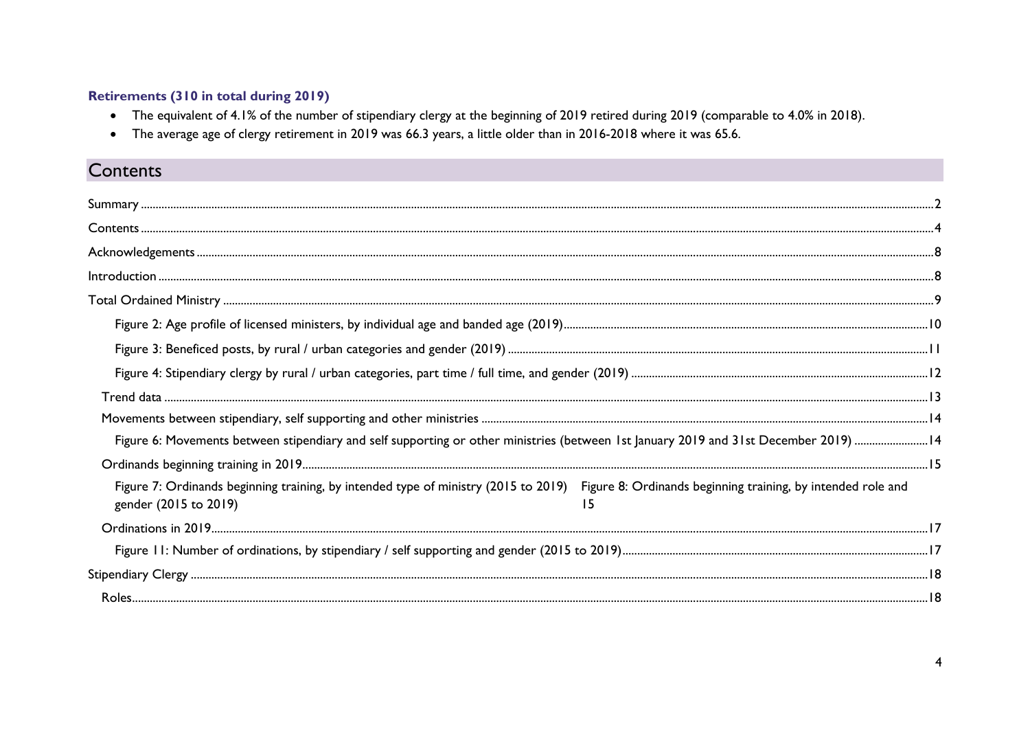### Retirements (310 in total during 2019)

- The equivalent of 4.1% of the number of stipendiary clergy at the beginning of 2019 retired during 2019 (comparable to 4.0% in 2018).
- The average age of clergy retirement in 2019 was 66.3 years, a little older than in 2016-2018 where it was 65.6.

# Contents

Summary ....................................................................................................................................................................................................................................................2

Contents ....................................................................................................................................................................................................................................................4

Acknowledgements .................................................................................................................................................................................................................................8

Introduction ..............................................................................................................................................................................................................................................8

Total Ordained Ministry .........................................................................................................................................................................................................................9

Figure 2: Age profile of licensed ministers, by individual age and banded age (2019)..........................................................................................................10

Figure 3: Beneficed posts, by rural / urban categories and gender (2019) ...........................................................................................................................11

Figure 4: Stipendiary clergy by rural / urban categories, part time / full time, and gender (2019) ..................................................................................12

Trend data .........................................................................................................................................................................................................................................13

Movements between stipendiary, self supporting and other ministries ......................................................................................................................................14

Figure 6: Movements between stipendiary and self supporting or other ministries (between 1st January 2019 and 31st December 2019) .........................14

Ordinands beginning training in 2019................................................................................................................................................................................................15

Figure 7: Ordinands beginning training, by intended type of ministry (2015 to 2019) Figure 8: Ordinands beginning training, by intended role and gender (2015 to 2019) 15

Ordinations in 2019...............................................................................................................................................................................................................................17

Figure 11: Number of ordinations, by stipendiary / self supporting and gender (2015 to 2019)......................................................................................17

Stipendiary Clergy .................................................................................................................................................................................................................................18

Roles........................................................................................................................................................................................................................................................18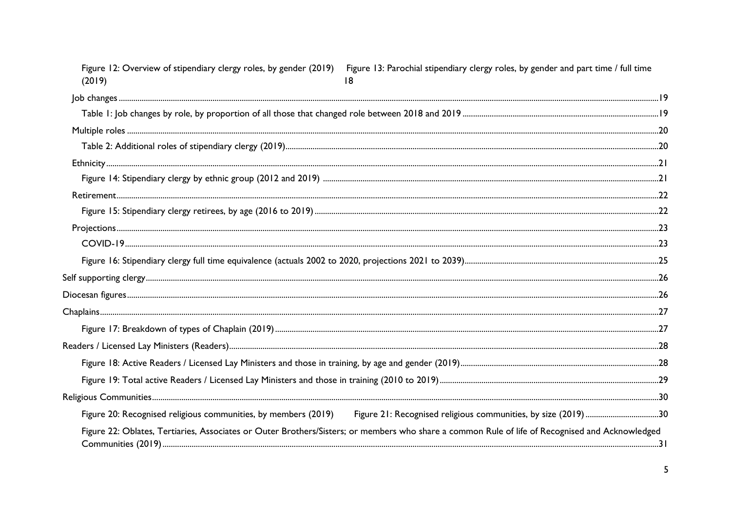Figure 12: Overview of stipendiary clergy roles, by gender (2019) Figure 13: Parochial stipendiary clergy roles, by gender and part time / full time (2019) 18

Job changes ... 19

Table 1: Job changes by role, by proportion of all those that changed role between 2018 and 2019 ... 19

Multiple roles ... 20

Table 2: Additional roles of stipendiary clergy (2019) ... 20

Ethnicity ... 21

Figure 14: Stipendiary clergy by ethnic group (2012 and 2019) ... 21

Retirement ... 22

Figure 15: Stipendiary clergy retirees, by age (2016 to 2019) ... 22

Projections ... 23

COVID-19 ... 23

Figure 16: Stipendiary clergy full time equivalence (actuals 2002 to 2020, projections 2021 to 2039) ... 25

Self supporting clergy ... 26

Diocesan figures ... 26

Chaplains ... 27

Figure 17: Breakdown of types of Chaplain (2019) ... 27

Readers / Licensed Lay Ministers (Readers) ... 28

Figure 18: Active Readers / Licensed Lay Ministers and those in training, by age and gender (2019) ... 28

Figure 19: Total active Readers / Licensed Lay Ministers and those in training (2010 to 2019) ... 29

Religious Communities ... 30

Figure 20: Recognised religious communities, by members (2019) Figure 21: Recognised religious communities, by size (2019) ... 30

Figure 22: Oblates, Tertiaries, Associates or Outer Brothers/Sisters; or members who share a common Rule of life of Recognised and Acknowledged Communities (2019) ... 31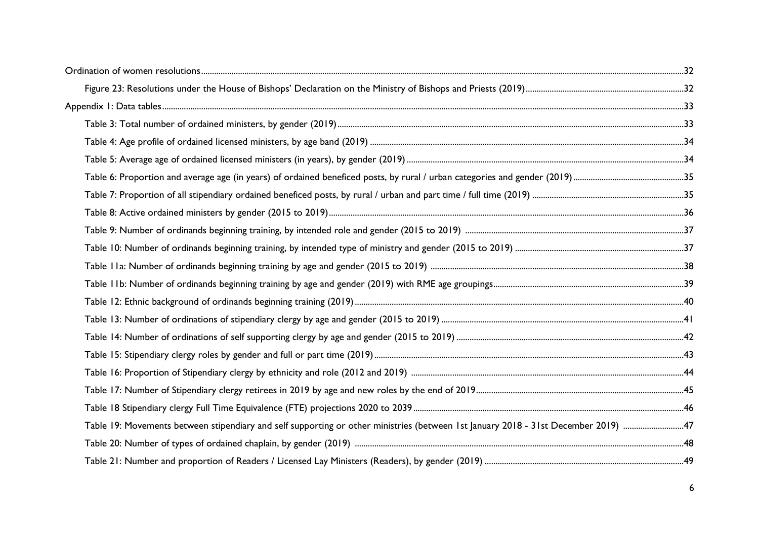Ordination of women resolutions .....32

- Figure 23: Resolutions under the House of Bishops' Declaration on the Ministry of Bishops and Priests (2019) .....32

Appendix 1: Data tables .....33

- Table 3: Total number of ordained ministers, by gender (2019) .....33
- Table 4: Age profile of ordained licensed ministers, by age band (2019) .....34
- Table 5: Average age of ordained licensed ministers (in years), by gender (2019) .....34
- Table 6: Proportion and average age (in years) of ordained beneficed posts, by rural / urban categories and gender (2019) .....35
- Table 7: Proportion of all stipendiary ordained beneficed posts, by rural / urban and part time / full time (2019) .....35
- Table 8: Active ordained ministers by gender (2015 to 2019) .....36
- Table 9: Number of ordinands beginning training, by intended role and gender (2015 to 2019) .....37
- Table 10: Number of ordinands beginning training, by intended type of ministry and gender (2015 to 2019) .....37
- Table 11a: Number of ordinands beginning training by age and gender (2015 to 2019) .....38
- Table 11b: Number of ordinands beginning training by age and gender (2019) with RME age groupings .....39
- Table 12: Ethnic background of ordinands beginning training (2019) .....40
- Table 13: Number of ordinations of stipendiary clergy by age and gender (2015 to 2019) .....41
- Table 14: Number of ordinations of self supporting clergy by age and gender (2015 to 2019) .....42
- Table 15: Stipendiary clergy roles by gender and full or part time (2019) .....43
- Table 16: Proportion of Stipendiary clergy by ethnicity and role (2012 and 2019) .....44
- Table 17: Number of Stipendiary clergy retirees in 2019 by age and new roles by the end of 2019 .....45
- Table 18 Stipendiary clergy Full Time Equivalence (FTE) projections 2020 to 2039 .....46
- Table 19: Movements between stipendiary and self supporting or other ministries (between 1st January 2018 - 31st December 2019) .....47
- Table 20: Number of types of ordained chaplain, by gender (2019) .....48
- Table 21: Number and proportion of Readers / Licensed Lay Ministers (Readers), by gender (2019) .....49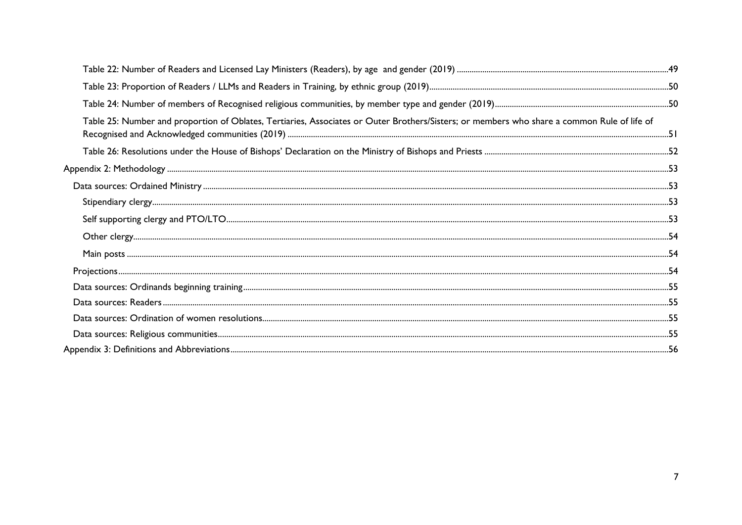Table 22: Number of Readers and Licensed Lay Ministers (Readers), by age and gender (2019) ....49

Table 23: Proportion of Readers / LLMs and Readers in Training, by ethnic group (2019)....50

Table 24: Number of members of Recognised religious communities, by member type and gender (2019)....50

Table 25: Number and proportion of Oblates, Tertiaries, Associates or Outer Brothers/Sisters; or members who share a common Rule of life of Recognised and Acknowledged communities (2019) ....51

Table 26: Resolutions under the House of Bishops' Declaration on the Ministry of Bishops and Priests ....52

Appendix 2: Methodology ....53

Data sources: Ordained Ministry ....53

Stipendiary clergy....53

Self supporting clergy and PTO/LTO....53

Other clergy....54

Main posts ....54

Projections....54

Data sources: Ordinands beginning training....55

Data sources: Readers ....55

Data sources: Ordination of women resolutions....55

Data sources: Religious communities....55

Appendix 3: Definitions and Abbreviations....56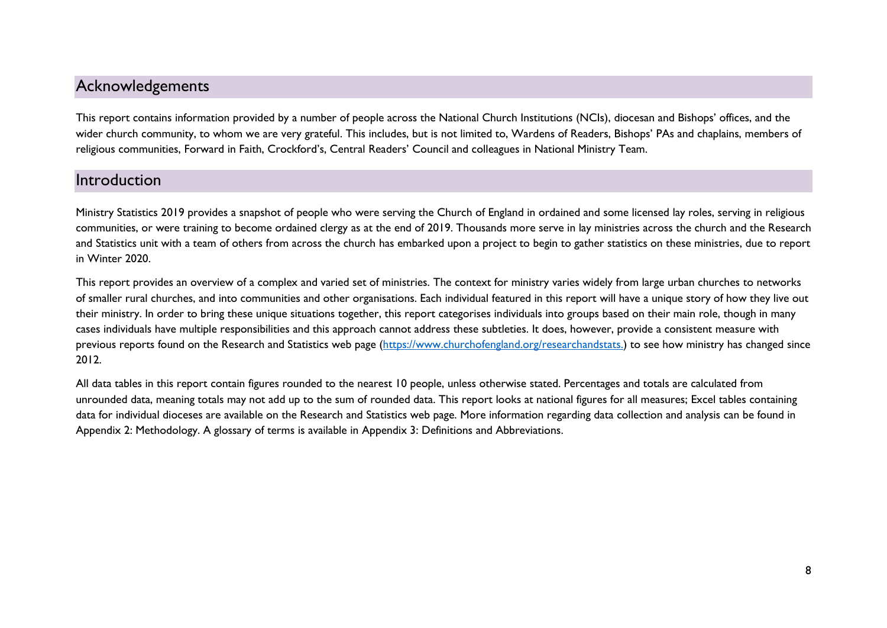## Acknowledgements

This report contains information provided by a number of people across the National Church Institutions (NCIs), diocesan and Bishops' offices, and the wider church community, to whom we are very grateful. This includes, but is not limited to, Wardens of Readers, Bishops' PAs and chaplains, members of religious communities, Forward in Faith, Crockford's, Central Readers' Council and colleagues in National Ministry Team.

## Introduction

Ministry Statistics 2019 provides a snapshot of people who were serving the Church of England in ordained and some licensed lay roles, serving in religious communities, or were training to become ordained clergy as at the end of 2019. Thousands more serve in lay ministries across the church and the Research and Statistics unit with a team of others from across the church has embarked upon a project to begin to gather statistics on these ministries, due to report in Winter 2020.

This report provides an overview of a complex and varied set of ministries. The context for ministry varies widely from large urban churches to networks of smaller rural churches, and into communities and other organisations. Each individual featured in this report will have a unique story of how they live out their ministry. In order to bring these unique situations together, this report categorises individuals into groups based on their main role, though in many cases individuals have multiple responsibilities and this approach cannot address these subtleties. It does, however, provide a consistent measure with previous reports found on the Research and Statistics web page (https://www.churchofengland.org/researchandstats.) to see how ministry has changed since 2012.

All data tables in this report contain figures rounded to the nearest 10 people, unless otherwise stated. Percentages and totals are calculated from unrounded data, meaning totals may not add up to the sum of rounded data. This report looks at national figures for all measures; Excel tables containing data for individual dioceses are available on the Research and Statistics web page. More information regarding data collection and analysis can be found in Appendix 2: Methodology. A glossary of terms is available in Appendix 3: Definitions and Abbreviations.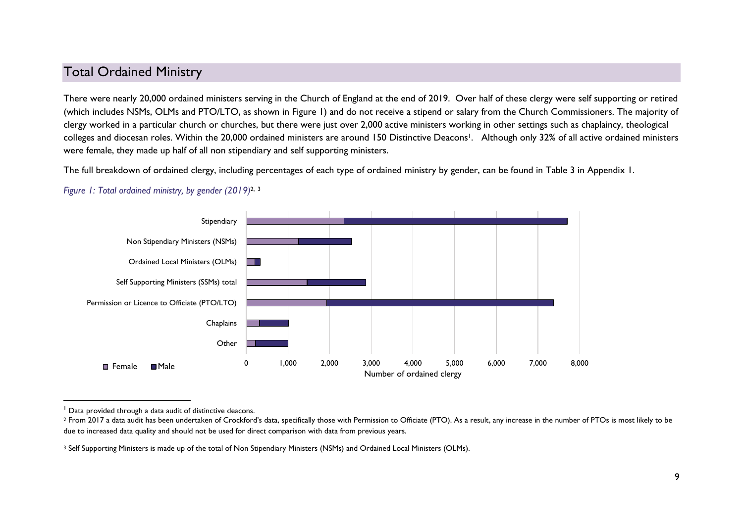## Total Ordained Ministry

There were nearly 20,000 ordained ministers serving in the Church of England at the end of 2019. Over half of these clergy were self supporting or retired (which includes NSMs, OLMs and PTO/LTO, as shown in Figure 1) and do not receive a stipend or salary from the Church Commissioners. The majority of clergy worked in a particular church or churches, but there were just over 2,000 active ministers working in other settings such as chaplaincy, theological colleges and diocesan roles. Within the 20,000 ordained ministers are around 150 Distinctive Deacons[1]. Although only 32% of all active ordained ministers were female, they made up half of all non stipendiary and self supporting ministers.

The full breakdown of ordained clergy, including percentages of each type of ordained ministry by gender, can be found in Table 3 in Appendix 1.

*Figure 1: Total ordained ministry, by gender (2019)*[2, 3]

Categories: Stipendiary; Non Stipendiary Ministers (NSMs); Ordained Local Ministers (OLMs); Self Supporting Ministers (SSMs) total; Permission or Licence to Officiate (PTO/LTO); Chaplains; Other

Legend: Female, Male

X-axis: Number of ordained clergy (0 to 8,000)

---

[1] Data provided through a data audit of distinctive deacons.

[2] From 2017 a data audit has been undertaken of Crockford's data, specifically those with Permission to Officiate (PTO). As a result, any increase in the number of PTOs is most likely to be due to increased data quality and should not be used for direct comparison with data from previous years.

[3] Self Supporting Ministers is made up of the total of Non Stipendiary Ministers (NSMs) and Ordained Local Ministers (OLMs).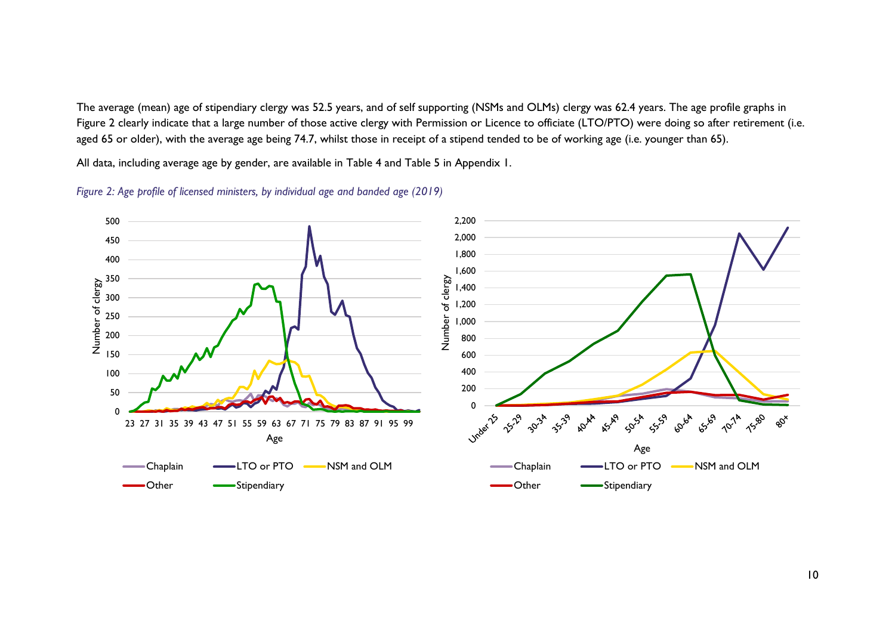The average (mean) age of stipendiary clergy was 52.5 years, and of self supporting (NSMs and OLMs) clergy was 62.4 years. The age profile graphs in Figure 2 clearly indicate that a large number of those active clergy with Permission or Licence to officiate (LTO/PTO) were doing so after retirement (i.e. aged 65 or older), with the average age being 74.7, whilst those in receipt of a stipend tended to be of working age (i.e. younger than 65).

All data, including average age by gender, are available in Table 4 and Table 5 in Appendix 1.

*Figure 2: Age profile of licensed ministers, by individual age and banded age (2019)*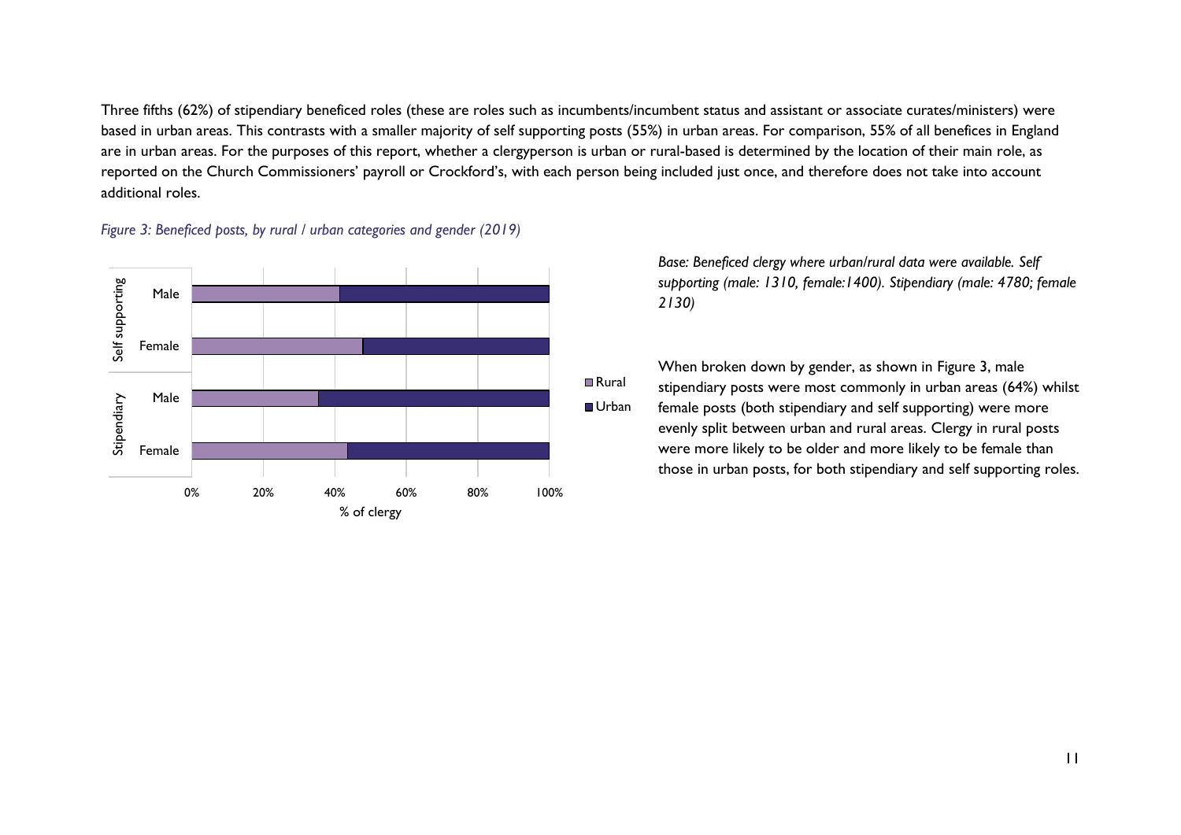Three fifths (62%) of stipendiary beneficed roles (these are roles such as incumbents/incumbent status and assistant or associate curates/ministers) were based in urban areas. This contrasts with a smaller majority of self supporting posts (55%) in urban areas. For comparison, 55% of all benefices in England are in urban areas. For the purposes of this report, whether a clergyperson is urban or rural-based is determined by the location of their main role, as reported on the Church Commissioners' payroll or Crockford's, with each person being included just once, and therefore does not take into account additional roles.

*Figure 3: Beneficed posts, by rural / urban categories and gender (2019)*

*Base: Beneficed clergy where urban/rural data were available. Self supporting (male: 1310, female:1400). Stipendiary (male: 4780; female 2130)*

When broken down by gender, as shown in Figure 3, male stipendiary posts were most commonly in urban areas (64%) whilst female posts (both stipendiary and self supporting) were more evenly split between urban and rural areas. Clergy in rural posts were more likely to be older and more likely to be female than those in urban posts, for both stipendiary and self supporting roles.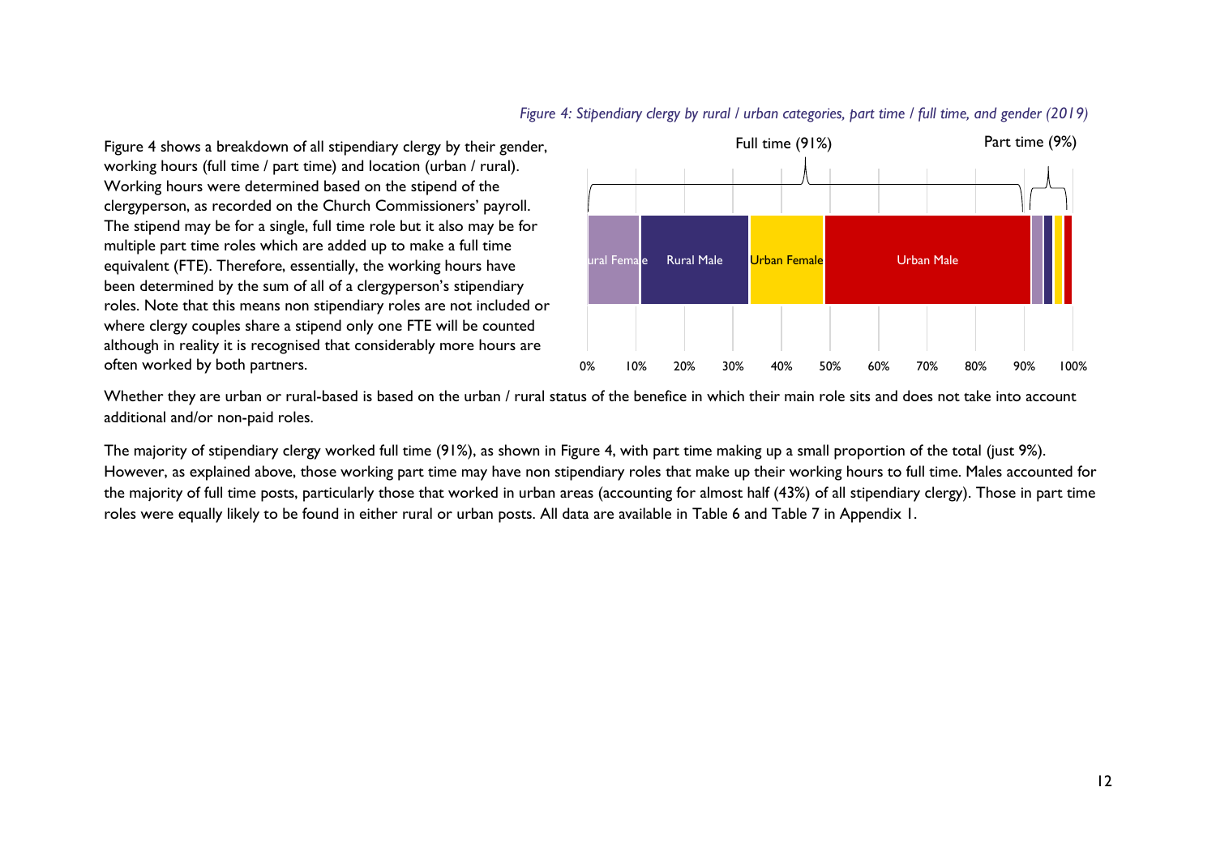*Figure 4: Stipendiary clergy by rural / urban categories, part time / full time, and gender (2019)*

Figure 4 shows a breakdown of all stipendiary clergy by their gender, working hours (full time / part time) and location (urban / rural). Working hours were determined based on the stipend of the clergyperson, as recorded on the Church Commissioners' payroll. The stipend may be for a single, full time role but it also may be for multiple part time roles which are added up to make a full time equivalent (FTE). Therefore, essentially, the working hours have been determined by the sum of all of a clergyperson's stipendiary roles. Note that this means non stipendiary roles are not included or where clergy couples share a stipend only one FTE will be counted although in reality it is recognised that considerably more hours are often worked by both partners.

Whether they are urban or rural-based is based on the urban / rural status of the benefice in which their main role sits and does not take into account additional and/or non-paid roles.

The majority of stipendiary clergy worked full time (91%), as shown in Figure 4, with part time making up a small proportion of the total (just 9%). However, as explained above, those working part time may have non stipendiary roles that make up their working hours to full time. Males accounted for the majority of full time posts, particularly those that worked in urban areas (accounting for almost half (43%) of all stipendiary clergy). Those in part time roles were equally likely to be found in either rural or urban posts. All data are available in Table 6 and Table 7 in Appendix 1.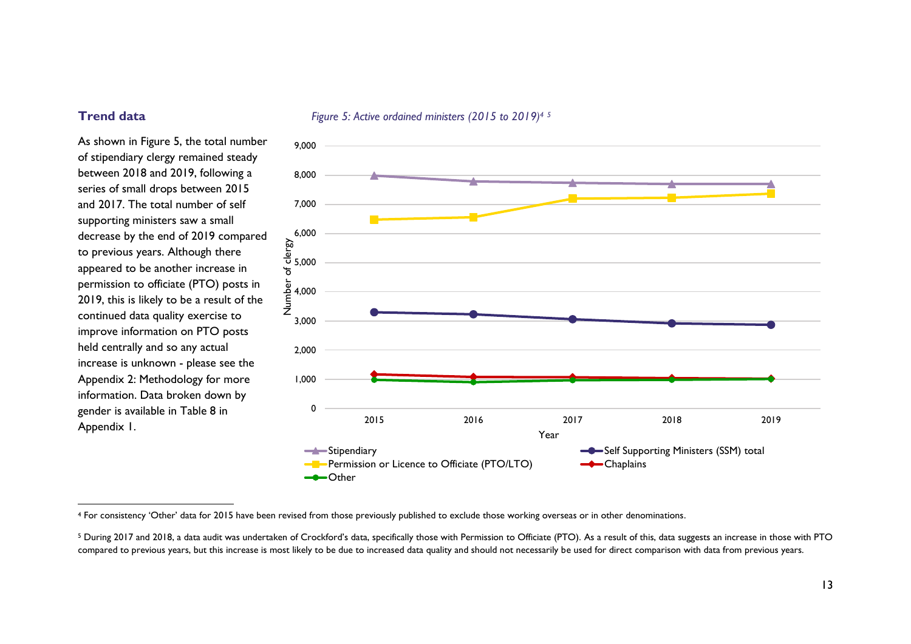## Trend data

As shown in Figure 5, the total number of stipendiary clergy remained steady between 2018 and 2019, following a series of small drops between 2015 and 2017. The total number of self supporting ministers saw a small decrease by the end of 2019 compared to previous years. Although there appeared to be another increase in permission to officiate (PTO) posts in 2019, this is likely to be a result of the continued data quality exercise to improve information on PTO posts held centrally and so any actual increase is unknown - please see the Appendix 2: Methodology for more information. Data broken down by gender is available in Table 8 in Appendix 1.

*Figure 5: Active ordained ministers (2015 to 2019)*[4] [5]

[4] For consistency 'Other' data for 2015 have been revised from those previously published to exclude those working overseas or in other denominations.

[5] During 2017 and 2018, a data audit was undertaken of Crockford's data, specifically those with Permission to Officiate (PTO). As a result of this, data suggests an increase in those with PTO compared to previous years, but this increase is most likely to be due to increased data quality and should not necessarily be used for direct comparison with data from previous years.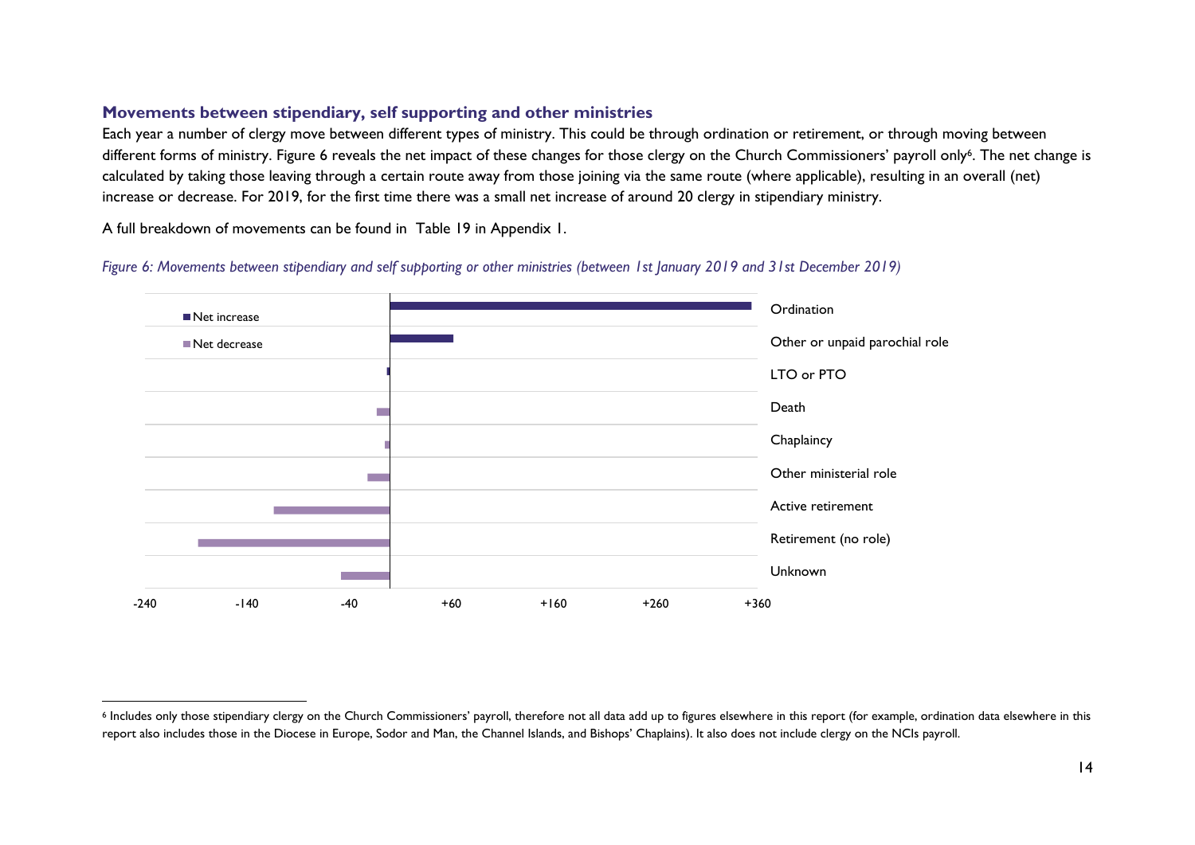### Movements between stipendiary, self supporting and other ministries

Each year a number of clergy move between different types of ministry. This could be through ordination or retirement, or through moving between different forms of ministry. Figure 6 reveals the net impact of these changes for those clergy on the Church Commissioners' payroll only[6]. The net change is calculated by taking those leaving through a certain route away from those joining via the same route (where applicable), resulting in an overall (net) increase or decrease. For 2019, for the first time there was a small net increase of around 20 clergy in stipendiary ministry.

A full breakdown of movements can be found in Table 19 in Appendix 1.

*Figure 6: Movements between stipendiary and self supporting or other ministries (between 1st January 2019 and 31st December 2019)*

[6] Includes only those stipendiary clergy on the Church Commissioners' payroll, therefore not all data add up to figures elsewhere in this report (for example, ordination data elsewhere in this report also includes those in the Diocese in Europe, Sodor and Man, the Channel Islands, and Bishops' Chaplains). It also does not include clergy on the NCIs payroll.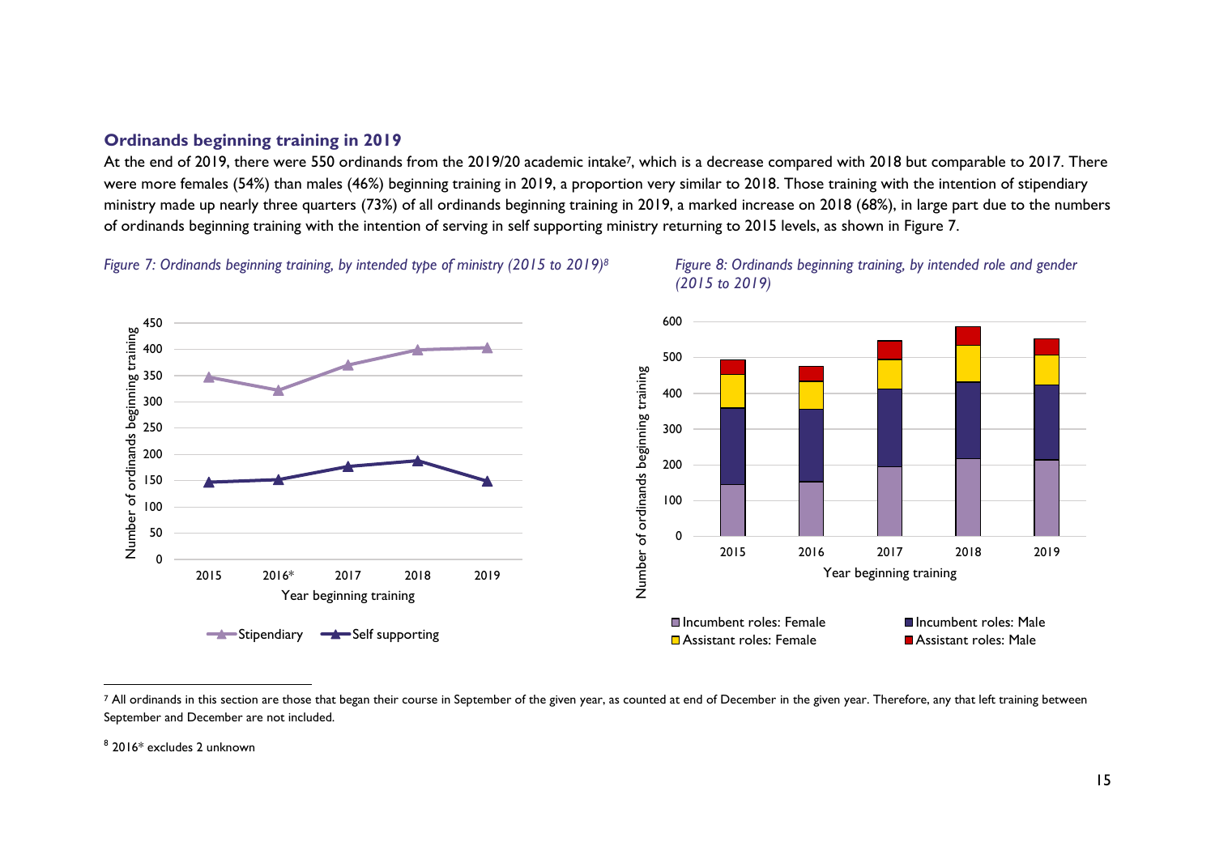### Ordinands beginning training in 2019

At the end of 2019, there were 550 ordinands from the 2019/20 academic intake[7], which is a decrease compared with 2018 but comparable to 2017. There were more females (54%) than males (46%) beginning training in 2019, a proportion very similar to 2018. Those training with the intention of stipendiary ministry made up nearly three quarters (73%) of all ordinands beginning training in 2019, a marked increase on 2018 (68%), in large part due to the numbers of ordinands beginning training with the intention of serving in self supporting ministry returning to 2015 levels, as shown in Figure 7.

*Figure 7: Ordinands beginning training, by intended type of ministry (2015 to 2019)[8]*

*Figure 8: Ordinands beginning training, by intended role and gender (2015 to 2019)*

---

[7] All ordinands in this section are those that began their course in September of the given year, as counted at end of December in the given year. Therefore, any that left training between September and December are not included.

[8] 2016* excludes 2 unknown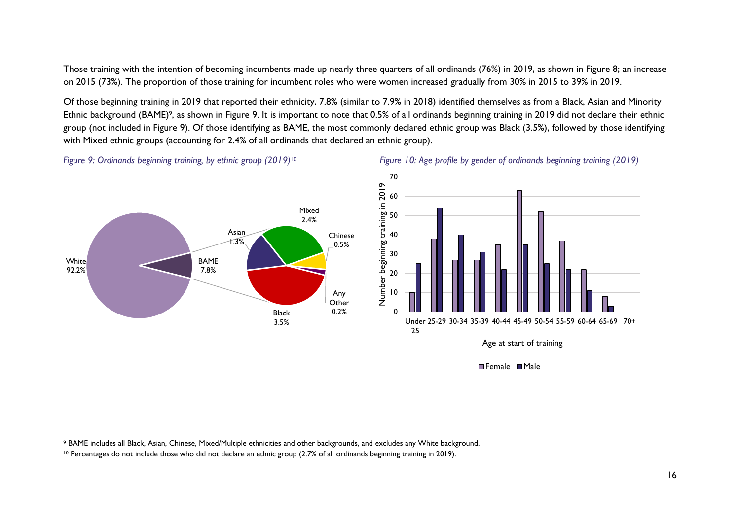Those training with the intention of becoming incumbents made up nearly three quarters of all ordinands (76%) in 2019, as shown in Figure 8; an increase on 2015 (73%). The proportion of those training for incumbent roles who were women increased gradually from 30% in 2015 to 39% in 2019.

Of those beginning training in 2019 that reported their ethnicity, 7.8% (similar to 7.9% in 2018) identified themselves as from a Black, Asian and Minority Ethnic background (BAME)[9], as shown in Figure 9. It is important to note that 0.5% of all ordinands beginning training in 2019 did not declare their ethnic group (not included in Figure 9). Of those identifying as BAME, the most commonly declared ethnic group was Black (3.5%), followed by those identifying with Mixed ethnic groups (accounting for 2.4% of all ordinands that declared an ethnic group).

*Figure 9: Ordinands beginning training, by ethnic group (2019)*[10]

| Ethnic group | Percentage |
|---|---|
| White | 92.2% |
| BAME | 7.8% |
| Black | 3.5% |
| Mixed | 2.4% |
| Asian | 1.3% |
| Chinese | 0.5% |
| Any Other | 0.2% |

*Figure 10: Age profile by gender of ordinands beginning training (2019)*

| Age at start of training | Female | Male |
|---|---|---|
| Under 25 | 10 | 25 |
| 25-29 | 38 | 54 |
| 30-34 | 27 | 40 |
| 35-39 | 27 | 31 |
| 40-44 | 35 | 22 |
| 45-49 | 63 | 35 |
| 50-54 | 52 | 25 |
| 55-59 | 37 | 22 |
| 60-64 | 22 | 11 |
| 65-69 | 8 | 3 |
| 70+ | 0 | 0 |

---

[9] BAME includes all Black, Asian, Chinese, Mixed/Multiple ethnicities and other backgrounds, and excludes any White background.

[10] Percentages do not include those who did not declare an ethnic group (2.7% of all ordinands beginning training in 2019).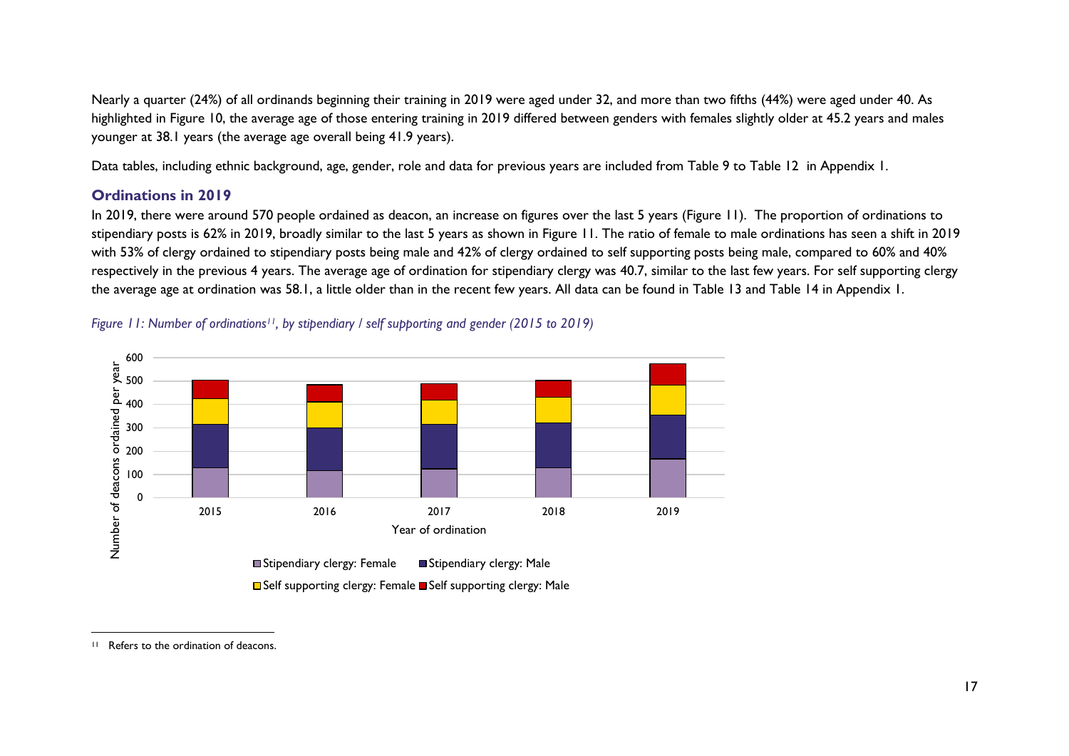Nearly a quarter (24%) of all ordinands beginning their training in 2019 were aged under 32, and more than two fifths (44%) were aged under 40. As highlighted in Figure 10, the average age of those entering training in 2019 differed between genders with females slightly older at 45.2 years and males younger at 38.1 years (the average age overall being 41.9 years).

Data tables, including ethnic background, age, gender, role and data for previous years are included from Table 9 to Table 12 in Appendix 1.

### Ordinations in 2019

In 2019, there were around 570 people ordained as deacon, an increase on figures over the last 5 years (Figure 11). The proportion of ordinations to stipendiary posts is 62% in 2019, broadly similar to the last 5 years as shown in Figure 11. The ratio of female to male ordinations has seen a shift in 2019 with 53% of clergy ordained to stipendiary posts being male and 42% of clergy ordained to self supporting posts being male, compared to 60% and 40% respectively in the previous 4 years. The average age of ordination for stipendiary clergy was 40.7, similar to the last few years. For self supporting clergy the average age at ordination was 58.1, a little older than in the recent few years. All data can be found in Table 13 and Table 14 in Appendix 1.

*Figure 11: Number of ordinations[11], by stipendiary / self supporting and gender (2015 to 2019)*

[11] Refers to the ordination of deacons.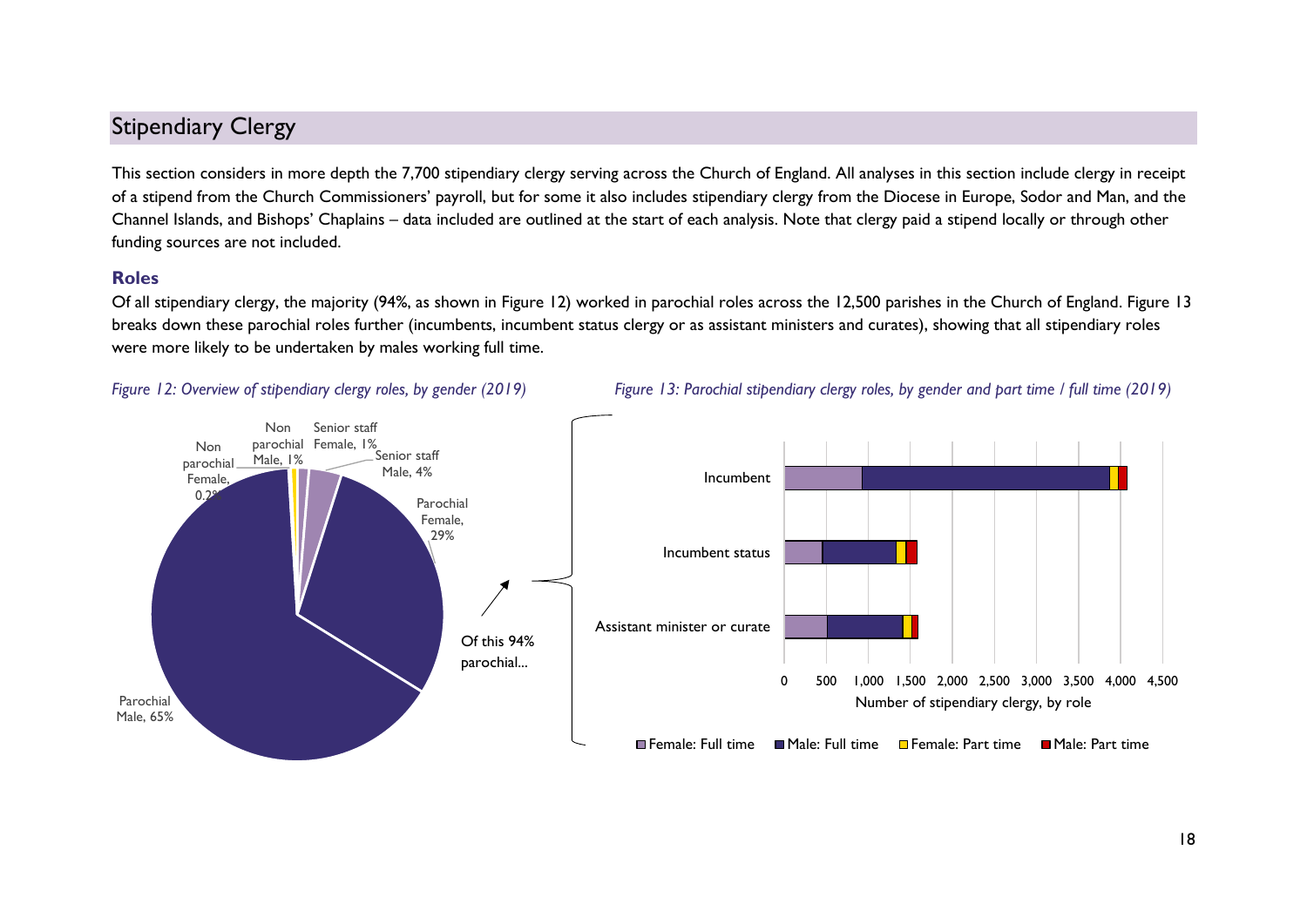## Stipendiary Clergy

This section considers in more depth the 7,700 stipendiary clergy serving across the Church of England. All analyses in this section include clergy in receipt of a stipend from the Church Commissioners' payroll, but for some it also includes stipendiary clergy from the Diocese in Europe, Sodor and Man, and the Channel Islands, and Bishops' Chaplains – data included are outlined at the start of each analysis. Note that clergy paid a stipend locally or through other funding sources are not included.

### Roles

Of all stipendiary clergy, the majority (94%, as shown in Figure 12) worked in parochial roles across the 12,500 parishes in the Church of England. Figure 13 breaks down these parochial roles further (incumbents, incumbent status clergy or as assistant ministers and curates), showing that all stipendiary roles were more likely to be undertaken by males working full time.

*Figure 12: Overview of stipendiary clergy roles, by gender (2019)*

| Role | Share |
| --- | --- |
| Parochial Male | 65% |
| Parochial Female | 29% |
| Senior staff Male | 4% |
| Senior staff Female | 1% |
| Non parochial Male | 1% |
| Non parochial Female | 0.2% |

Of this 94% parochial...

*Figure 13: Parochial stipendiary clergy roles, by gender and part time / full time (2019)*

Roles shown: Incumbent; Incumbent status; Assistant minister or curate. Series: Female: Full time; Male: Full time; Female: Part time; Male: Part time. X-axis: Number of stipendiary clergy, by role (0–4,500).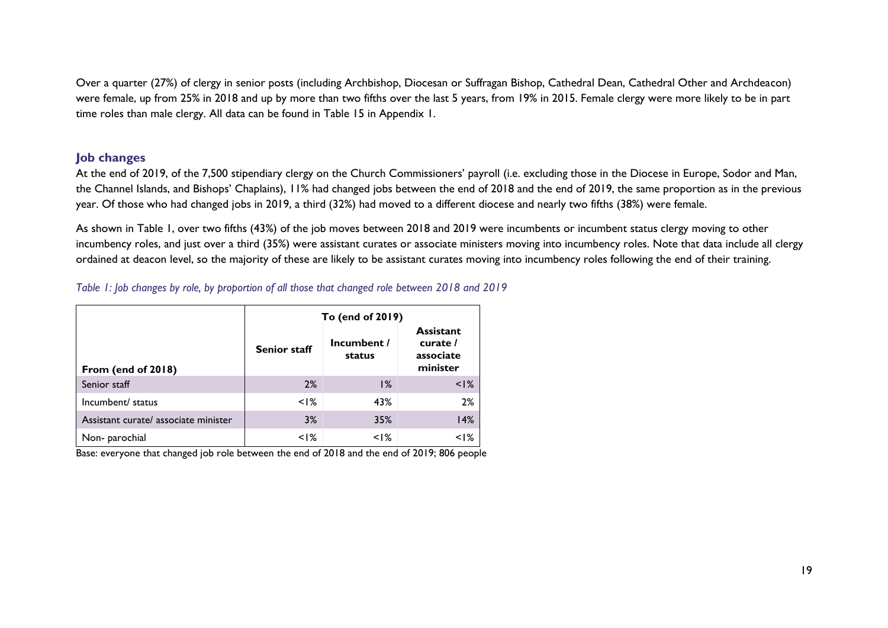Over a quarter (27%) of clergy in senior posts (including Archbishop, Diocesan or Suffragan Bishop, Cathedral Dean, Cathedral Other and Archdeacon) were female, up from 25% in 2018 and up by more than two fifths over the last 5 years, from 19% in 2015. Female clergy were more likely to be in part time roles than male clergy. All data can be found in Table 15 in Appendix 1.

### Job changes

At the end of 2019, of the 7,500 stipendiary clergy on the Church Commissioners' payroll (i.e. excluding those in the Diocese in Europe, Sodor and Man, the Channel Islands, and Bishops' Chaplains), 11% had changed jobs between the end of 2018 and the end of 2019, the same proportion as in the previous year. Of those who had changed jobs in 2019, a third (32%) had moved to a different diocese and nearly two fifths (38%) were female.

As shown in Table 1, over two fifths (43%) of the job moves between 2018 and 2019 were incumbents or incumbent status clergy moving to other incumbency roles, and just over a third (35%) were assistant curates or associate ministers moving into incumbency roles. Note that data include all clergy ordained at deacon level, so the majority of these are likely to be assistant curates moving into incumbency roles following the end of their training.

*Table 1: Job changes by role, by proportion of all those that changed role between 2018 and 2019*

| | **To (end of 2019)** | | |
|---|---|---|---|
| **From (end of 2018)** | **Senior staff** | **Incumbent / status** | **Assistant curate / associate minister** |
| Senior staff | 2% | 1% | <1% |
| Incumbent/ status | <1% | 43% | 2% |
| Assistant curate/ associate minister | 3% | 35% | 14% |
| Non- parochial | <1% | <1% | <1% |

Base: everyone that changed job role between the end of 2018 and the end of 2019; 806 people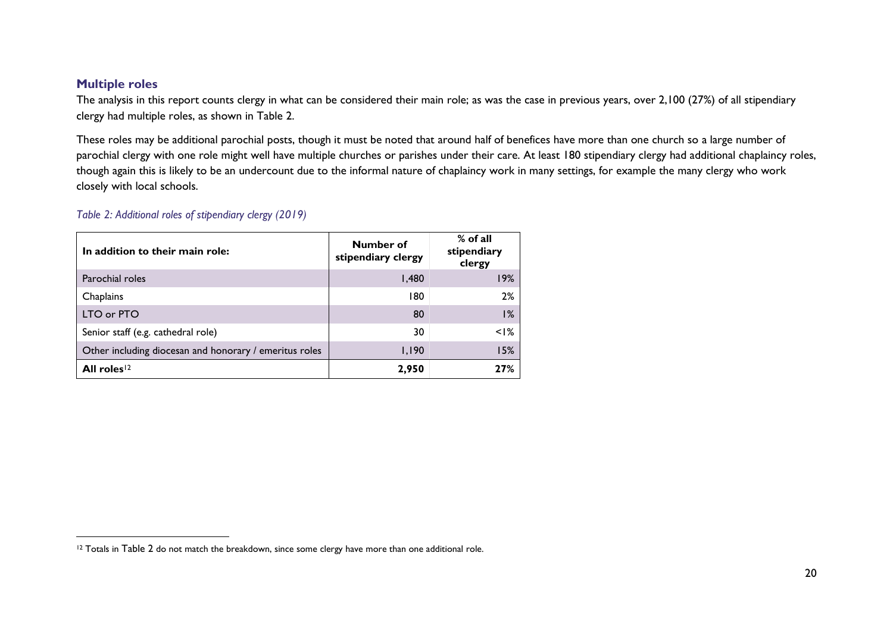## Multiple roles

The analysis in this report counts clergy in what can be considered their main role; as was the case in previous years, over 2,100 (27%) of all stipendiary clergy had multiple roles, as shown in Table 2.

These roles may be additional parochial posts, though it must be noted that around half of benefices have more than one church so a large number of parochial clergy with one role might well have multiple churches or parishes under their care. At least 180 stipendiary clergy had additional chaplaincy roles, though again this is likely to be an undercount due to the informal nature of chaplaincy work in many settings, for example the many clergy who work closely with local schools.

*Table 2: Additional roles of stipendiary clergy (2019)*

| In addition to their main role: | Number of stipendiary clergy | % of all stipendiary clergy |
|---|---|---|
| Parochial roles | 1,480 | 19% |
| Chaplains | 180 | 2% |
| LTO or PTO | 80 | 1% |
| Senior staff (e.g. cathedral role) | 30 | <1% |
| Other including diocesan and honorary / emeritus roles | 1,190 | 15% |
| **All roles**[12] | **2,950** | **27%** |

[12] Totals in Table 2 do not match the breakdown, since some clergy have more than one additional role.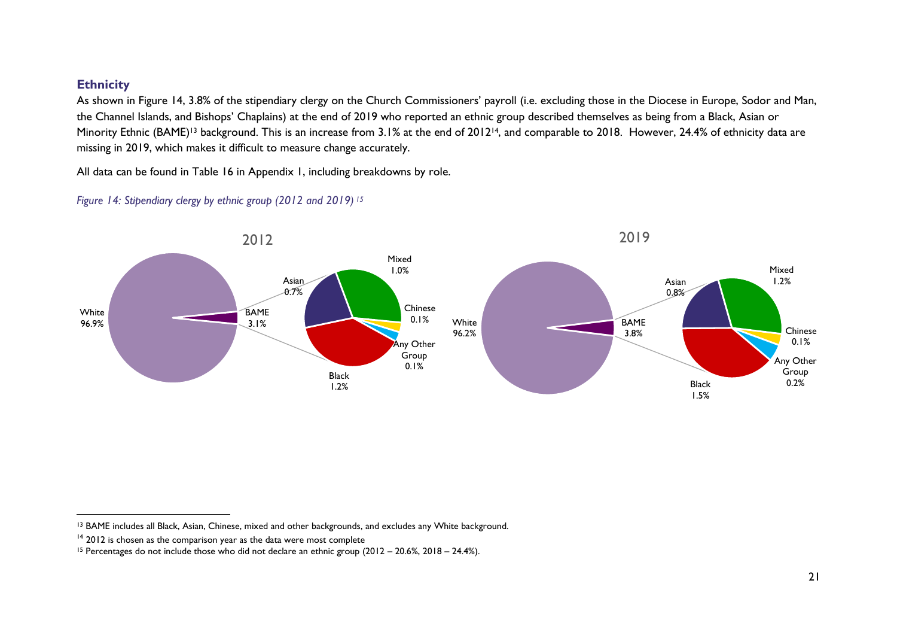### Ethnicity

As shown in Figure 14, 3.8% of the stipendiary clergy on the Church Commissioners' payroll (i.e. excluding those in the Diocese in Europe, Sodor and Man, the Channel Islands, and Bishops' Chaplains) at the end of 2019 who reported an ethnic group described themselves as being from a Black, Asian or Minority Ethnic (BAME)[13] background. This is an increase from 3.1% at the end of 2012[14], and comparable to 2018. However, 24.4% of ethnicity data are missing in 2019, which makes it difficult to measure change accurately.

All data can be found in Table 16 in Appendix 1, including breakdowns by role.

*Figure 14: Stipendiary clergy by ethnic group (2012 and 2019)* [15]

2012

White 96.9%, BAME 3.1%: Asian 0.7%, Mixed 1.0%, Chinese 0.1%, Any Other Group 0.1%, Black 1.2%

2019

White 96.2%, BAME 3.8%: Asian 0.8%, Mixed 1.2%, Chinese 0.1%, Any Other Group 0.2%, Black 1.5%

---

[13] BAME includes all Black, Asian, Chinese, mixed and other backgrounds, and excludes any White background.

[14] 2012 is chosen as the comparison year as the data were most complete

[15] Percentages do not include those who did not declare an ethnic group (2012 – 20.6%, 2018 – 24.4%).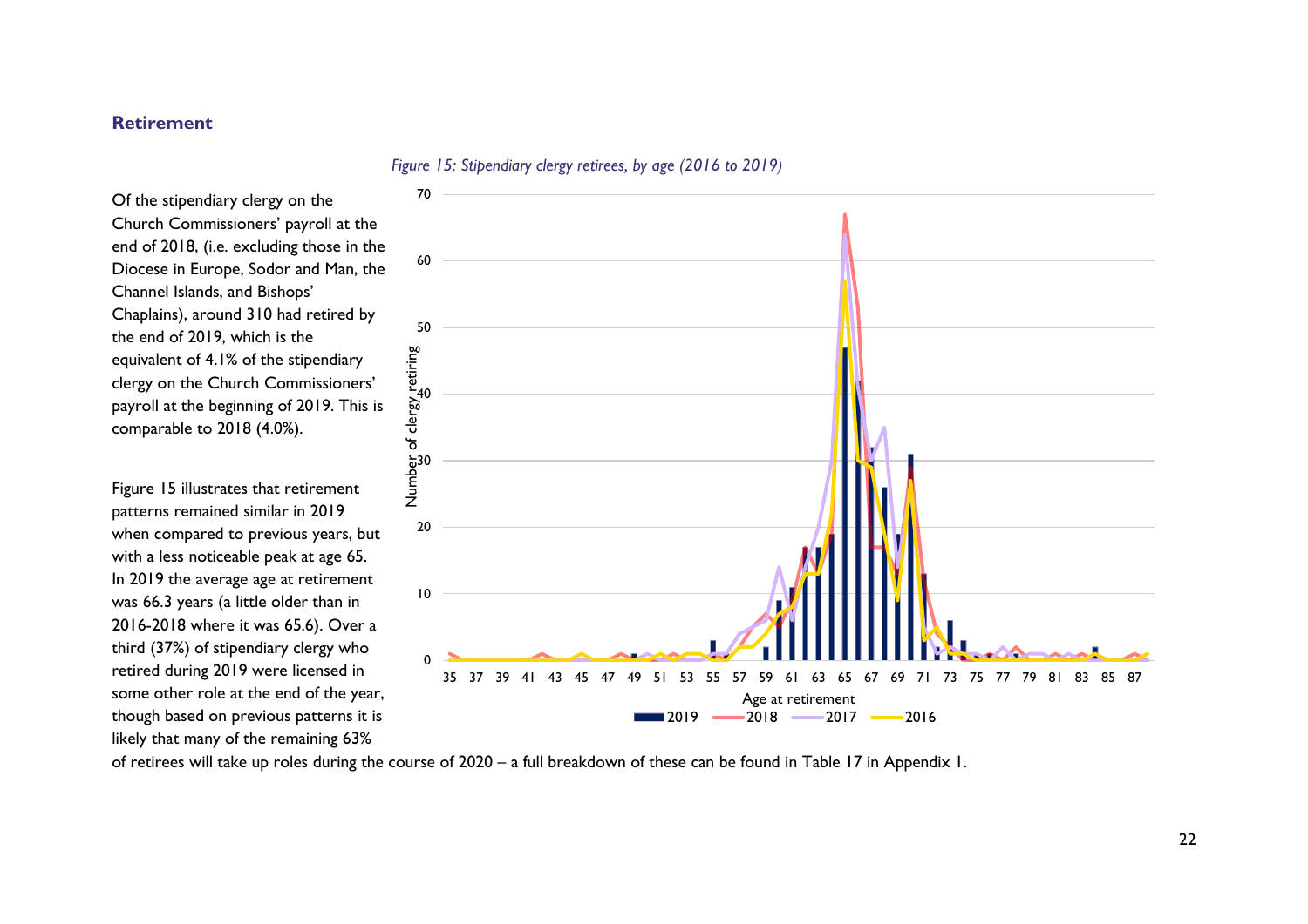## Retirement

*Figure 15: Stipendiary clergy retirees, by age (2016 to 2019)*

Of the stipendiary clergy on the Church Commissioners' payroll at the end of 2018, (i.e. excluding those in the Diocese in Europe, Sodor and Man, the Channel Islands, and Bishops' Chaplains), around 310 had retired by the end of 2019, which is the equivalent of 4.1% of the stipendiary clergy on the Church Commissioners' payroll at the beginning of 2019. This is comparable to 2018 (4.0%).

Figure 15 illustrates that retirement patterns remained similar in 2019 when compared to previous years, but with a less noticeable peak at age 65. In 2019 the average age at retirement was 66.3 years (a little older than in 2016-2018 where it was 65.6). Over a third (37%) of stipendiary clergy who retired during 2019 were licensed in some other role at the end of the year, though based on previous patterns it is likely that many of the remaining 63% of retirees will take up roles during the course of 2020 – a full breakdown of these can be found in Table 17 in Appendix 1.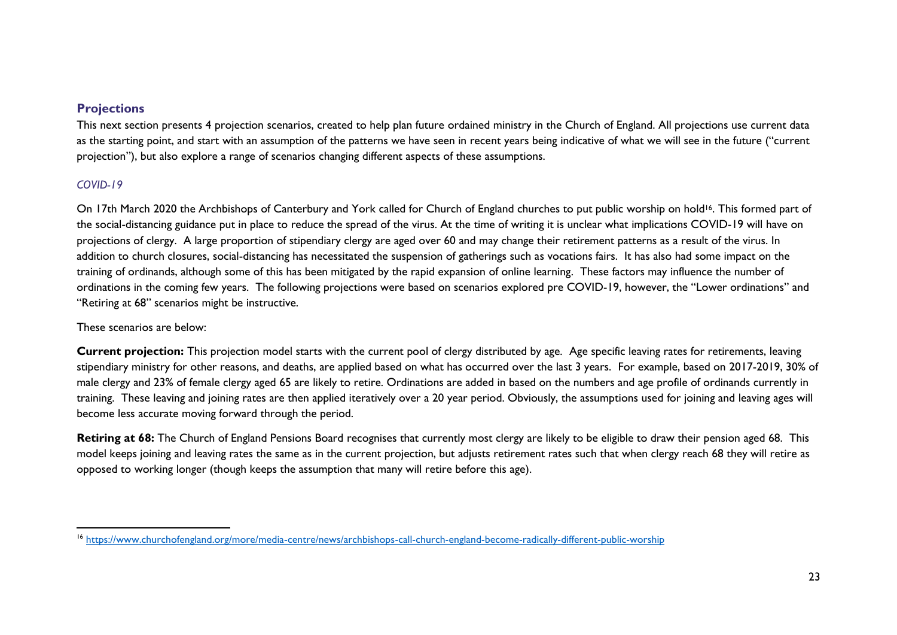## Projections

This next section presents 4 projection scenarios, created to help plan future ordained ministry in the Church of England. All projections use current data as the starting point, and start with an assumption of the patterns we have seen in recent years being indicative of what we will see in the future ("current projection"), but also explore a range of scenarios changing different aspects of these assumptions.

### *COVID-19*

On 17th March 2020 the Archbishops of Canterbury and York called for Church of England churches to put public worship on hold[16]. This formed part of the social-distancing guidance put in place to reduce the spread of the virus. At the time of writing it is unclear what implications COVID-19 will have on projections of clergy. A large proportion of stipendiary clergy are aged over 60 and may change their retirement patterns as a result of the virus. In addition to church closures, social-distancing has necessitated the suspension of gatherings such as vocations fairs. It has also had some impact on the training of ordinands, although some of this has been mitigated by the rapid expansion of online learning. These factors may influence the number of ordinations in the coming few years. The following projections were based on scenarios explored pre COVID-19, however, the "Lower ordinations" and "Retiring at 68" scenarios might be instructive.

These scenarios are below:

**Current projection:** This projection model starts with the current pool of clergy distributed by age. Age specific leaving rates for retirements, leaving stipendiary ministry for other reasons, and deaths, are applied based on what has occurred over the last 3 years. For example, based on 2017-2019, 30% of male clergy and 23% of female clergy aged 65 are likely to retire. Ordinations are added in based on the numbers and age profile of ordinands currently in training. These leaving and joining rates are then applied iteratively over a 20 year period. Obviously, the assumptions used for joining and leaving ages will become less accurate moving forward through the period.

**Retiring at 68:** The Church of England Pensions Board recognises that currently most clergy are likely to be eligible to draw their pension aged 68. This model keeps joining and leaving rates the same as in the current projection, but adjusts retirement rates such that when clergy reach 68 they will retire as opposed to working longer (though keeps the assumption that many will retire before this age).

---

[16] https://www.churchofengland.org/more/media-centre/news/archbishops-call-church-england-become-radically-different-public-worship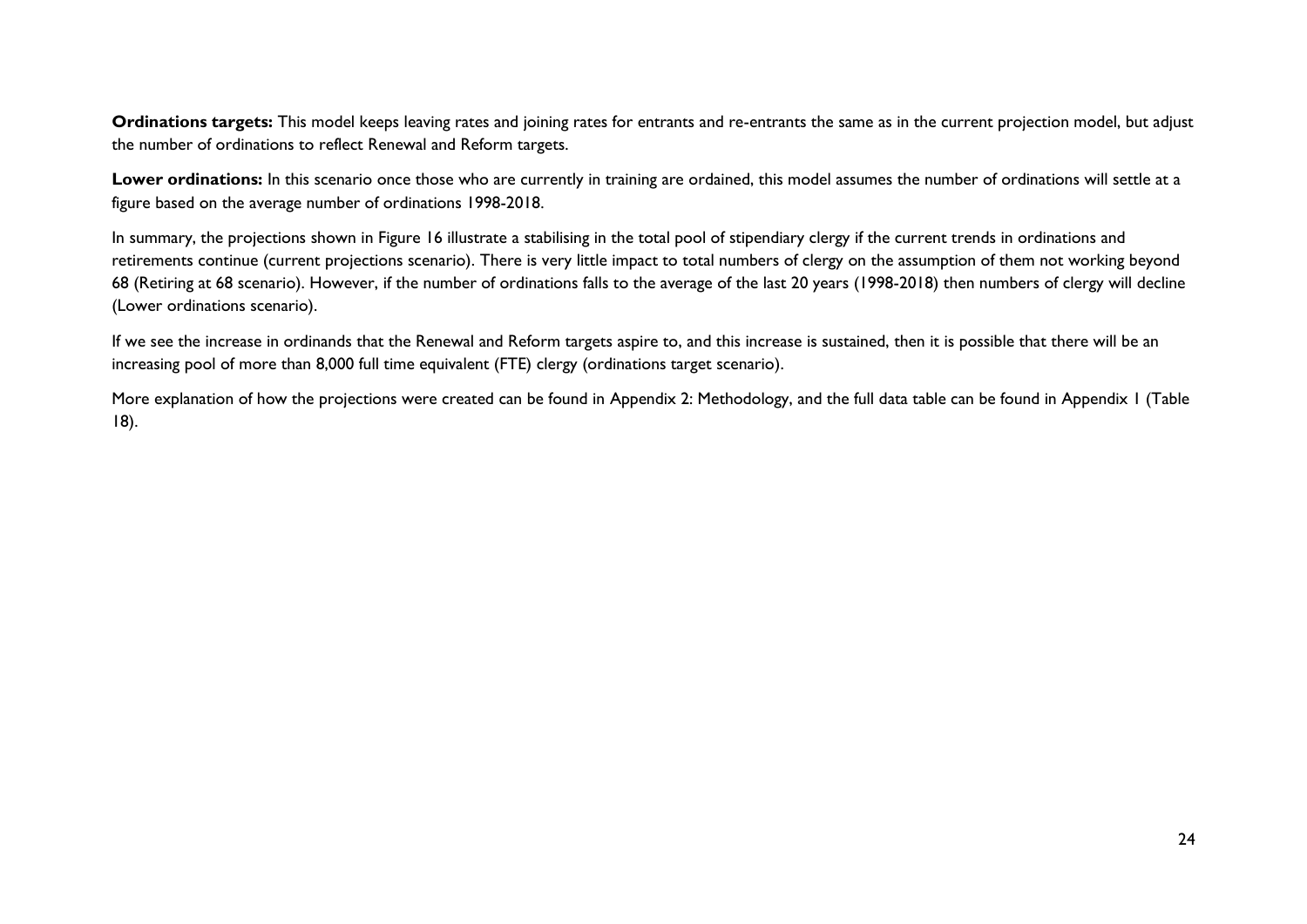**Ordinations targets:** This model keeps leaving rates and joining rates for entrants and re-entrants the same as in the current projection model, but adjust the number of ordinations to reflect Renewal and Reform targets.

**Lower ordinations:** In this scenario once those who are currently in training are ordained, this model assumes the number of ordinations will settle at a figure based on the average number of ordinations 1998-2018.

In summary, the projections shown in Figure 16 illustrate a stabilising in the total pool of stipendiary clergy if the current trends in ordinations and retirements continue (current projections scenario). There is very little impact to total numbers of clergy on the assumption of them not working beyond 68 (Retiring at 68 scenario). However, if the number of ordinations falls to the average of the last 20 years (1998-2018) then numbers of clergy will decline (Lower ordinations scenario).

If we see the increase in ordinands that the Renewal and Reform targets aspire to, and this increase is sustained, then it is possible that there will be an increasing pool of more than 8,000 full time equivalent (FTE) clergy (ordinations target scenario).

More explanation of how the projections were created can be found in Appendix 2: Methodology, and the full data table can be found in Appendix 1 (Table 18).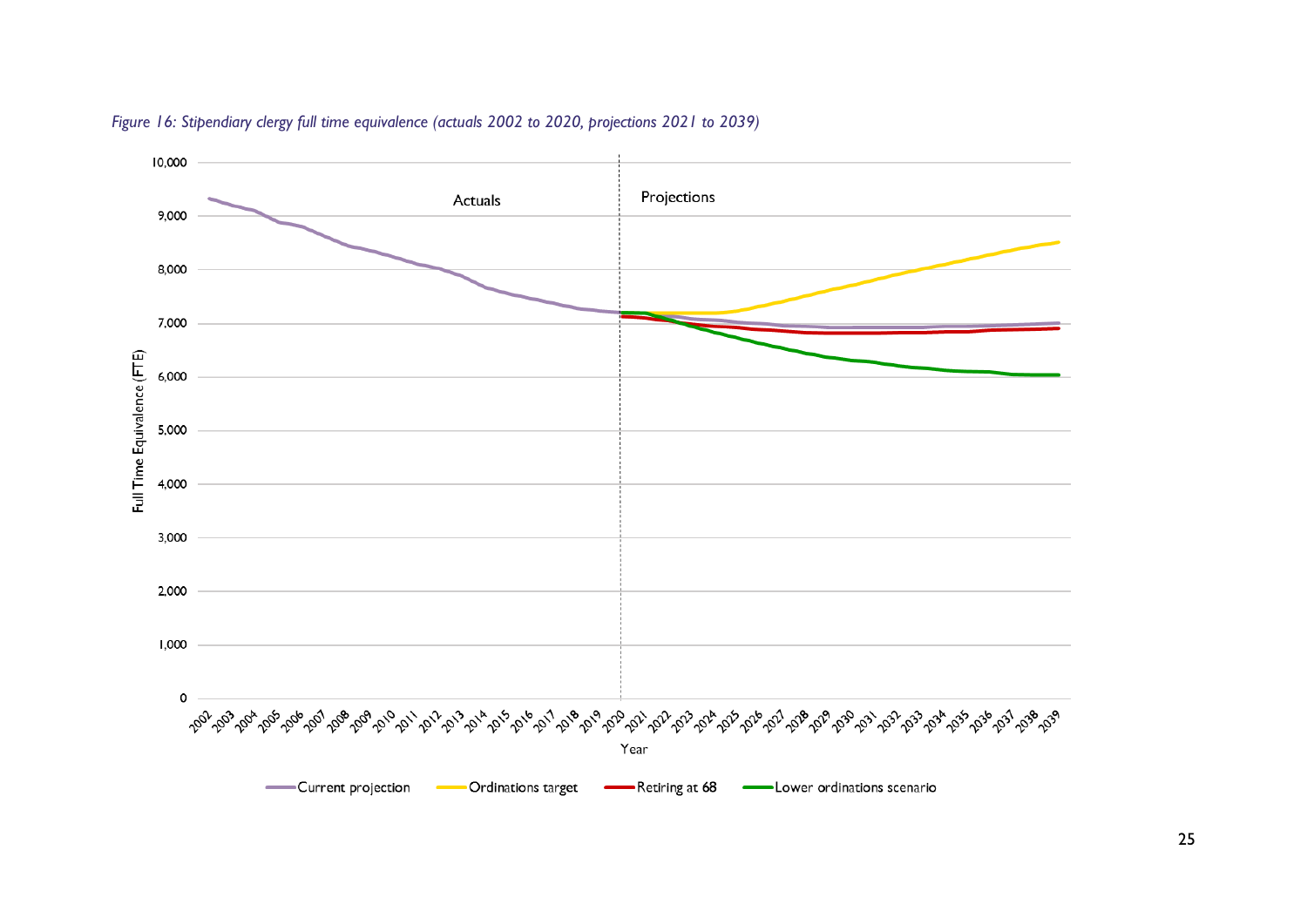*Figure 16: Stipendiary clergy full time equivalence (actuals 2002 to 2020, projections 2021 to 2039)*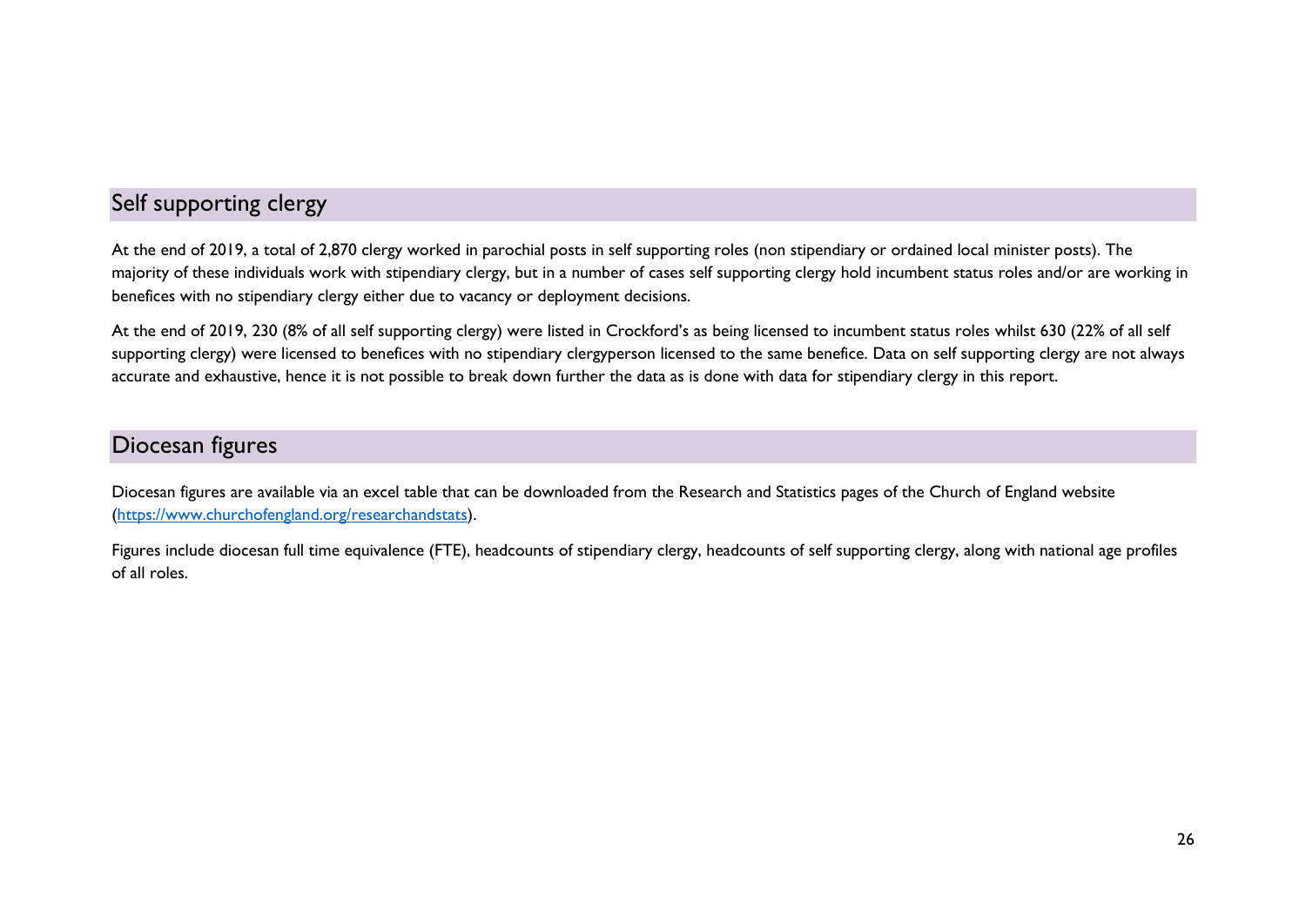## Self supporting clergy

At the end of 2019, a total of 2,870 clergy worked in parochial posts in self supporting roles (non stipendiary or ordained local minister posts). The majority of these individuals work with stipendiary clergy, but in a number of cases self supporting clergy hold incumbent status roles and/or are working in benefices with no stipendiary clergy either due to vacancy or deployment decisions.

At the end of 2019, 230 (8% of all self supporting clergy) were listed in Crockford's as being licensed to incumbent status roles whilst 630 (22% of all self supporting clergy) were licensed to benefices with no stipendiary clergyperson licensed to the same benefice. Data on self supporting clergy are not always accurate and exhaustive, hence it is not possible to break down further the data as is done with data for stipendiary clergy in this report.

## Diocesan figures

Diocesan figures are available via an excel table that can be downloaded from the Research and Statistics pages of the Church of England website (https://www.churchofengland.org/researchandstats).

Figures include diocesan full time equivalence (FTE), headcounts of stipendiary clergy, headcounts of self supporting clergy, along with national age profiles of all roles.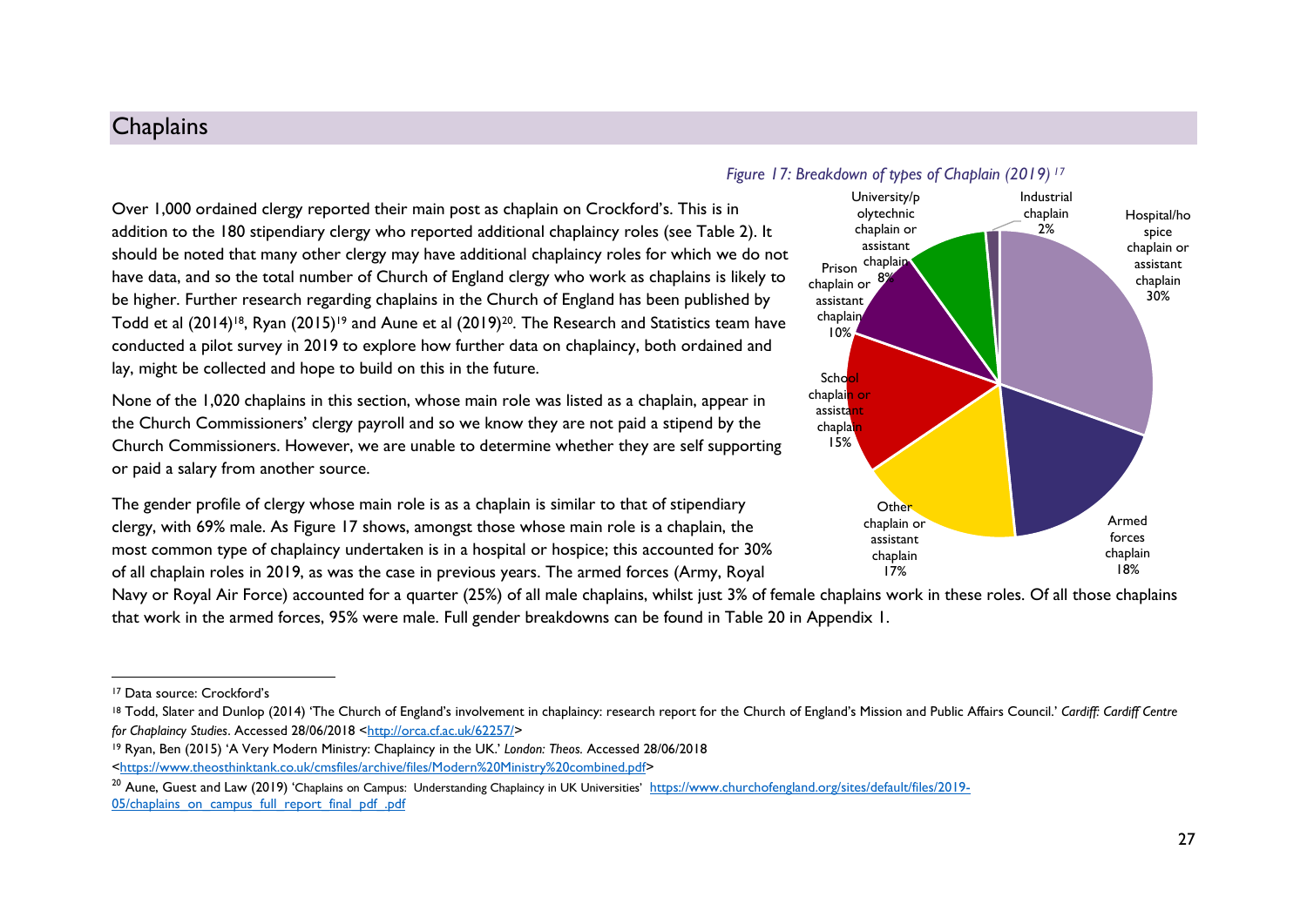## Chaplains

Over 1,000 ordained clergy reported their main post as chaplain on Crockford's. This is in addition to the 180 stipendiary clergy who reported additional chaplaincy roles (see Table 2). It should be noted that many other clergy may have additional chaplaincy roles for which we do not have data, and so the total number of Church of England clergy who work as chaplains is likely to be higher. Further research regarding chaplains in the Church of England has been published by Todd et al (2014)[18], Ryan (2015)[19] and Aune et al (2019)[20]. The Research and Statistics team have conducted a pilot survey in 2019 to explore how further data on chaplaincy, both ordained and lay, might be collected and hope to build on this in the future.

None of the 1,020 chaplains in this section, whose main role was listed as a chaplain, appear in the Church Commissioners' clergy payroll and so we know they are not paid a stipend by the Church Commissioners. However, we are unable to determine whether they are self supporting or paid a salary from another source.

The gender profile of clergy whose main role is as a chaplain is similar to that of stipendiary clergy, with 69% male. As Figure 17 shows, amongst those whose main role is a chaplain, the most common type of chaplaincy undertaken is in a hospital or hospice; this accounted for 30% of all chaplain roles in 2019, as was the case in previous years. The armed forces (Army, Royal Navy or Royal Air Force) accounted for a quarter (25%) of all male chaplains, whilst just 3% of female chaplains work in these roles. Of all those chaplains that work in the armed forces, 95% were male. Full gender breakdowns can be found in Table 20 in Appendix 1.

*Figure 17: Breakdown of types of Chaplain (2019)[17]*

| Type of chaplain | Percentage |
|---|---|
| Hospital/hospice chaplain or assistant chaplain | 30% |
| Armed forces chaplain | 18% |
| Other chaplain or assistant chaplain | 17% |
| School chaplain or assistant chaplain | 15% |
| Prison chaplain or assistant chaplain | 10% |
| University/polytechnic chaplain or assistant chaplain | 8% |
| Industrial chaplain | 2% |

---

[17] Data source: Crockford's

[18] Todd, Slater and Dunlop (2014) 'The Church of England's involvement in chaplaincy: research report for the Church of England's Mission and Public Affairs Council.' *Cardiff: Cardiff Centre for Chaplaincy Studies*. Accessed 28/06/2018 <http://orca.cf.ac.uk/62257/>

[19] Ryan, Ben (2015) 'A Very Modern Ministry: Chaplaincy in the UK.' *London: Theos.* Accessed 28/06/2018 <https://www.theosthinktank.co.uk/cmsfiles/archive/files/Modern%20Ministry%20combined.pdf>

[20] Aune, Guest and Law (2019) 'Chaplains on Campus: Understanding Chaplaincy in UK Universities' https://www.churchofengland.org/sites/default/files/2019-05/chaplains_on_campus_full_report_final_pdf_.pdf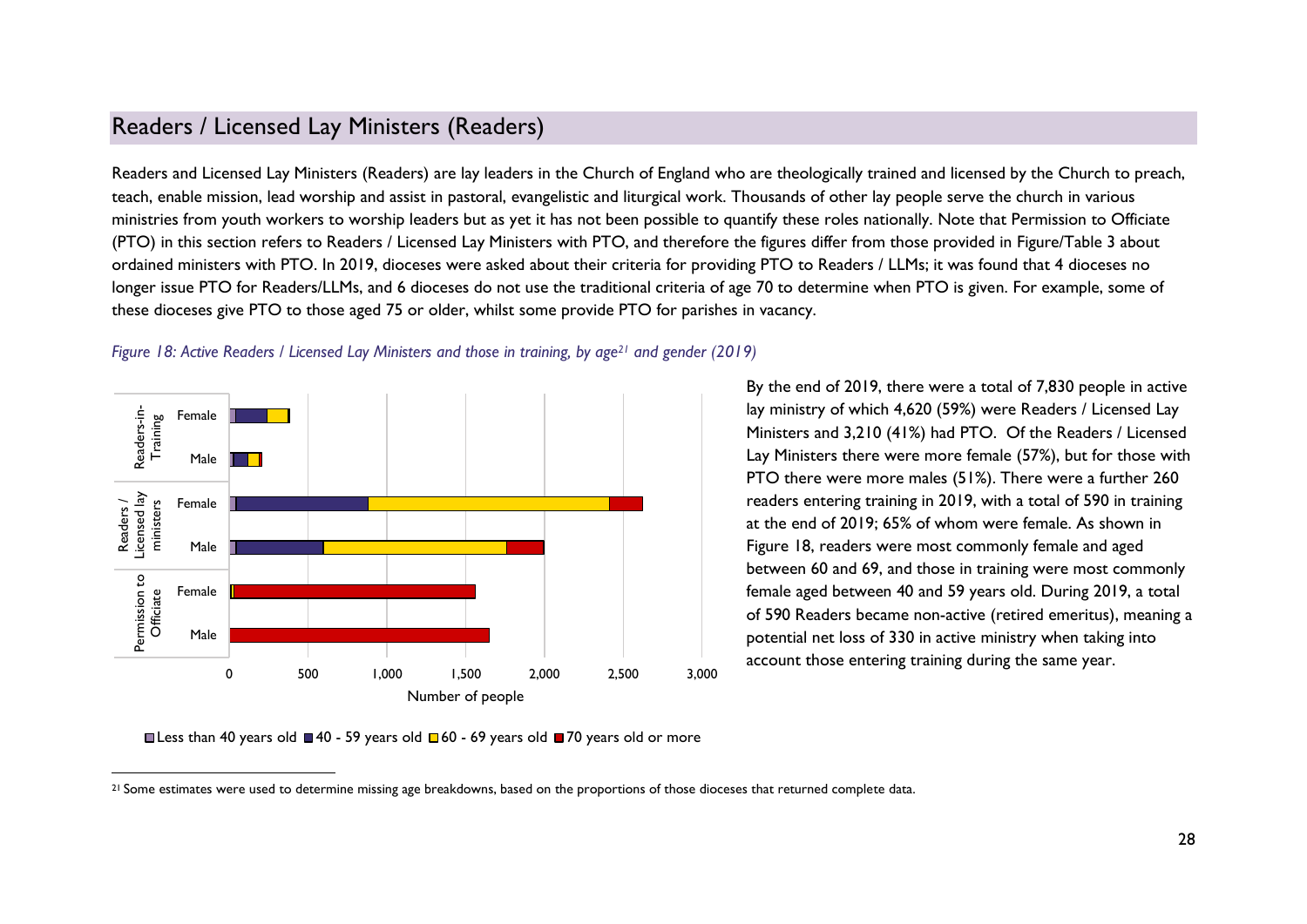## Readers / Licensed Lay Ministers (Readers)

Readers and Licensed Lay Ministers (Readers) are lay leaders in the Church of England who are theologically trained and licensed by the Church to preach, teach, enable mission, lead worship and assist in pastoral, evangelistic and liturgical work. Thousands of other lay people serve the church in various ministries from youth workers to worship leaders but as yet it has not been possible to quantify these roles nationally. Note that Permission to Officiate (PTO) in this section refers to Readers / Licensed Lay Ministers with PTO, and therefore the figures differ from those provided in Figure/Table 3 about ordained ministers with PTO. In 2019, dioceses were asked about their criteria for providing PTO to Readers / LLMs; it was found that 4 dioceses no longer issue PTO for Readers/LLMs, and 6 dioceses do not use the traditional criteria of age 70 to determine when PTO is given. For example, some of these dioceses give PTO to those aged 75 or older, whilst some provide PTO for parishes in vacancy.

*Figure 18: Active Readers / Licensed Lay Ministers and those in training, by age[21] and gender (2019)*

By the end of 2019, there were a total of 7,830 people in active lay ministry of which 4,620 (59%) were Readers / Licensed Lay Ministers and 3,210 (41%) had PTO. Of the Readers / Licensed Lay Ministers there were more female (57%), but for those with PTO there were more males (51%). There were a further 260 readers entering training in 2019, with a total of 590 in training at the end of 2019; 65% of whom were female. As shown in Figure 18, readers were most commonly female and aged between 60 and 69, and those in training were most commonly female aged between 40 and 59 years old. During 2019, a total of 590 Readers became non-active (retired emeritus), meaning a potential net loss of 330 in active ministry when taking into account those entering training during the same year.

[21] Some estimates were used to determine missing age breakdowns, based on the proportions of those dioceses that returned complete data.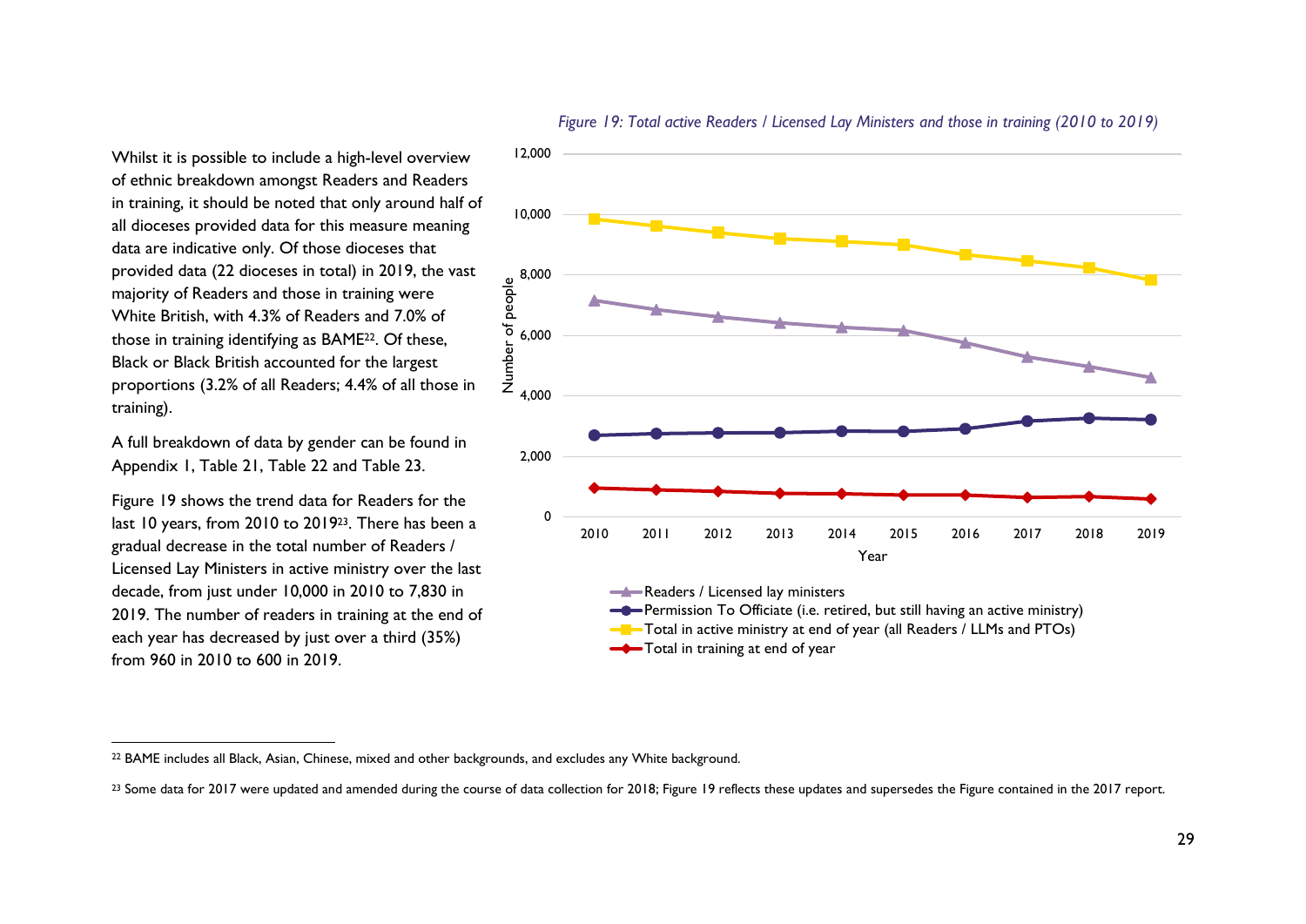Whilst it is possible to include a high-level overview of ethnic breakdown amongst Readers and Readers in training, it should be noted that only around half of all dioceses provided data for this measure meaning data are indicative only. Of those dioceses that provided data (22 dioceses in total) in 2019, the vast majority of Readers and those in training were White British, with 4.3% of Readers and 7.0% of those in training identifying as BAME[22]. Of these, Black or Black British accounted for the largest proportions (3.2% of all Readers; 4.4% of all those in training).

A full breakdown of data by gender can be found in Appendix 1, Table 21, Table 22 and Table 23.

Figure 19 shows the trend data for Readers for the last 10 years, from 2010 to 2019[23]. There has been a gradual decrease in the total number of Readers / Licensed Lay Ministers in active ministry over the last decade, from just under 10,000 in 2010 to 7,830 in 2019. The number of readers in training at the end of each year has decreased by just over a third (35%) from 960 in 2010 to 600 in 2019.

*Figure 19: Total active Readers / Licensed Lay Ministers and those in training (2010 to 2019)*

[22] BAME includes all Black, Asian, Chinese, mixed and other backgrounds, and excludes any White background.

[23] Some data for 2017 were updated and amended during the course of data collection for 2018; Figure 19 reflects these updates and supersedes the Figure contained in the 2017 report.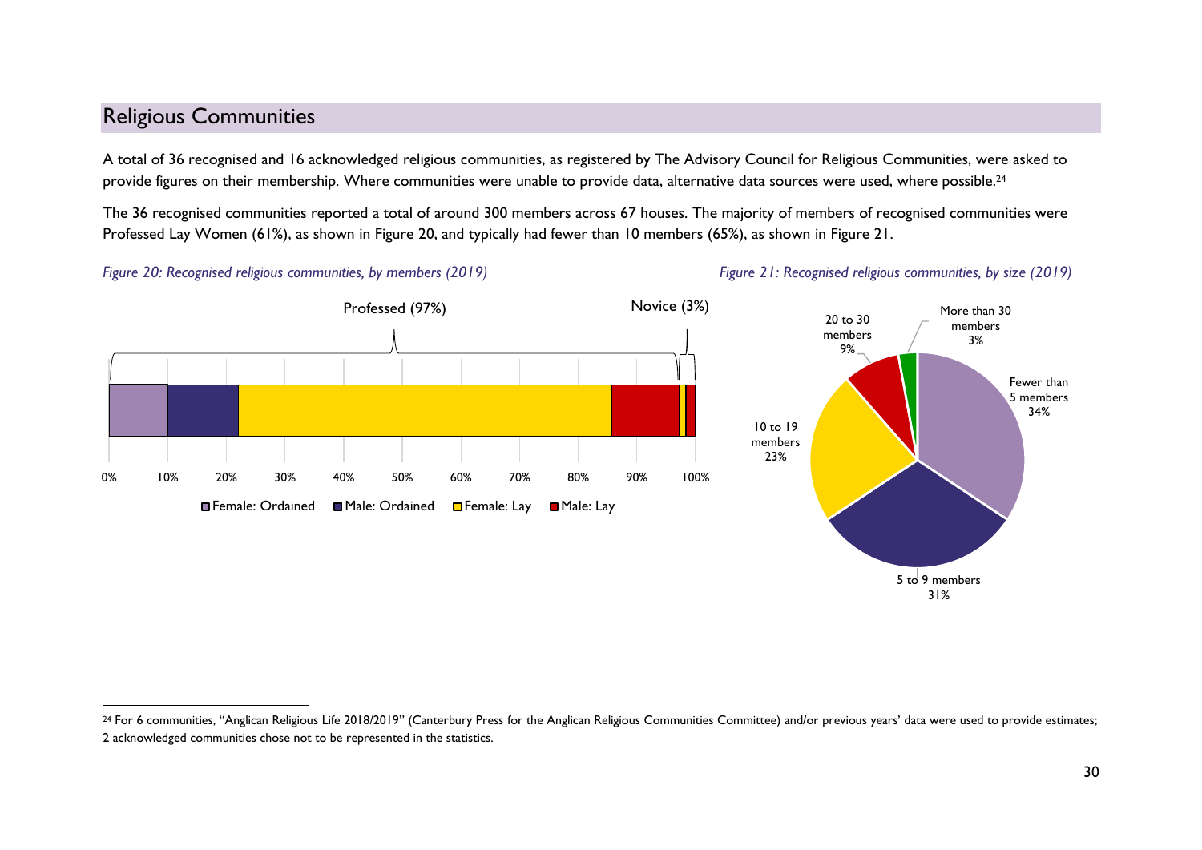## Religious Communities

A total of 36 recognised and 16 acknowledged religious communities, as registered by The Advisory Council for Religious Communities, were asked to provide figures on their membership. Where communities were unable to provide data, alternative data sources were used, where possible.[24]

The 36 recognised communities reported a total of around 300 members across 67 houses. The majority of members of recognised communities were Professed Lay Women (61%), as shown in Figure 20, and typically had fewer than 10 members (65%), as shown in Figure 21.

*Figure 20: Recognised religious communities, by members (2019)*

Professed (97%) | Novice (3%)

0% 10% 20% 30% 40% 50% 60% 70% 80% 90% 100%

Female: Ordained | Male: Ordained | Female: Lay | Male: Lay

*Figure 21: Recognised religious communities, by size (2019)*

| Size | Percentage |
|---|---|
| Fewer than 5 members | 34% |
| 5 to 9 members | 31% |
| 10 to 19 members | 23% |
| 20 to 30 members | 9% |
| More than 30 members | 3% |

---

[24] For 6 communities, "Anglican Religious Life 2018/2019" (Canterbury Press for the Anglican Religious Communities Committee) and/or previous years' data were used to provide estimates; 2 acknowledged communities chose not to be represented in the statistics.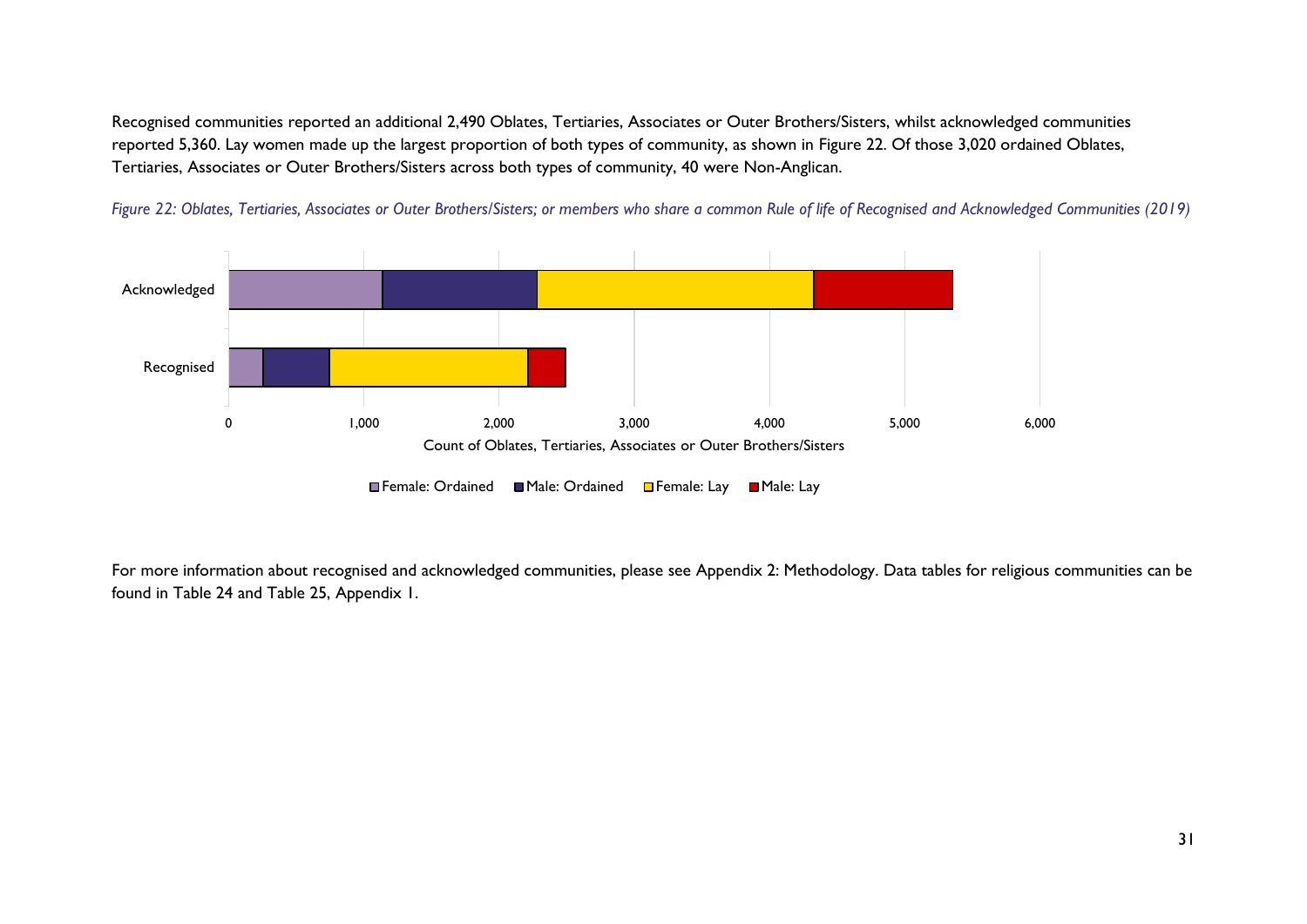Recognised communities reported an additional 2,490 Oblates, Tertiaries, Associates or Outer Brothers/Sisters, whilst acknowledged communities reported 5,360. Lay women made up the largest proportion of both types of community, as shown in Figure 22. Of those 3,020 ordained Oblates, Tertiaries, Associates or Outer Brothers/Sisters across both types of community, 40 were Non-Anglican.

*Figure 22: Oblates, Tertiaries, Associates or Outer Brothers/Sisters; or members who share a common Rule of life of Recognised and Acknowledged Communities (2019)*

For more information about recognised and acknowledged communities, please see Appendix 2: Methodology. Data tables for religious communities can be found in Table 24 and Table 25, Appendix 1.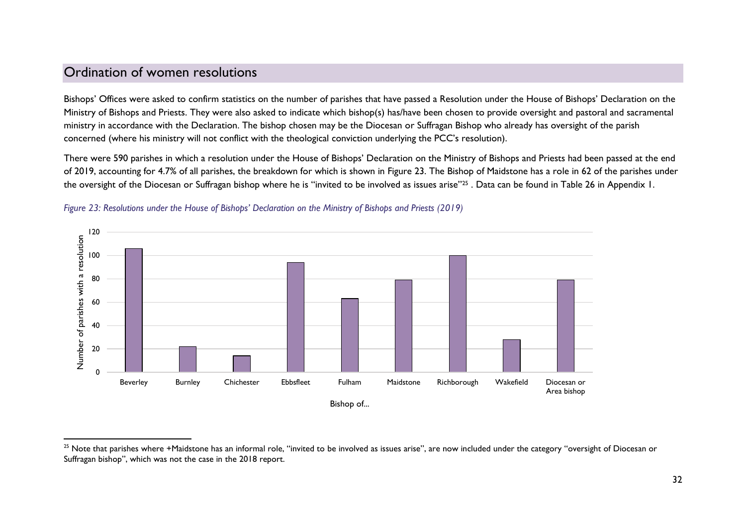## Ordination of women resolutions

Bishops' Offices were asked to confirm statistics on the number of parishes that have passed a Resolution under the House of Bishops' Declaration on the Ministry of Bishops and Priests. They were also asked to indicate which bishop(s) has/have been chosen to provide oversight and pastoral and sacramental ministry in accordance with the Declaration. The bishop chosen may be the Diocesan or Suffragan Bishop who already has oversight of the parish concerned (where his ministry will not conflict with the theological conviction underlying the PCC's resolution).

There were 590 parishes in which a resolution under the House of Bishops' Declaration on the Ministry of Bishops and Priests had been passed at the end of 2019, accounting for 4.7% of all parishes, the breakdown for which is shown in Figure 23. The Bishop of Maidstone has a role in 62 of the parishes under the oversight of the Diocesan or Suffragan bishop where he is "invited to be involved as issues arise"[25] . Data can be found in Table 26 in Appendix 1.

*Figure 23: Resolutions under the House of Bishops' Declaration on the Ministry of Bishops and Priests (2019)*

[25] Note that parishes where +Maidstone has an informal role, "invited to be involved as issues arise", are now included under the category "oversight of Diocesan or Suffragan bishop", which was not the case in the 2018 report.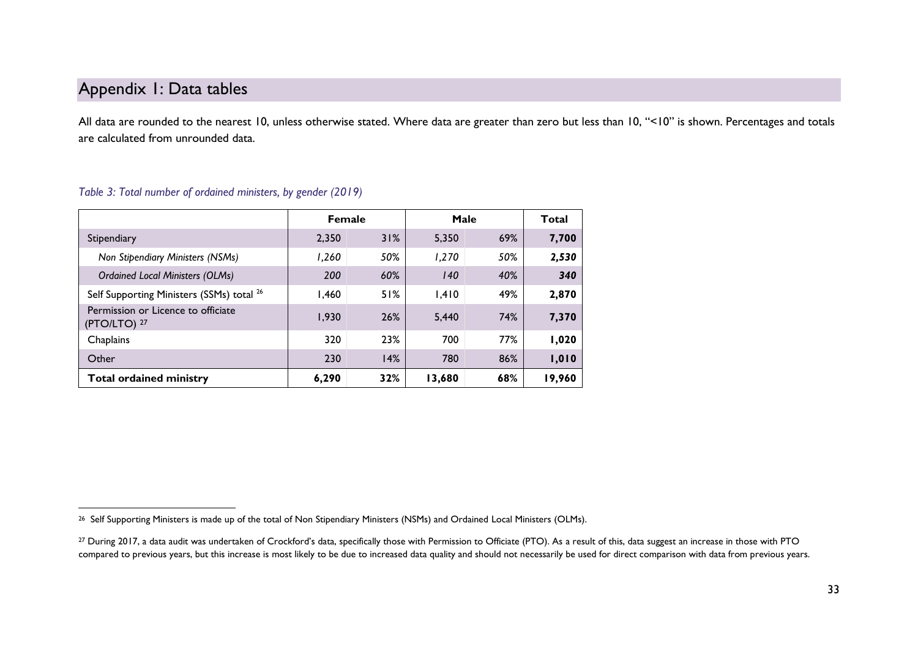## Appendix 1: Data tables

All data are rounded to the nearest 10, unless otherwise stated. Where data are greater than zero but less than 10, "<10" is shown. Percentages and totals are calculated from unrounded data.

*Table 3: Total number of ordained ministers, by gender (2019)*

| | Female | | Male | | Total |
|---|---|---|---|---|---|
| Stipendiary | 2,350 | 31% | 5,350 | 69% | **7,700** |
| *Non Stipendiary Ministers (NSMs)* | *1,260* | *50%* | *1,270* | *50%* | ***2,530*** |
| *Ordained Local Ministers (OLMs)* | *200* | *60%* | *140* | *40%* | ***340*** |
| Self Supporting Ministers (SSMs) total [26] | 1,460 | 51% | 1,410 | 49% | **2,870** |
| Permission or Licence to officiate (PTO/LTO) [27] | 1,930 | 26% | 5,440 | 74% | **7,370** |
| Chaplains | 320 | 23% | 700 | 77% | **1,020** |
| Other | 230 | 14% | 780 | 86% | **1,010** |
| **Total ordained ministry** | **6,290** | **32%** | **13,680** | **68%** | **19,960** |

[26] Self Supporting Ministers is made up of the total of Non Stipendiary Ministers (NSMs) and Ordained Local Ministers (OLMs).

[27] During 2017, a data audit was undertaken of Crockford's data, specifically those with Permission to Officiate (PTO). As a result of this, data suggest an increase in those with PTO compared to previous years, but this increase is most likely to be due to increased data quality and should not necessarily be used for direct comparison with data from previous years.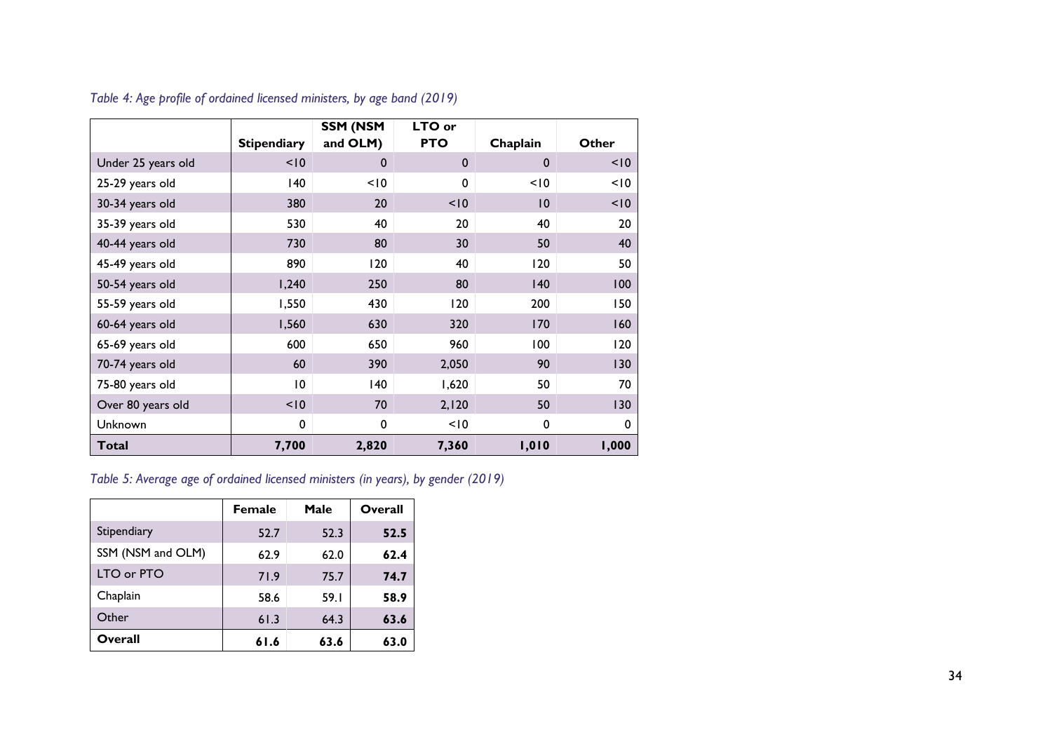*Table 4: Age profile of ordained licensed ministers, by age band (2019)*

| | Stipendiary | SSM (NSM and OLM) | LTO or PTO | Chaplain | Other |
|---|---|---|---|---|---|
| Under 25 years old | <10 | 0 | 0 | 0 | <10 |
| 25-29 years old | 140 | <10 | 0 | <10 | <10 |
| 30-34 years old | 380 | 20 | <10 | 10 | <10 |
| 35-39 years old | 530 | 40 | 20 | 40 | 20 |
| 40-44 years old | 730 | 80 | 30 | 50 | 40 |
| 45-49 years old | 890 | 120 | 40 | 120 | 50 |
| 50-54 years old | 1,240 | 250 | 80 | 140 | 100 |
| 55-59 years old | 1,550 | 430 | 120 | 200 | 150 |
| 60-64 years old | 1,560 | 630 | 320 | 170 | 160 |
| 65-69 years old | 600 | 650 | 960 | 100 | 120 |
| 70-74 years old | 60 | 390 | 2,050 | 90 | 130 |
| 75-80 years old | 10 | 140 | 1,620 | 50 | 70 |
| Over 80 years old | <10 | 70 | 2,120 | 50 | 130 |
| Unknown | 0 | 0 | <10 | 0 | 0 |
| **Total** | **7,700** | **2,820** | **7,360** | **1,010** | **1,000** |

*Table 5: Average age of ordained licensed ministers (in years), by gender (2019)*

| | Female | Male | Overall |
|---|---|---|---|
| Stipendiary | 52.7 | 52.3 | **52.5** |
| SSM (NSM and OLM) | 62.9 | 62.0 | **62.4** |
| LTO or PTO | 71.9 | 75.7 | **74.7** |
| Chaplain | 58.6 | 59.1 | **58.9** |
| Other | 61.3 | 64.3 | **63.6** |
| **Overall** | **61.6** | **63.6** | **63.0** |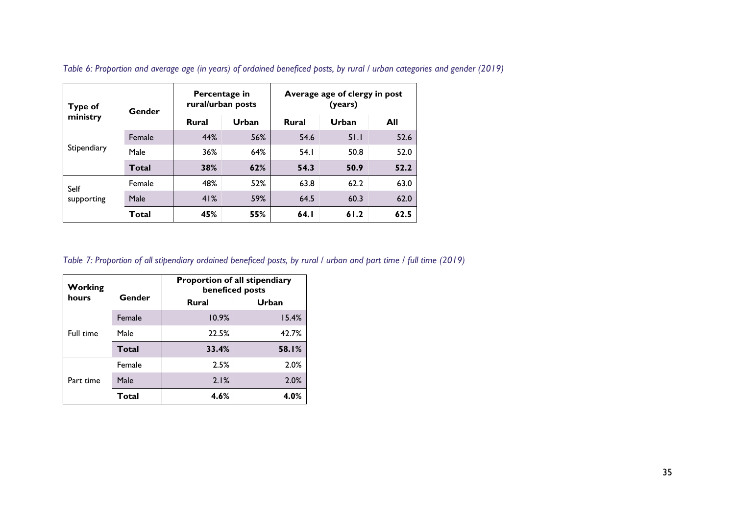*Table 6: Proportion and average age (in years) of ordained beneficed posts, by rural / urban categories and gender (2019)*

| Type of ministry | Gender | Percentage in rural/urban posts | | Average age of clergy in post (years) | | |
|---|---|---|---|---|---|---|
| | | Rural | Urban | Rural | Urban | All |
| Stipendiary | Female | 44% | 56% | 54.6 | 51.1 | 52.6 |
| | Male | 36% | 64% | 54.1 | 50.8 | 52.0 |
| | **Total** | **38%** | **62%** | **54.3** | **50.9** | **52.2** |
| Self supporting | Female | 48% | 52% | 63.8 | 62.2 | 63.0 |
| | Male | 41% | 59% | 64.5 | 60.3 | 62.0 |
| | **Total** | **45%** | **55%** | **64.1** | **61.2** | **62.5** |

*Table 7: Proportion of all stipendiary ordained beneficed posts, by rural / urban and part time / full time (2019)*

| Working hours | Gender | Proportion of all stipendiary beneficed posts | |
|---|---|---|---|
| | | Rural | Urban |
| Full time | Female | 10.9% | 15.4% |
| | Male | 22.5% | 42.7% |
| | **Total** | **33.4%** | **58.1%** |
| Part time | Female | 2.5% | 2.0% |
| | Male | 2.1% | 2.0% |
| | **Total** | **4.6%** | **4.0%** |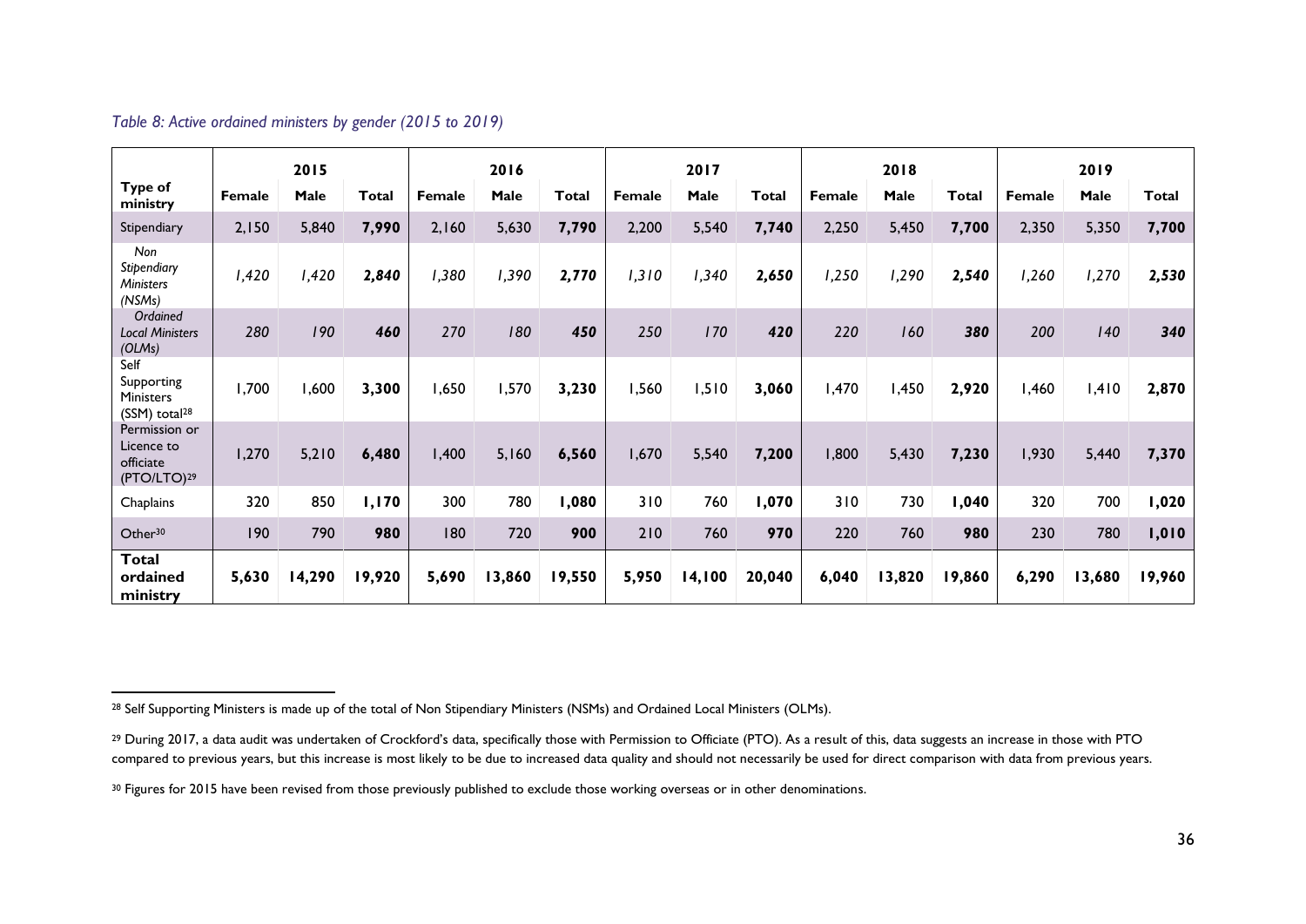*Table 8: Active ordained ministers by gender (2015 to 2019)*

| Type of ministry | 2015 | | | 2016 | | | 2017 | | | 2018 | | | 2019 | | |
|---|---|---|---|---|---|---|---|---|---|---|---|---|---|---|---|
| | Female | Male | Total | Female | Male | Total | Female | Male | Total | Female | Male | Total | Female | Male | Total |
| Stipendiary | 2,150 | 5,840 | **7,990** | 2,160 | 5,630 | **7,790** | 2,200 | 5,540 | **7,740** | 2,250 | 5,450 | **7,700** | 2,350 | 5,350 | **7,700** |
| *Non Stipendiary Ministers (NSMs)* | *1,420* | *1,420* | ***2,840*** | *1,380* | *1,390* | ***2,770*** | *1,310* | *1,340* | ***2,650*** | *1,250* | *1,290* | ***2,540*** | *1,260* | *1,270* | ***2,530*** |
| *Ordained Local Ministers (OLMs)* | *280* | *190* | ***460*** | *270* | *180* | ***450*** | *250* | *170* | ***420*** | *220* | *160* | ***380*** | *200* | *140* | ***340*** |
| Self Supporting Ministers (SSM) total[28] | 1,700 | 1,600 | **3,300** | 1,650 | 1,570 | **3,230** | 1,560 | 1,510 | **3,060** | 1,470 | 1,450 | **2,920** | 1,460 | 1,410 | **2,870** |
| Permission or Licence to officiate (PTO/LTO)[29] | 1,270 | 5,210 | **6,480** | 1,400 | 5,160 | **6,560** | 1,670 | 5,540 | **7,200** | 1,800 | 5,430 | **7,230** | 1,930 | 5,440 | **7,370** |
| Chaplains | 320 | 850 | **1,170** | 300 | 780 | **1,080** | 310 | 760 | **1,070** | 310 | 730 | **1,040** | 320 | 700 | **1,020** |
| Other[30] | 190 | 790 | **980** | 180 | 720 | **900** | 210 | 760 | **970** | 220 | 760 | **980** | 230 | 780 | **1,010** |
| **Total ordained ministry** | **5,630** | **14,290** | **19,920** | **5,690** | **13,860** | **19,550** | **5,950** | **14,100** | **20,040** | **6,040** | **13,820** | **19,860** | **6,290** | **13,680** | **19,960** |

[28] Self Supporting Ministers is made up of the total of Non Stipendiary Ministers (NSMs) and Ordained Local Ministers (OLMs).

[29] During 2017, a data audit was undertaken of Crockford's data, specifically those with Permission to Officiate (PTO). As a result of this, data suggests an increase in those with PTO compared to previous years, but this increase is most likely to be due to increased data quality and should not necessarily be used for direct comparison with data from previous years.

[30] Figures for 2015 have been revised from those previously published to exclude those working overseas or in other denominations.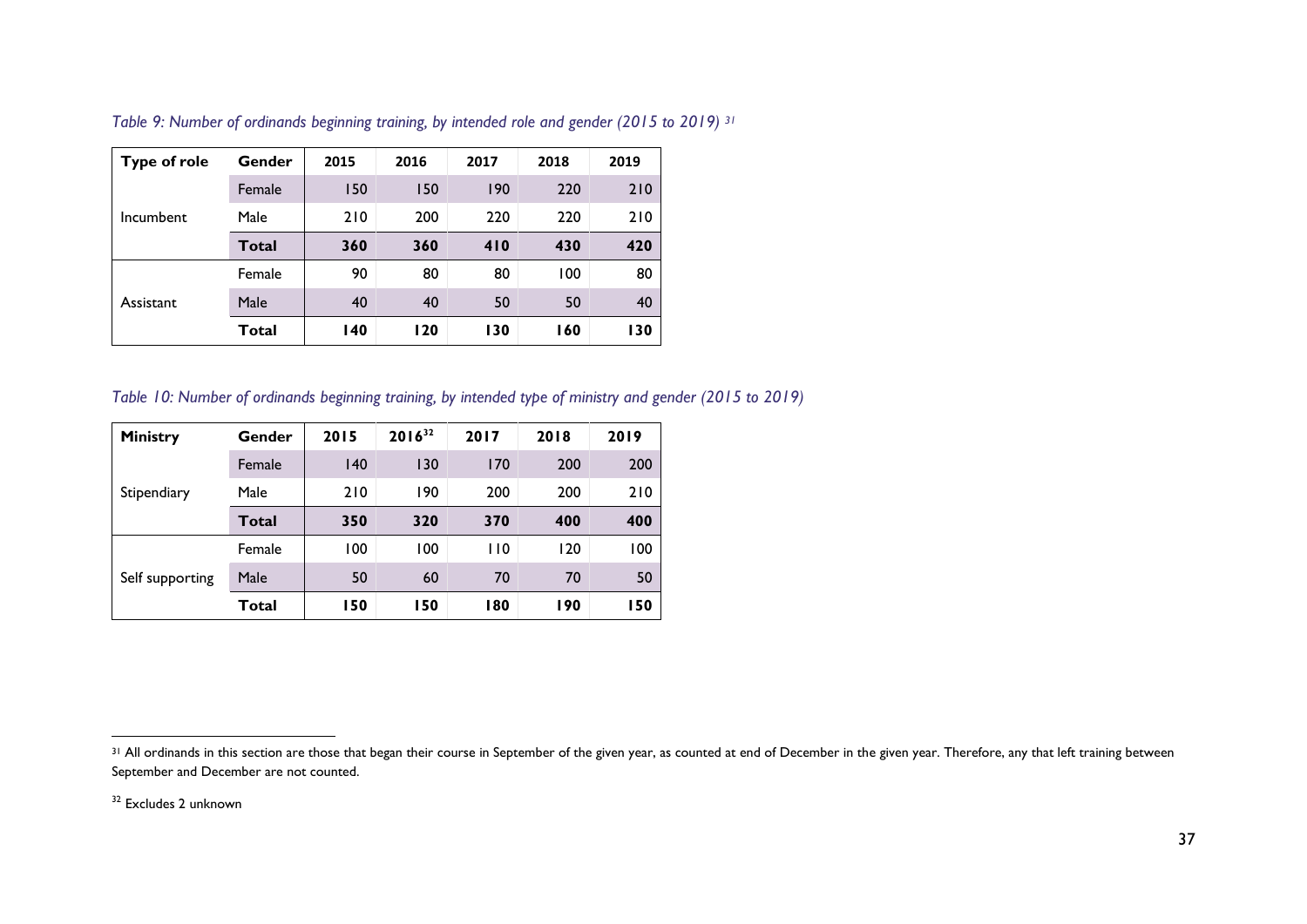*Table 9: Number of ordinands beginning training, by intended role and gender (2015 to 2019)* [31]

| Type of role | Gender | 2015 | 2016 | 2017 | 2018 | 2019 |
|---|---|---|---|---|---|---|
| Incumbent | Female | 150 | 150 | 190 | 220 | 210 |
| | Male | 210 | 200 | 220 | 220 | 210 |
| | **Total** | **360** | **360** | **410** | **430** | **420** |
| Assistant | Female | 90 | 80 | 80 | 100 | 80 |
| | Male | 40 | 40 | 50 | 50 | 40 |
| | **Total** | **140** | **120** | **130** | **160** | **130** |

*Table 10: Number of ordinands beginning training, by intended type of ministry and gender (2015 to 2019)*

| Ministry | Gender | 2015 | 2016[32] | 2017 | 2018 | 2019 |
|---|---|---|---|---|---|---|
| Stipendiary | Female | 140 | 130 | 170 | 200 | 200 |
| | Male | 210 | 190 | 200 | 200 | 210 |
| | **Total** | **350** | **320** | **370** | **400** | **400** |
| Self supporting | Female | 100 | 100 | 110 | 120 | 100 |
| | Male | 50 | 60 | 70 | 70 | 50 |
| | **Total** | **150** | **150** | **180** | **190** | **150** |

[31] All ordinands in this section are those that began their course in September of the given year, as counted at end of December in the given year. Therefore, any that left training between September and December are not counted.

[32] Excludes 2 unknown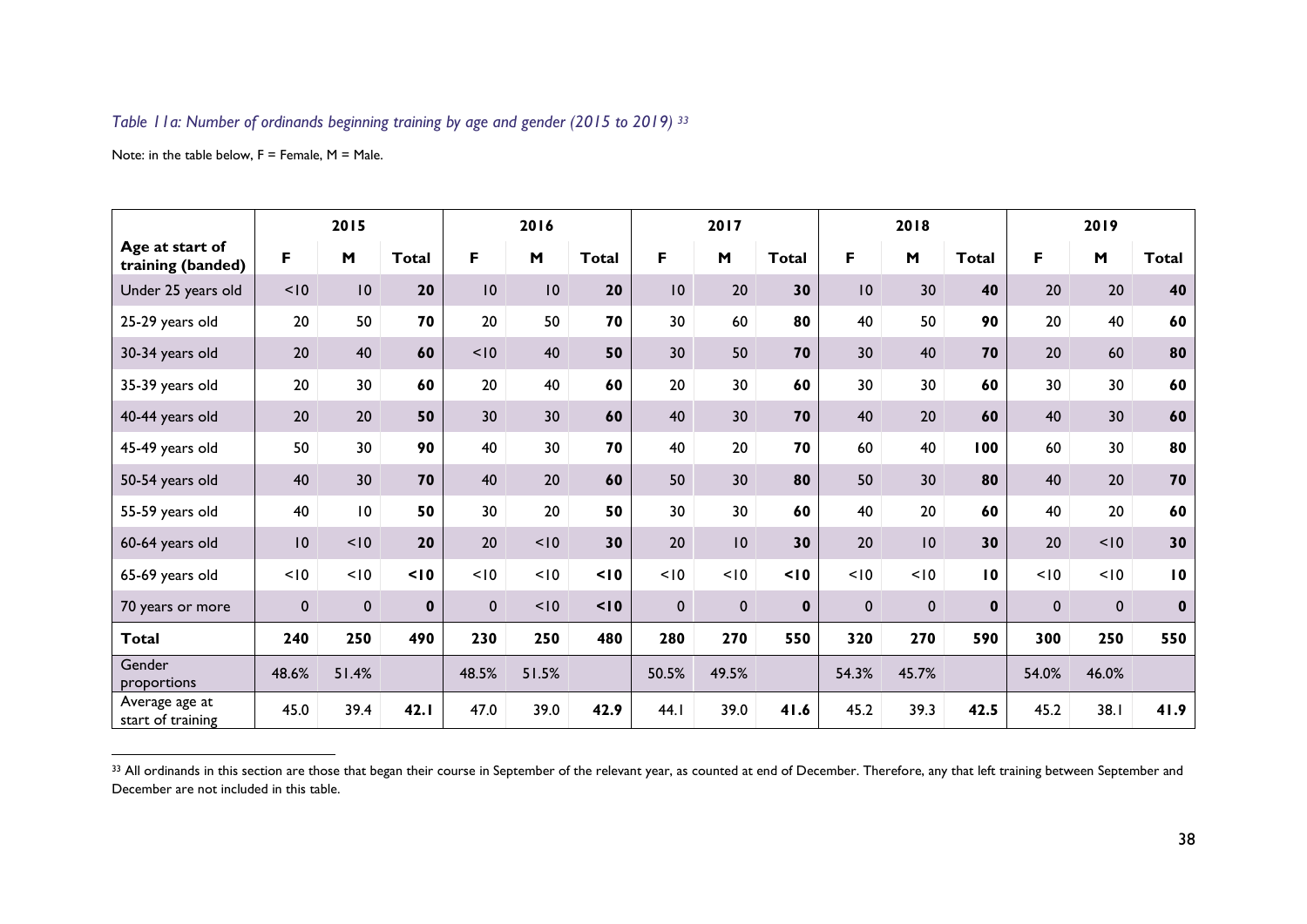*Table 11a: Number of ordinands beginning training by age and gender (2015 to 2019)* [33]

Note: in the table below, F = Female, M = Male.

| | 2015 | | | 2016 | | | 2017 | | | 2018 | | | 2019 | | |
|---|---|---|---|---|---|---|---|---|---|---|---|---|---|---|---|
| **Age at start of training (banded)** | **F** | **M** | **Total** | **F** | **M** | **Total** | **F** | **M** | **Total** | **F** | **M** | **Total** | **F** | **M** | **Total** |
| Under 25 years old | <10 | 10 | **20** | 10 | 10 | **20** | 10 | 20 | **30** | 10 | 30 | **40** | 20 | 20 | **40** |
| 25-29 years old | 20 | 50 | **70** | 20 | 50 | **70** | 30 | 60 | **80** | 40 | 50 | **90** | 20 | 40 | **60** |
| 30-34 years old | 20 | 40 | **60** | <10 | 40 | **50** | 30 | 50 | **70** | 30 | 40 | **70** | 20 | 60 | **80** |
| 35-39 years old | 20 | 30 | **60** | 20 | 40 | **60** | 20 | 30 | **60** | 30 | 30 | **60** | 30 | 30 | **60** |
| 40-44 years old | 20 | 20 | **50** | 30 | 30 | **60** | 40 | 30 | **70** | 40 | 20 | **60** | 40 | 30 | **60** |
| 45-49 years old | 50 | 30 | **90** | 40 | 30 | **70** | 40 | 20 | **70** | 60 | 40 | **100** | 60 | 30 | **80** |
| 50-54 years old | 40 | 30 | **70** | 40 | 20 | **60** | 50 | 30 | **80** | 50 | 30 | **80** | 40 | 20 | **70** |
| 55-59 years old | 40 | 10 | **50** | 30 | 20 | **50** | 30 | 30 | **60** | 40 | 20 | **60** | 40 | 20 | **60** |
| 60-64 years old | 10 | <10 | **20** | 20 | <10 | **30** | 20 | 10 | **30** | 20 | 10 | **30** | 20 | <10 | **30** |
| 65-69 years old | <10 | <10 | **<10** | <10 | <10 | **<10** | <10 | <10 | **<10** | <10 | <10 | **10** | <10 | <10 | **10** |
| 70 years or more | 0 | 0 | **0** | 0 | <10 | **<10** | 0 | 0 | **0** | 0 | 0 | **0** | 0 | 0 | **0** |
| **Total** | **240** | **250** | **490** | **230** | **250** | **480** | **280** | **270** | **550** | **320** | **270** | **590** | **300** | **250** | **550** |
| Gender proportions | 48.6% | 51.4% | | 48.5% | 51.5% | | 50.5% | 49.5% | | 54.3% | 45.7% | | 54.0% | 46.0% | |
| Average age at start of training | 45.0 | 39.4 | **42.1** | 47.0 | 39.0 | **42.9** | 44.1 | 39.0 | **41.6** | 45.2 | 39.3 | **42.5** | 45.2 | 38.1 | **41.9** |

[33] All ordinands in this section are those that began their course in September of the relevant year, as counted at end of December. Therefore, any that left training between September and December are not included in this table.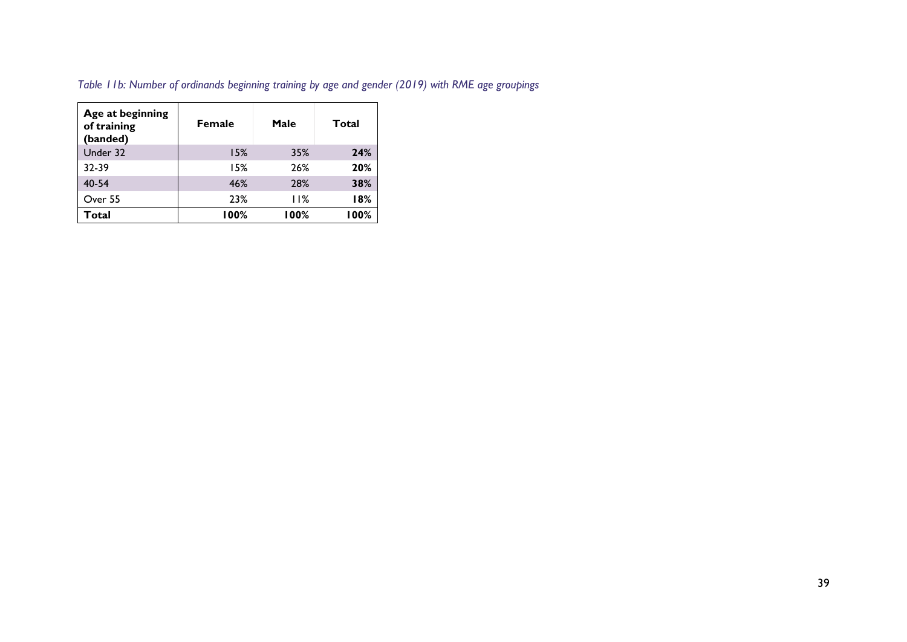*Table 11b: Number of ordinands beginning training by age and gender (2019) with RME age groupings*

| Age at beginning of training (banded) | Female | Male | Total |
|---|---|---|---|
| Under 32 | 15% | 35% | **24%** |
| 32-39 | 15% | 26% | **20%** |
| 40-54 | 46% | 28% | **38%** |
| Over 55 | 23% | 11% | **18%** |
| **Total** | **100%** | **100%** | **100%** |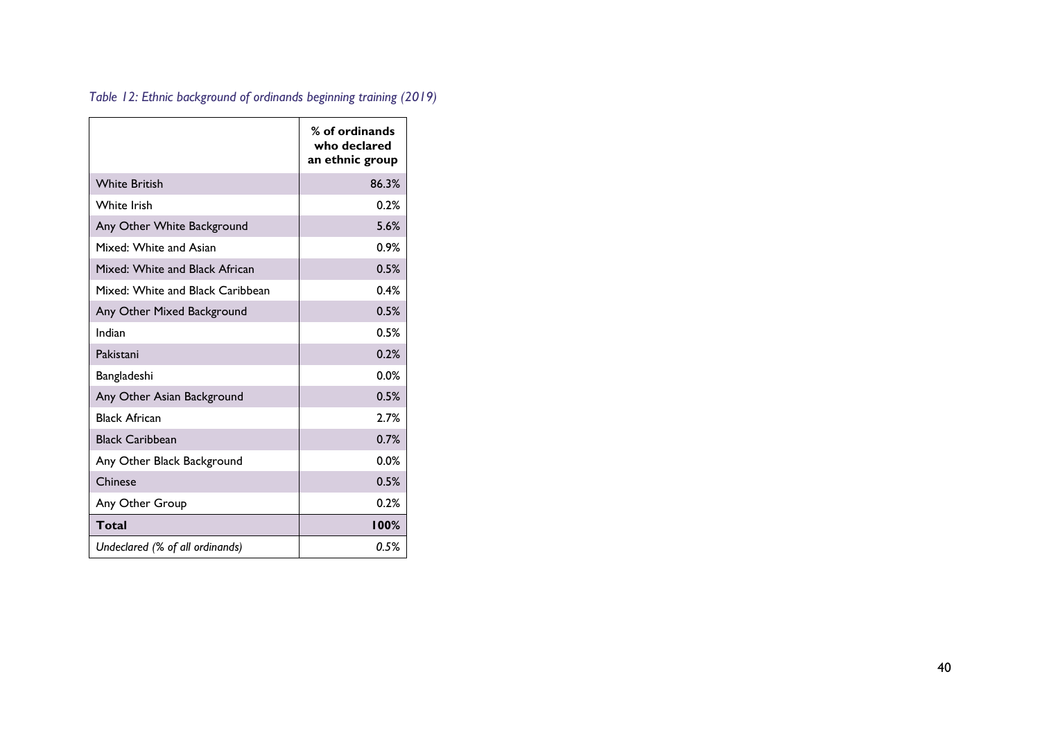*Table 12: Ethnic background of ordinands beginning training (2019)*

| | % of ordinands who declared an ethnic group |
|---|---|
| White British | 86.3% |
| White Irish | 0.2% |
| Any Other White Background | 5.6% |
| Mixed: White and Asian | 0.9% |
| Mixed: White and Black African | 0.5% |
| Mixed: White and Black Caribbean | 0.4% |
| Any Other Mixed Background | 0.5% |
| Indian | 0.5% |
| Pakistani | 0.2% |
| Bangladeshi | 0.0% |
| Any Other Asian Background | 0.5% |
| Black African | 2.7% |
| Black Caribbean | 0.7% |
| Any Other Black Background | 0.0% |
| Chinese | 0.5% |
| Any Other Group | 0.2% |
| **Total** | **100%** |
| *Undeclared (% of all ordinands)* | *0.5%* |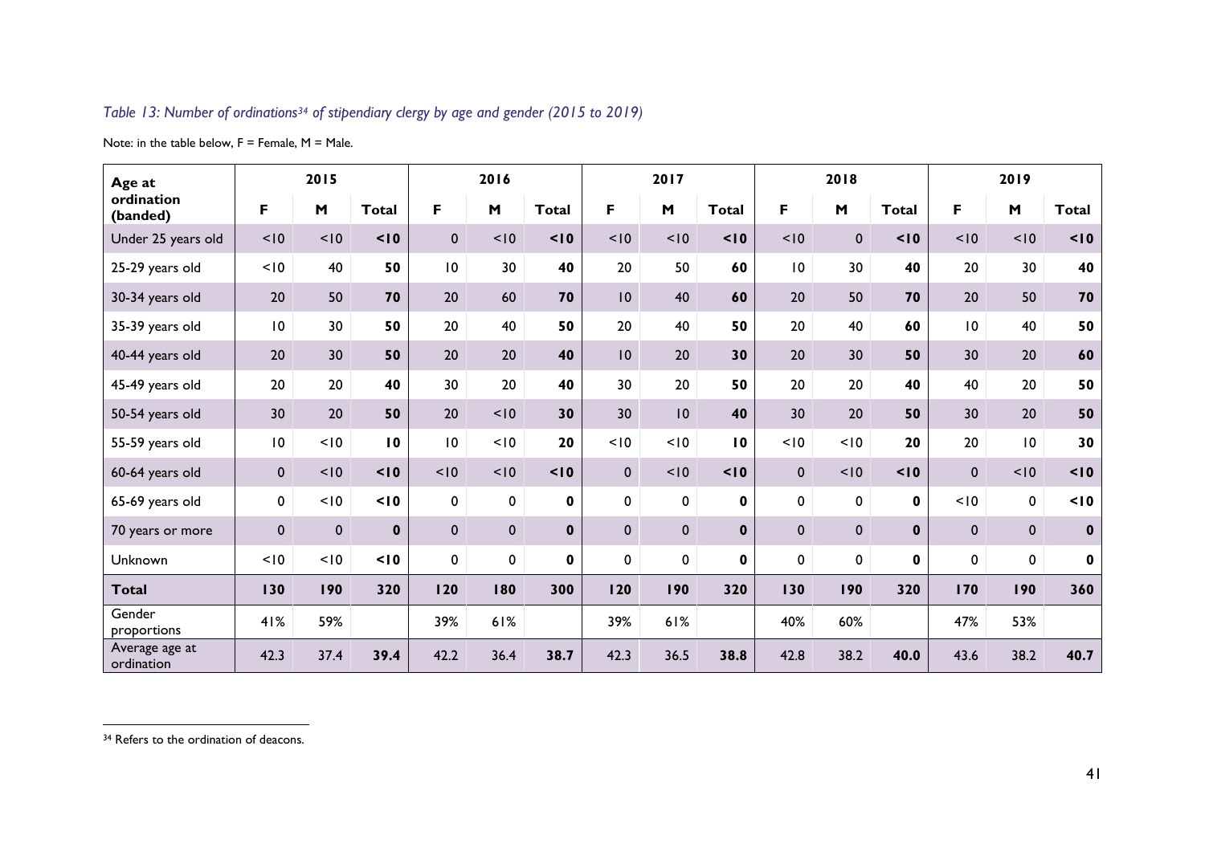*Table 13: Number of ordinations[34] of stipendiary clergy by age and gender (2015 to 2019)*

Note: in the table below, F = Female, M = Male.

| Age at ordination (banded) | 2015 | | | 2016 | | | 2017 | | | 2018 | | | 2019 | | |
|---|---|---|---|---|---|---|---|---|---|---|---|---|---|---|---|
| | F | M | Total | F | M | Total | F | M | Total | F | M | Total | F | M | Total |
| Under 25 years old | <10 | <10 | **<10** | 0 | <10 | **<10** | <10 | <10 | **<10** | <10 | 0 | **<10** | <10 | <10 | **<10** |
| 25-29 years old | <10 | 40 | **50** | 10 | 30 | **40** | 20 | 50 | **60** | 10 | 30 | **40** | 20 | 30 | **40** |
| 30-34 years old | 20 | 50 | **70** | 20 | 60 | **70** | 10 | 40 | **60** | 20 | 50 | **70** | 20 | 50 | **70** |
| 35-39 years old | 10 | 30 | **50** | 20 | 40 | **50** | 20 | 40 | **50** | 20 | 40 | **60** | 10 | 40 | **50** |
| 40-44 years old | 20 | 30 | **50** | 20 | 20 | **40** | 10 | 20 | **30** | 20 | 30 | **50** | 30 | 20 | **60** |
| 45-49 years old | 20 | 20 | **40** | 30 | 20 | **40** | 30 | 20 | **50** | 20 | 20 | **40** | 40 | 20 | **50** |
| 50-54 years old | 30 | 20 | **50** | 20 | <10 | **30** | 30 | 10 | **40** | 30 | 20 | **50** | 30 | 20 | **50** |
| 55-59 years old | 10 | <10 | **10** | 10 | <10 | **20** | <10 | <10 | **10** | <10 | <10 | **20** | 20 | 10 | **30** |
| 60-64 years old | 0 | <10 | **<10** | <10 | <10 | **<10** | 0 | <10 | **<10** | 0 | <10 | **<10** | 0 | <10 | **<10** |
| 65-69 years old | 0 | <10 | **<10** | 0 | 0 | **0** | 0 | 0 | **0** | 0 | 0 | **0** | <10 | 0 | **<10** |
| 70 years or more | 0 | 0 | **0** | 0 | 0 | **0** | 0 | 0 | **0** | 0 | 0 | **0** | 0 | 0 | **0** |
| Unknown | <10 | <10 | **<10** | 0 | 0 | **0** | 0 | 0 | **0** | 0 | 0 | **0** | 0 | 0 | **0** |
| **Total** | **130** | **190** | **320** | **120** | **180** | **300** | **120** | **190** | **320** | **130** | **190** | **320** | **170** | **190** | **360** |
| Gender proportions | 41% | 59% | | 39% | 61% | | 39% | 61% | | 40% | 60% | | 47% | 53% | |
| Average age at ordination | 42.3 | 37.4 | **39.4** | 42.2 | 36.4 | **38.7** | 42.3 | 36.5 | **38.8** | 42.8 | 38.2 | **40.0** | 43.6 | 38.2 | **40.7** |

[34] Refers to the ordination of deacons.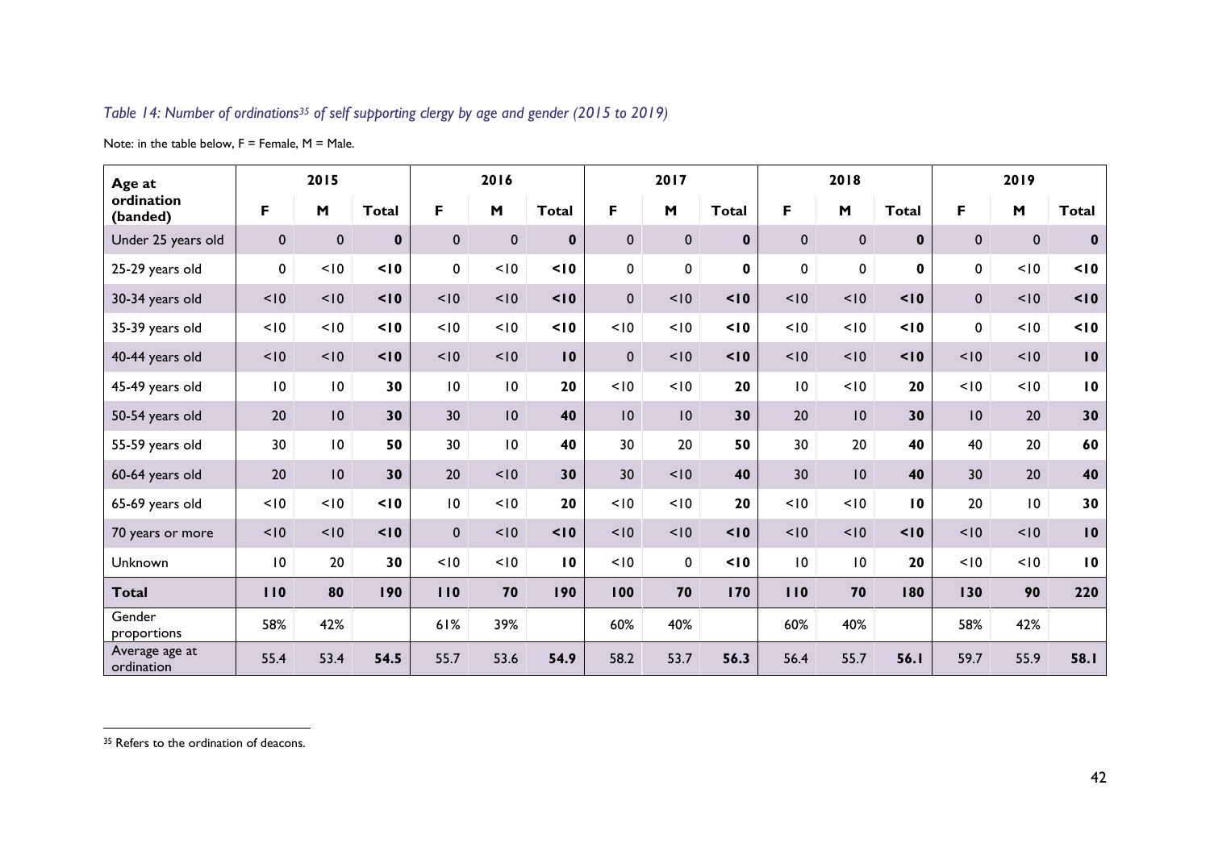*Table 14: Number of ordinations[35] of self supporting clergy by age and gender (2015 to 2019)*

Note: in the table below, F = Female, M = Male.

| Age at ordination (banded) | 2015 | | | 2016 | | | 2017 | | | 2018 | | | 2019 | | |
|---|---|---|---|---|---|---|---|---|---|---|---|---|---|---|---|
| | F | M | Total | F | M | Total | F | M | Total | F | M | Total | F | M | Total |
| Under 25 years old | 0 | 0 | **0** | 0 | 0 | **0** | 0 | 0 | **0** | 0 | 0 | **0** | 0 | 0 | **0** |
| 25-29 years old | 0 | <10 | **<10** | 0 | <10 | **<10** | 0 | 0 | **0** | 0 | 0 | **0** | 0 | <10 | **<10** |
| 30-34 years old | <10 | <10 | **<10** | <10 | <10 | **<10** | 0 | <10 | **<10** | <10 | <10 | **<10** | 0 | <10 | **<10** |
| 35-39 years old | <10 | <10 | **<10** | <10 | <10 | **<10** | <10 | <10 | **<10** | <10 | <10 | **<10** | 0 | <10 | **<10** |
| 40-44 years old | <10 | <10 | **<10** | <10 | <10 | **10** | 0 | <10 | **<10** | <10 | <10 | **<10** | <10 | <10 | **10** |
| 45-49 years old | 10 | 10 | **30** | 10 | 10 | **20** | <10 | <10 | **20** | 10 | <10 | **20** | <10 | <10 | **10** |
| 50-54 years old | 20 | 10 | **30** | 30 | 10 | **40** | 10 | 10 | **30** | 20 | 10 | **30** | 10 | 20 | **30** |
| 55-59 years old | 30 | 10 | **50** | 30 | 10 | **40** | 30 | 20 | **50** | 30 | 20 | **40** | 40 | 20 | **60** |
| 60-64 years old | 20 | 10 | **30** | 20 | <10 | **30** | 30 | <10 | **40** | 30 | 10 | **40** | 30 | 20 | **40** |
| 65-69 years old | <10 | <10 | **<10** | 10 | <10 | **20** | <10 | <10 | **20** | <10 | <10 | **10** | 20 | 10 | **30** |
| 70 years or more | <10 | <10 | **<10** | 0 | <10 | **<10** | <10 | <10 | **<10** | <10 | <10 | **<10** | <10 | <10 | **10** |
| Unknown | 10 | 20 | **30** | <10 | <10 | **10** | <10 | 0 | **<10** | 10 | 10 | **20** | <10 | <10 | **10** |
| **Total** | **110** | **80** | **190** | **110** | **70** | **190** | **100** | **70** | **170** | **110** | **70** | **180** | **130** | **90** | **220** |
| Gender proportions | 58% | 42% | | 61% | 39% | | 60% | 40% | | 60% | 40% | | 58% | 42% | |
| Average age at ordination | 55.4 | 53.4 | **54.5** | 55.7 | 53.6 | **54.9** | 58.2 | 53.7 | **56.3** | 56.4 | 55.7 | **56.1** | 59.7 | 55.9 | **58.1** |

[35] Refers to the ordination of deacons.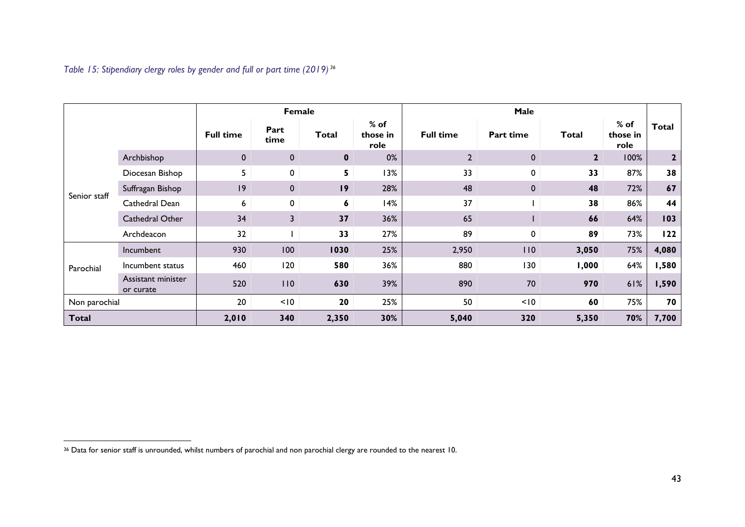*Table 15: Stipendiary clergy roles by gender and full or part time (2019)* [36]

| | | Female | | | | Male | | | | Total |
|---|---|---|---|---|---|---|---|---|---|---|
| | | Full time | Part time | Total | % of those in role | Full time | Part time | Total | % of those in role | |
| Senior staff | Archbishop | 0 | 0 | **0** | 0% | 2 | 0 | **2** | 100% | **2** |
| | Diocesan Bishop | 5 | 0 | **5** | 13% | 33 | 0 | **33** | 87% | **38** |
| | Suffragan Bishop | 19 | 0 | **19** | 28% | 48 | 0 | **48** | 72% | **67** |
| | Cathedral Dean | 6 | 0 | **6** | 14% | 37 | 1 | **38** | 86% | **44** |
| | Cathedral Other | 34 | 3 | **37** | 36% | 65 | 1 | **66** | 64% | **103** |
| | Archdeacon | 32 | 1 | **33** | 27% | 89 | 0 | **89** | 73% | **122** |
| Parochial | Incumbent | 930 | 100 | **1030** | 25% | 2,950 | 110 | **3,050** | 75% | **4,080** |
| | Incumbent status | 460 | 120 | **580** | 36% | 880 | 130 | **1,000** | 64% | **1,580** |
| | Assistant minister or curate | 520 | 110 | **630** | 39% | 890 | 70 | **970** | 61% | **1,590** |
| Non parochial | | 20 | <10 | **20** | 25% | 50 | <10 | **60** | 75% | **70** |
| **Total** | | **2,010** | **340** | **2,350** | **30%** | **5,040** | **320** | **5,350** | **70%** | **7,700** |

[36] Data for senior staff is unrounded, whilst numbers of parochial and non parochial clergy are rounded to the nearest 10.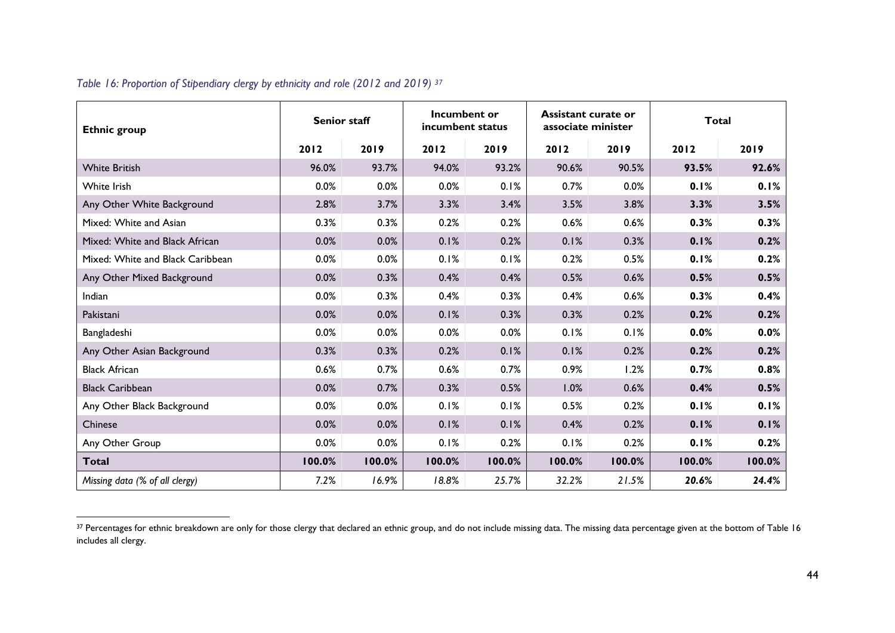*Table 16: Proportion of Stipendiary clergy by ethnicity and role (2012 and 2019)* [37]

| Ethnic group | Senior staff | | Incumbent or incumbent status | | Assistant curate or associate minister | | Total | |
|---|---|---|---|---|---|---|---|---|
| | 2012 | 2019 | 2012 | 2019 | 2012 | 2019 | 2012 | 2019 |
| White British | 96.0% | 93.7% | 94.0% | 93.2% | 90.6% | 90.5% | **93.5%** | **92.6%** |
| White Irish | 0.0% | 0.0% | 0.0% | 0.1% | 0.7% | 0.0% | **0.1%** | **0.1%** |
| Any Other White Background | 2.8% | 3.7% | 3.3% | 3.4% | 3.5% | 3.8% | **3.3%** | **3.5%** |
| Mixed: White and Asian | 0.3% | 0.3% | 0.2% | 0.2% | 0.6% | 0.6% | **0.3%** | **0.3%** |
| Mixed: White and Black African | 0.0% | 0.0% | 0.1% | 0.2% | 0.1% | 0.3% | **0.1%** | **0.2%** |
| Mixed: White and Black Caribbean | 0.0% | 0.0% | 0.1% | 0.1% | 0.2% | 0.5% | **0.1%** | **0.2%** |
| Any Other Mixed Background | 0.0% | 0.3% | 0.4% | 0.4% | 0.5% | 0.6% | **0.5%** | **0.5%** |
| Indian | 0.0% | 0.3% | 0.4% | 0.3% | 0.4% | 0.6% | **0.3%** | **0.4%** |
| Pakistani | 0.0% | 0.0% | 0.1% | 0.3% | 0.3% | 0.2% | **0.2%** | **0.2%** |
| Bangladeshi | 0.0% | 0.0% | 0.0% | 0.0% | 0.1% | 0.1% | **0.0%** | **0.0%** |
| Any Other Asian Background | 0.3% | 0.3% | 0.2% | 0.1% | 0.1% | 0.2% | **0.2%** | **0.2%** |
| Black African | 0.6% | 0.7% | 0.6% | 0.7% | 0.9% | 1.2% | **0.7%** | **0.8%** |
| Black Caribbean | 0.0% | 0.7% | 0.3% | 0.5% | 1.0% | 0.6% | **0.4%** | **0.5%** |
| Any Other Black Background | 0.0% | 0.0% | 0.1% | 0.1% | 0.5% | 0.2% | **0.1%** | **0.1%** |
| Chinese | 0.0% | 0.0% | 0.1% | 0.1% | 0.4% | 0.2% | **0.1%** | **0.1%** |
| Any Other Group | 0.0% | 0.0% | 0.1% | 0.2% | 0.1% | 0.2% | **0.1%** | **0.2%** |
| **Total** | **100.0%** | **100.0%** | **100.0%** | **100.0%** | **100.0%** | **100.0%** | **100.0%** | **100.0%** |
| *Missing data (% of all clergy)* | *7.2%* | *16.9%* | *18.8%* | *25.7%* | *32.2%* | *21.5%* | ***20.6%*** | ***24.4%*** |

[37] Percentages for ethnic breakdown are only for those clergy that declared an ethnic group, and do not include missing data. The missing data percentage given at the bottom of Table 16 includes all clergy.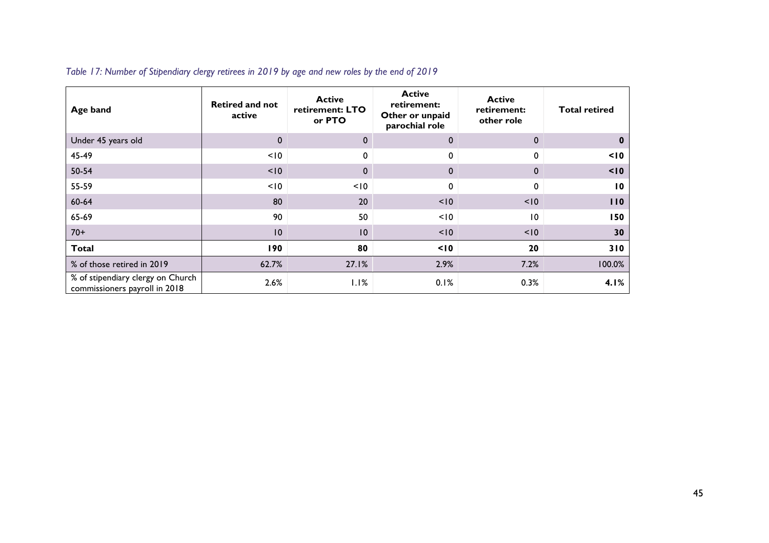*Table 17: Number of Stipendiary clergy retirees in 2019 by age and new roles by the end of 2019*

| Age band | Retired and not active | Active retirement: LTO or PTO | Active retirement: Other or unpaid parochial role | Active retirement: other role | Total retired |
|---|---|---|---|---|---|
| Under 45 years old | 0 | 0 | 0 | 0 | **0** |
| 45-49 | <10 | 0 | 0 | 0 | **<10** |
| 50-54 | <10 | 0 | 0 | 0 | **<10** |
| 55-59 | <10 | <10 | 0 | 0 | **10** |
| 60-64 | 80 | 20 | <10 | <10 | **110** |
| 65-69 | 90 | 50 | <10 | 10 | **150** |
| 70+ | 10 | 10 | <10 | <10 | **30** |
| **Total** | **190** | **80** | **<10** | **20** | **310** |
| % of those retired in 2019 | 62.7% | 27.1% | 2.9% | 7.2% | 100.0% |
| % of stipendiary clergy on Church commissioners payroll in 2018 | 2.6% | 1.1% | 0.1% | 0.3% | **4.1%** |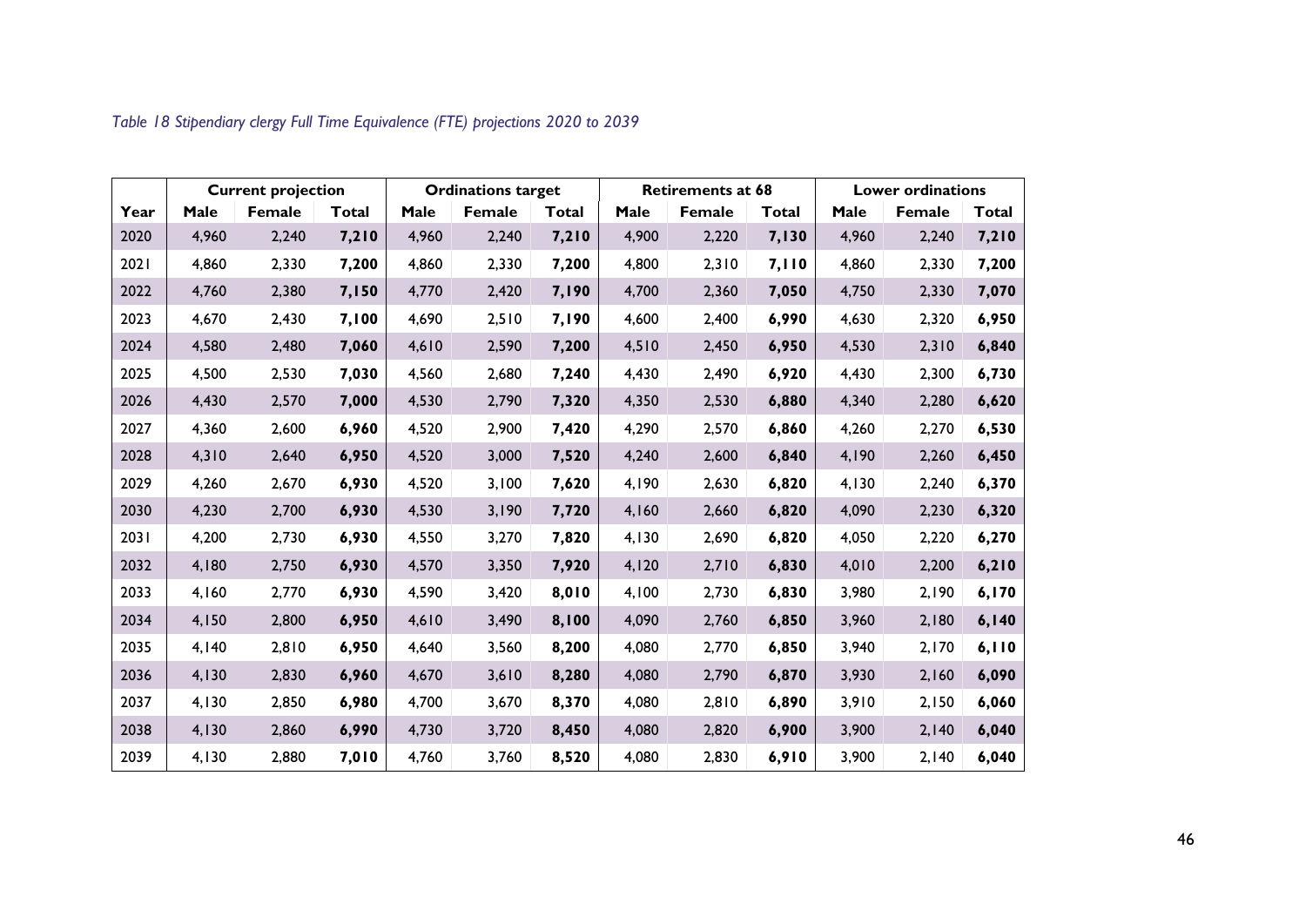*Table 18 Stipendiary clergy Full Time Equivalence (FTE) projections 2020 to 2039*

| | Current projection | | | Ordinations target | | | Retirements at 68 | | | Lower ordinations | | |
|---|---|---|---|---|---|---|---|---|---|---|---|---|
| **Year** | **Male** | **Female** | **Total** | **Male** | **Female** | **Total** | **Male** | **Female** | **Total** | **Male** | **Female** | **Total** |
| 2020 | 4,960 | 2,240 | **7,210** | 4,960 | 2,240 | **7,210** | 4,900 | 2,220 | **7,130** | 4,960 | 2,240 | **7,210** |
| 2021 | 4,860 | 2,330 | **7,200** | 4,860 | 2,330 | **7,200** | 4,800 | 2,310 | **7,110** | 4,860 | 2,330 | **7,200** |
| 2022 | 4,760 | 2,380 | **7,150** | 4,770 | 2,420 | **7,190** | 4,700 | 2,360 | **7,050** | 4,750 | 2,330 | **7,070** |
| 2023 | 4,670 | 2,430 | **7,100** | 4,690 | 2,510 | **7,190** | 4,600 | 2,400 | **6,990** | 4,630 | 2,320 | **6,950** |
| 2024 | 4,580 | 2,480 | **7,060** | 4,610 | 2,590 | **7,200** | 4,510 | 2,450 | **6,950** | 4,530 | 2,310 | **6,840** |
| 2025 | 4,500 | 2,530 | **7,030** | 4,560 | 2,680 | **7,240** | 4,430 | 2,490 | **6,920** | 4,430 | 2,300 | **6,730** |
| 2026 | 4,430 | 2,570 | **7,000** | 4,530 | 2,790 | **7,320** | 4,350 | 2,530 | **6,880** | 4,340 | 2,280 | **6,620** |
| 2027 | 4,360 | 2,600 | **6,960** | 4,520 | 2,900 | **7,420** | 4,290 | 2,570 | **6,860** | 4,260 | 2,270 | **6,530** |
| 2028 | 4,310 | 2,640 | **6,950** | 4,520 | 3,000 | **7,520** | 4,240 | 2,600 | **6,840** | 4,190 | 2,260 | **6,450** |
| 2029 | 4,260 | 2,670 | **6,930** | 4,520 | 3,100 | **7,620** | 4,190 | 2,630 | **6,820** | 4,130 | 2,240 | **6,370** |
| 2030 | 4,230 | 2,700 | **6,930** | 4,530 | 3,190 | **7,720** | 4,160 | 2,660 | **6,820** | 4,090 | 2,230 | **6,320** |
| 2031 | 4,200 | 2,730 | **6,930** | 4,550 | 3,270 | **7,820** | 4,130 | 2,690 | **6,820** | 4,050 | 2,220 | **6,270** |
| 2032 | 4,180 | 2,750 | **6,930** | 4,570 | 3,350 | **7,920** | 4,120 | 2,710 | **6,830** | 4,010 | 2,200 | **6,210** |
| 2033 | 4,160 | 2,770 | **6,930** | 4,590 | 3,420 | **8,010** | 4,100 | 2,730 | **6,830** | 3,980 | 2,190 | **6,170** |
| 2034 | 4,150 | 2,800 | **6,950** | 4,610 | 3,490 | **8,100** | 4,090 | 2,760 | **6,850** | 3,960 | 2,180 | **6,140** |
| 2035 | 4,140 | 2,810 | **6,950** | 4,640 | 3,560 | **8,200** | 4,080 | 2,770 | **6,850** | 3,940 | 2,170 | **6,110** |
| 2036 | 4,130 | 2,830 | **6,960** | 4,670 | 3,610 | **8,280** | 4,080 | 2,790 | **6,870** | 3,930 | 2,160 | **6,090** |
| 2037 | 4,130 | 2,850 | **6,980** | 4,700 | 3,670 | **8,370** | 4,080 | 2,810 | **6,890** | 3,910 | 2,150 | **6,060** |
| 2038 | 4,130 | 2,860 | **6,990** | 4,730 | 3,720 | **8,450** | 4,080 | 2,820 | **6,900** | 3,900 | 2,140 | **6,040** |
| 2039 | 4,130 | 2,880 | **7,010** | 4,760 | 3,760 | **8,520** | 4,080 | 2,830 | **6,910** | 3,900 | 2,140 | **6,040** |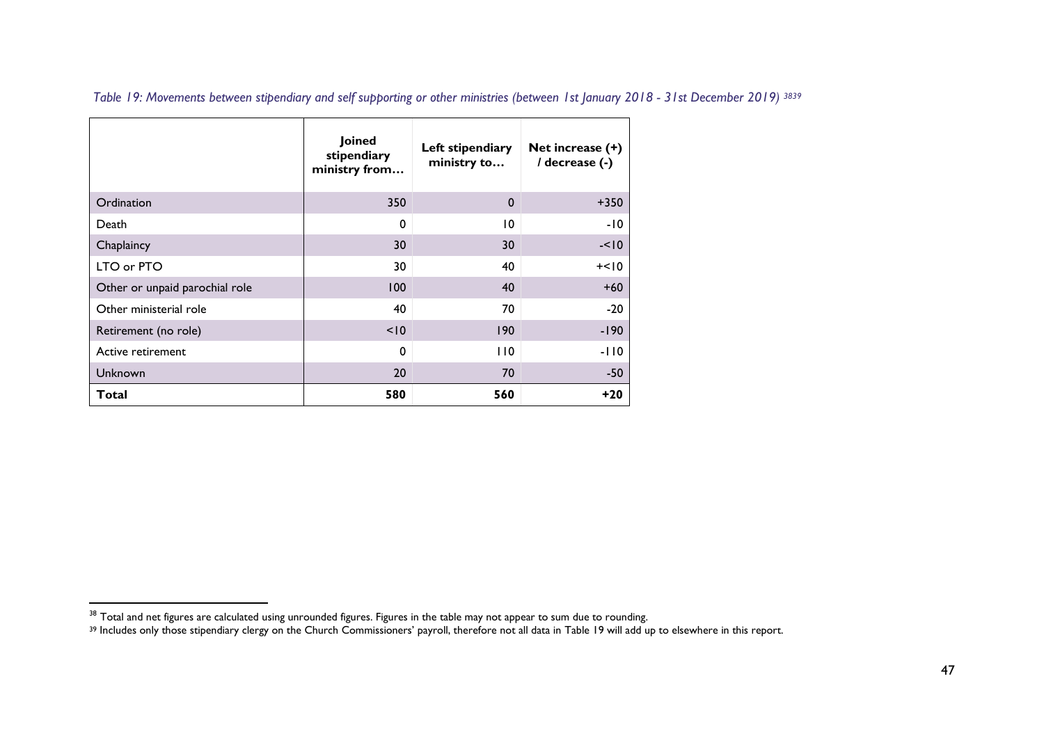*Table 19: Movements between stipendiary and self supporting or other ministries (between 1st January 2018 - 31st December 2019)* [38][39]

| | Joined stipendiary ministry from… | Left stipendiary ministry to… | Net increase (+) / decrease (-) |
|---|---|---|---|
| Ordination | 350 | 0 | +350 |
| Death | 0 | 10 | -10 |
| Chaplaincy | 30 | 30 | -<10 |
| LTO or PTO | 30 | 40 | +<10 |
| Other or unpaid parochial role | 100 | 40 | +60 |
| Other ministerial role | 40 | 70 | -20 |
| Retirement (no role) | <10 | 190 | -190 |
| Active retirement | 0 | 110 | -110 |
| Unknown | 20 | 70 | -50 |
| **Total** | **580** | **560** | **+20** |

[38] Total and net figures are calculated using unrounded figures. Figures in the table may not appear to sum due to rounding.

[39] Includes only those stipendiary clergy on the Church Commissioners' payroll, therefore not all data in Table 19 will add up to elsewhere in this report.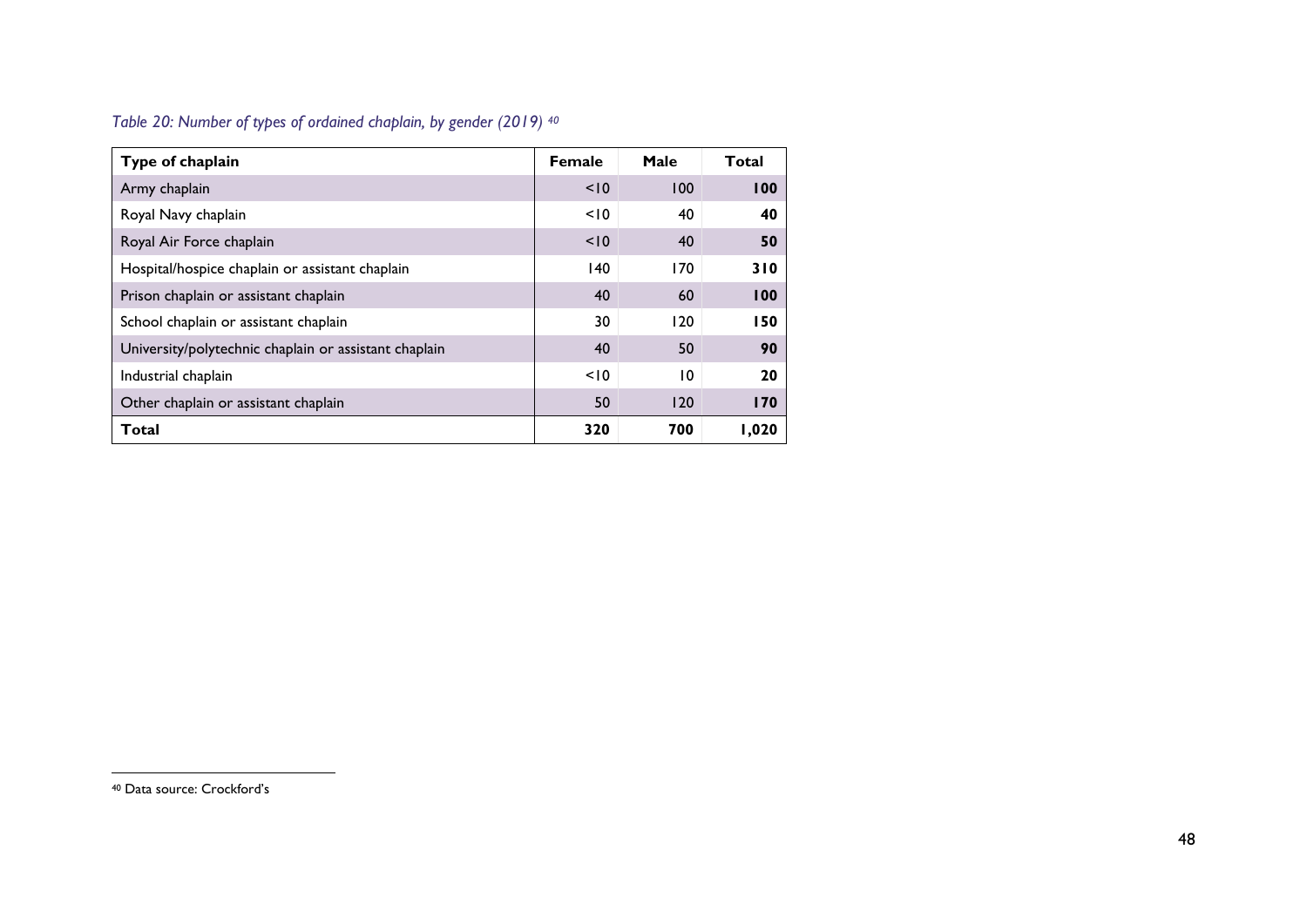*Table 20: Number of types of ordained chaplain, by gender (2019)* [40]

| Type of chaplain | Female | Male | Total |
|---|---|---|---|
| Army chaplain | <10 | 100 | **100** |
| Royal Navy chaplain | <10 | 40 | **40** |
| Royal Air Force chaplain | <10 | 40 | **50** |
| Hospital/hospice chaplain or assistant chaplain | 140 | 170 | **310** |
| Prison chaplain or assistant chaplain | 40 | 60 | **100** |
| School chaplain or assistant chaplain | 30 | 120 | **150** |
| University/polytechnic chaplain or assistant chaplain | 40 | 50 | **90** |
| Industrial chaplain | <10 | 10 | **20** |
| Other chaplain or assistant chaplain | 50 | 120 | **170** |
| **Total** | **320** | **700** | **1,020** |

[40] Data source: Crockford's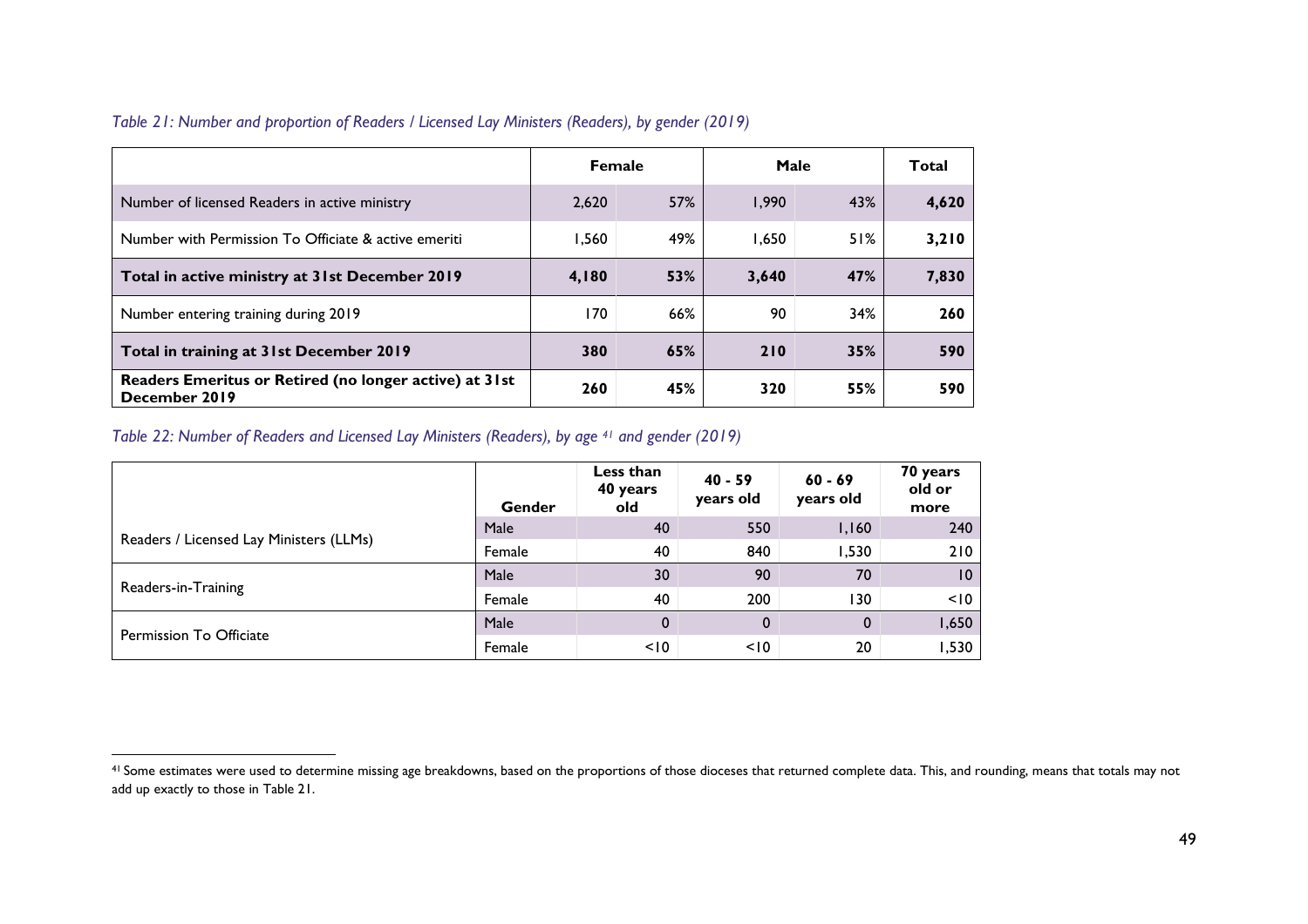*Table 21: Number and proportion of Readers / Licensed Lay Ministers (Readers), by gender (2019)*

| | Female | | Male | | Total |
|---|---|---|---|---|---|
| Number of licensed Readers in active ministry | 2,620 | 57% | 1,990 | 43% | **4,620** |
| Number with Permission To Officiate & active emeriti | 1,560 | 49% | 1,650 | 51% | **3,210** |
| **Total in active ministry at 31st December 2019** | **4,180** | **53%** | **3,640** | **47%** | **7,830** |
| Number entering training during 2019 | 170 | 66% | 90 | 34% | **260** |
| **Total in training at 31st December 2019** | **380** | **65%** | **210** | **35%** | **590** |
| **Readers Emeritus or Retired (no longer active) at 31st December 2019** | **260** | **45%** | **320** | **55%** | **590** |

*Table 22: Number of Readers and Licensed Lay Ministers (Readers), by age [41] and gender (2019)*

| | Gender | Less than 40 years old | 40 - 59 years old | 60 - 69 years old | 70 years old or more |
|---|---|---|---|---|---|
| Readers / Licensed Lay Ministers (LLMs) | Male | 40 | 550 | 1,160 | 240 |
| | Female | 40 | 840 | 1,530 | 210 |
| Readers-in-Training | Male | 30 | 90 | 70 | 10 |
| | Female | 40 | 200 | 130 | <10 |
| Permission To Officiate | Male | 0 | 0 | 0 | 1,650 |
| | Female | <10 | <10 | 20 | 1,530 |

[41] Some estimates were used to determine missing age breakdowns, based on the proportions of those dioceses that returned complete data. This, and rounding, means that totals may not add up exactly to those in Table 21.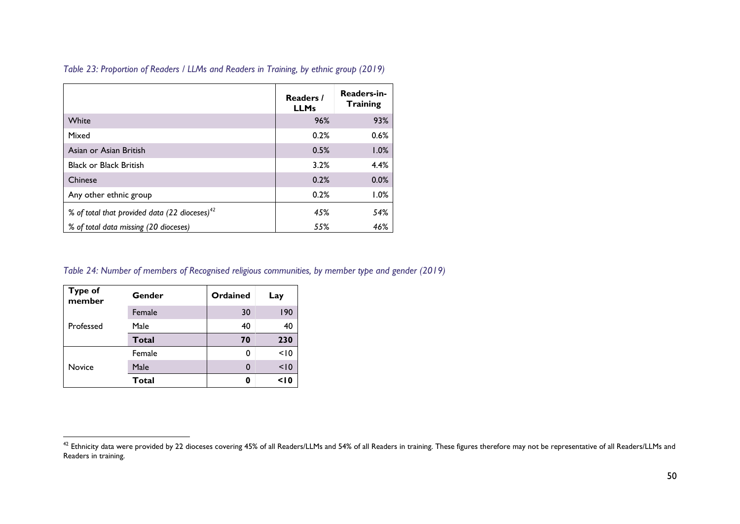*Table 23: Proportion of Readers / LLMs and Readers in Training, by ethnic group (2019)*

| | Readers / LLMs | Readers-in-Training |
|---|---|---|
| White | 96% | 93% |
| Mixed | 0.2% | 0.6% |
| Asian or Asian British | 0.5% | 1.0% |
| Black or Black British | 3.2% | 4.4% |
| Chinese | 0.2% | 0.0% |
| Any other ethnic group | 0.2% | 1.0% |
| *% of total that provided data (22 dioceses)*[42] | *45%* | *54%* |
| *% of total data missing (20 dioceses)* | *55%* | *46%* |

*Table 24: Number of members of Recognised religious communities, by member type and gender (2019)*

| Type of member | Gender | Ordained | Lay |
|---|---|---|---|
| Professed | Female | 30 | 190 |
| | Male | 40 | 40 |
| | **Total** | **70** | **230** |
| Novice | Female | 0 | <10 |
| | Male | 0 | <10 |
| | **Total** | **0** | **<10** |

[42] Ethnicity data were provided by 22 dioceses covering 45% of all Readers/LLMs and 54% of all Readers in training. These figures therefore may not be representative of all Readers/LLMs and Readers in training.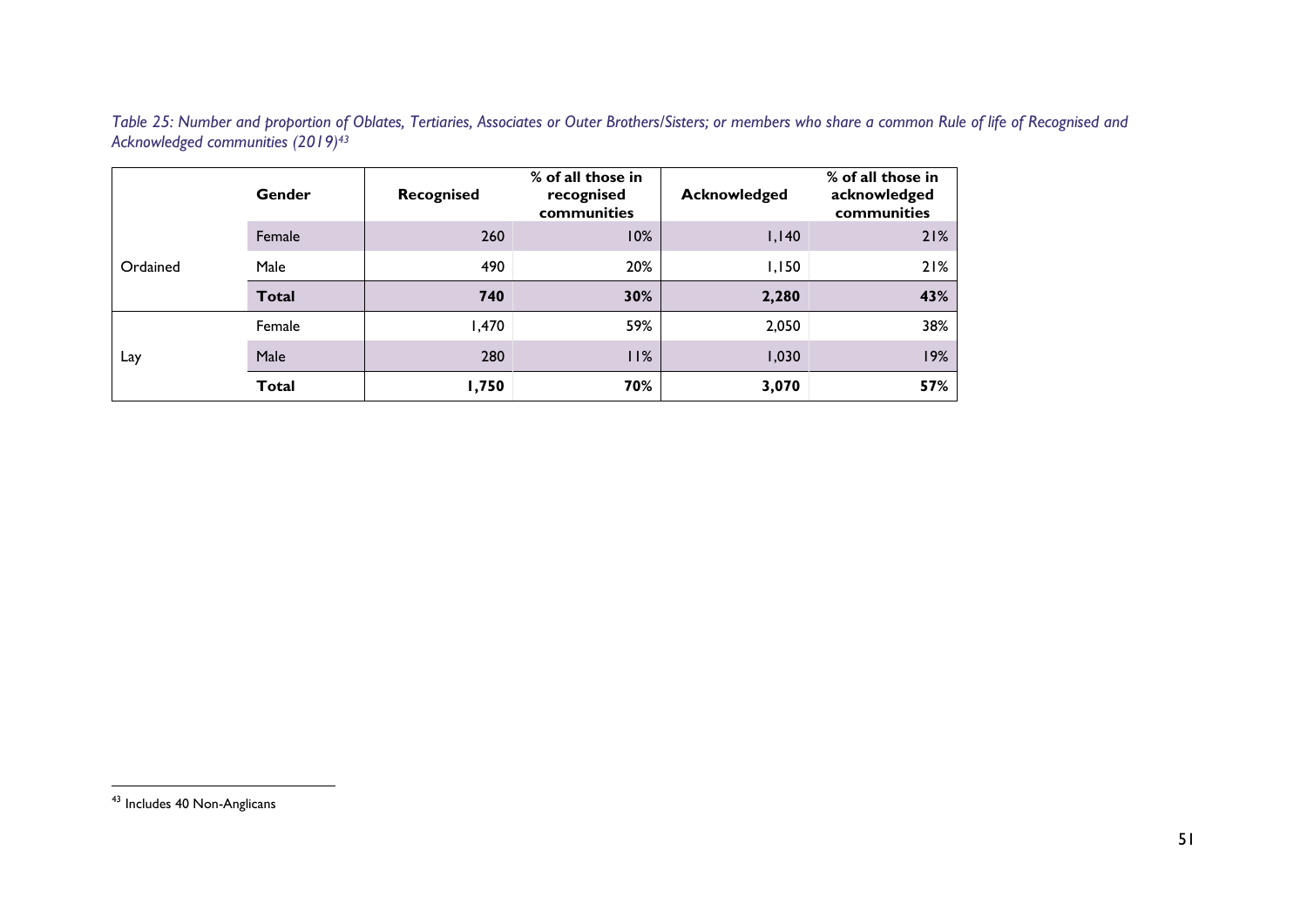*Table 25: Number and proportion of Oblates, Tertiaries, Associates or Outer Brothers/Sisters; or members who share a common Rule of life of Recognised and Acknowledged communities (2019)[43]*

| | Gender | Recognised | % of all those in recognised communities | Acknowledged | % of all those in acknowledged communities |
|---|---|---|---|---|---|
| Ordained | Female | 260 | 10% | 1,140 | 21% |
| | Male | 490 | 20% | 1,150 | 21% |
| | **Total** | **740** | **30%** | **2,280** | **43%** |
| Lay | Female | 1,470 | 59% | 2,050 | 38% |
| | Male | 280 | 11% | 1,030 | 19% |
| | **Total** | **1,750** | **70%** | **3,070** | **57%** |

[43] Includes 40 Non-Anglicans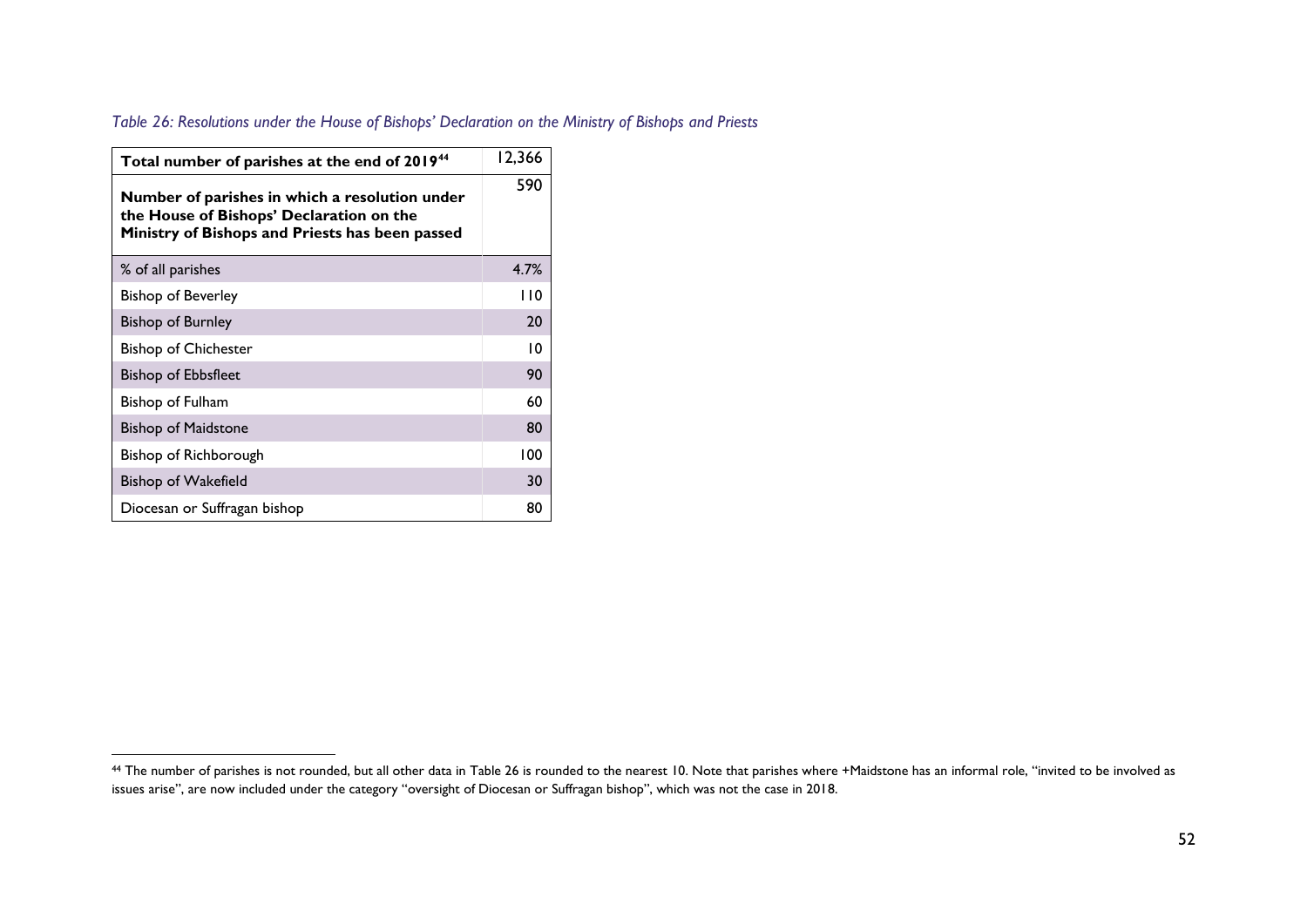*Table 26: Resolutions under the House of Bishops' Declaration on the Ministry of Bishops and Priests*

| **Total number of parishes at the end of 2019**[44] | 12,366 |
|---|---|
| **Number of parishes in which a resolution under the House of Bishops' Declaration on the Ministry of Bishops and Priests has been passed** | 590 |
| % of all parishes | 4.7% |
| Bishop of Beverley | 110 |
| Bishop of Burnley | 20 |
| Bishop of Chichester | 10 |
| Bishop of Ebbsfleet | 90 |
| Bishop of Fulham | 60 |
| Bishop of Maidstone | 80 |
| Bishop of Richborough | 100 |
| Bishop of Wakefield | 30 |
| Diocesan or Suffragan bishop | 80 |

[44] The number of parishes is not rounded, but all other data in Table 26 is rounded to the nearest 10. Note that parishes where +Maidstone has an informal role, "invited to be involved as issues arise", are now included under the category "oversight of Diocesan or Suffragan bishop", which was not the case in 2018.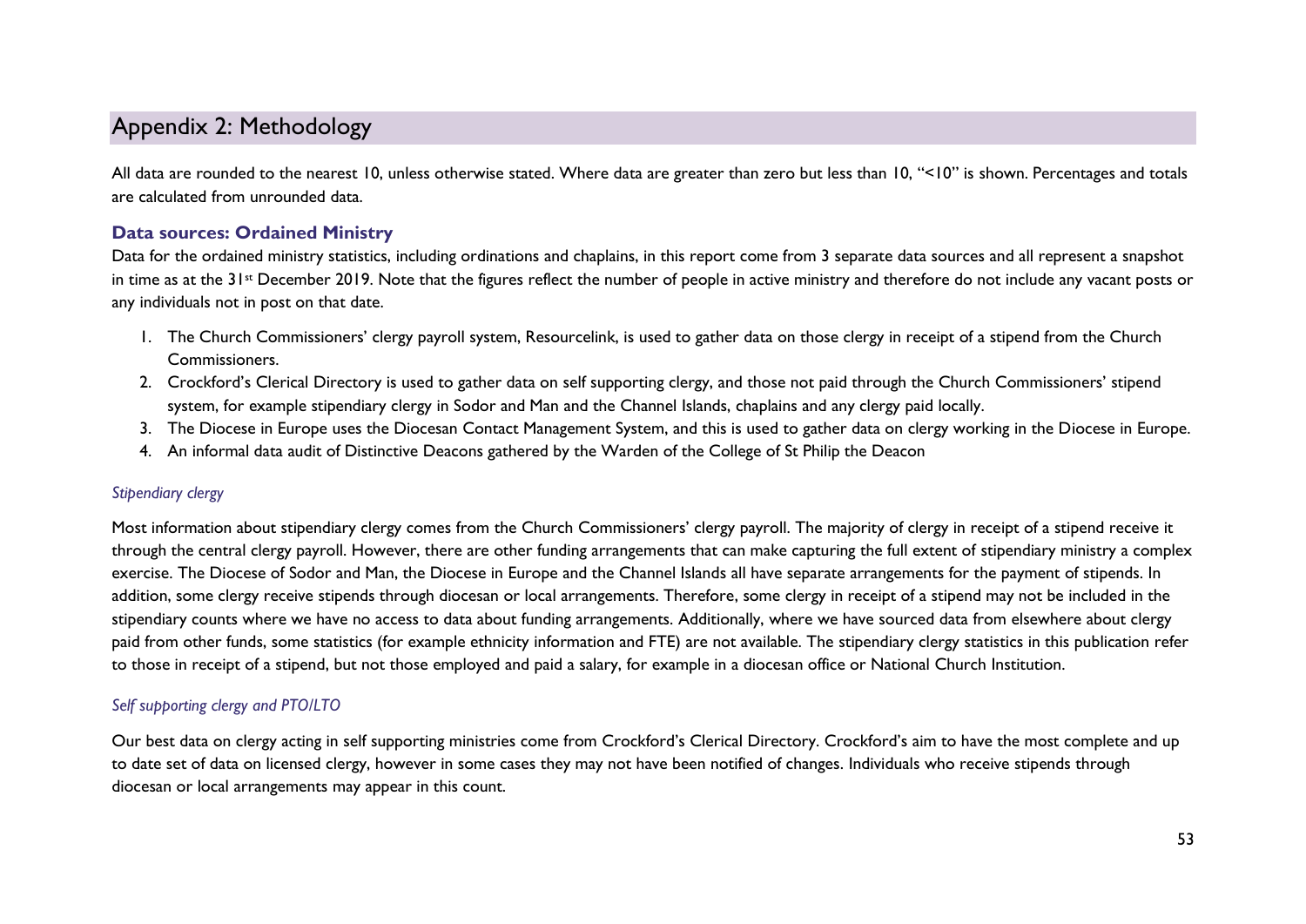# Appendix 2: Methodology

All data are rounded to the nearest 10, unless otherwise stated. Where data are greater than zero but less than 10, "<10" is shown. Percentages and totals are calculated from unrounded data.

### Data sources: Ordained Ministry

Data for the ordained ministry statistics, including ordinations and chaplains, in this report come from 3 separate data sources and all represent a snapshot in time as at the 31st December 2019. Note that the figures reflect the number of people in active ministry and therefore do not include any vacant posts or any individuals not in post on that date.

1. The Church Commissioners' clergy payroll system, Resourcelink, is used to gather data on those clergy in receipt of a stipend from the Church Commissioners.
2. Crockford's Clerical Directory is used to gather data on self supporting clergy, and those not paid through the Church Commissioners' stipend system, for example stipendiary clergy in Sodor and Man and the Channel Islands, chaplains and any clergy paid locally.
3. The Diocese in Europe uses the Diocesan Contact Management System, and this is used to gather data on clergy working in the Diocese in Europe.
4. An informal data audit of Distinctive Deacons gathered by the Warden of the College of St Philip the Deacon

*Stipendiary clergy*

Most information about stipendiary clergy comes from the Church Commissioners' clergy payroll. The majority of clergy in receipt of a stipend receive it through the central clergy payroll. However, there are other funding arrangements that can make capturing the full extent of stipendiary ministry a complex exercise. The Diocese of Sodor and Man, the Diocese in Europe and the Channel Islands all have separate arrangements for the payment of stipends. In addition, some clergy receive stipends through diocesan or local arrangements. Therefore, some clergy in receipt of a stipend may not be included in the stipendiary counts where we have no access to data about funding arrangements. Additionally, where we have sourced data from elsewhere about clergy paid from other funds, some statistics (for example ethnicity information and FTE) are not available. The stipendiary clergy statistics in this publication refer to those in receipt of a stipend, but not those employed and paid a salary, for example in a diocesan office or National Church Institution.

*Self supporting clergy and PTO/LTO*

Our best data on clergy acting in self supporting ministries come from Crockford's Clerical Directory. Crockford's aim to have the most complete and up to date set of data on licensed clergy, however in some cases they may not have been notified of changes. Individuals who receive stipends through diocesan or local arrangements may appear in this count.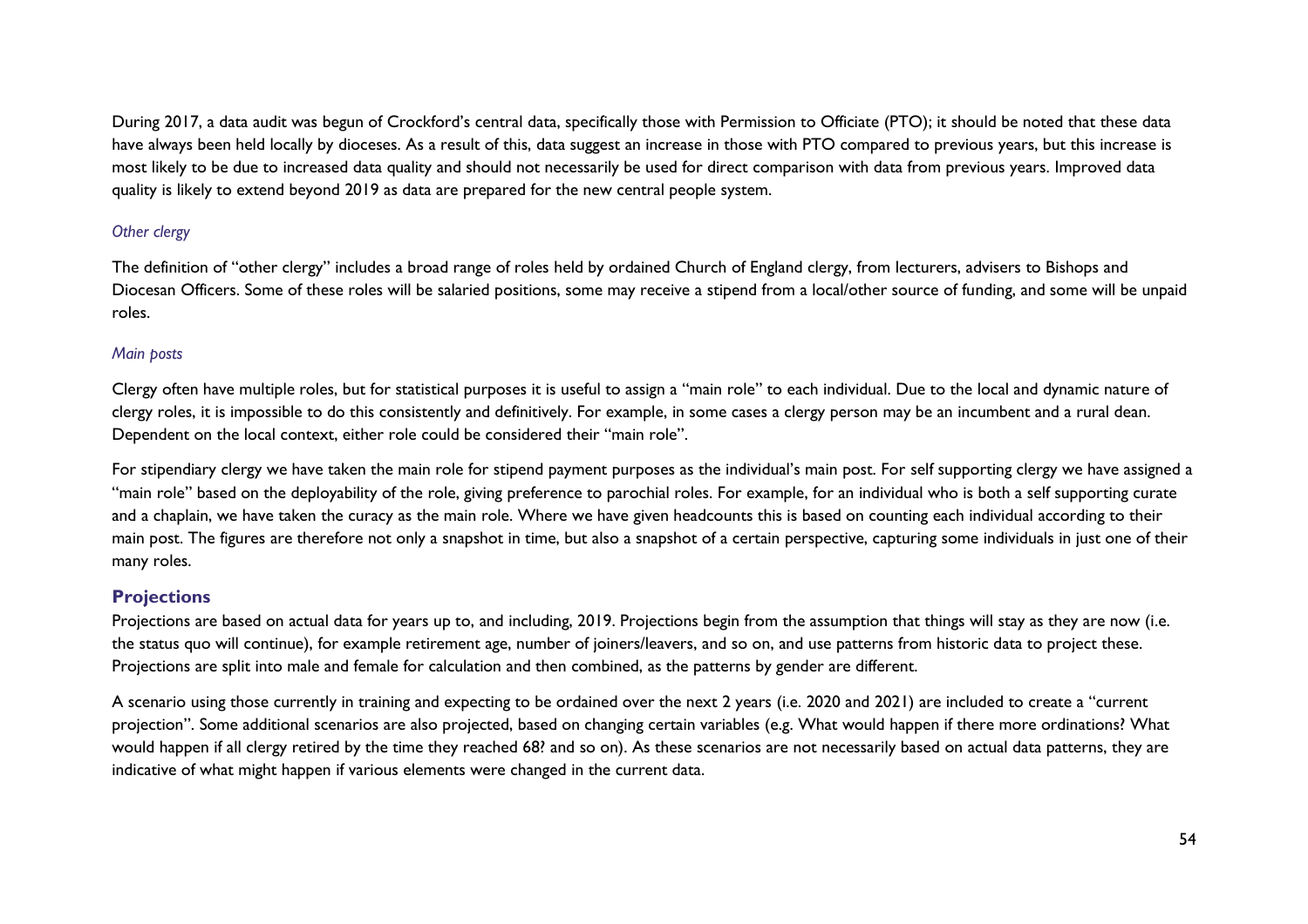During 2017, a data audit was begun of Crockford's central data, specifically those with Permission to Officiate (PTO); it should be noted that these data have always been held locally by dioceses. As a result of this, data suggest an increase in those with PTO compared to previous years, but this increase is most likely to be due to increased data quality and should not necessarily be used for direct comparison with data from previous years. Improved data quality is likely to extend beyond 2019 as data are prepared for the new central people system.

*Other clergy*

The definition of "other clergy" includes a broad range of roles held by ordained Church of England clergy, from lecturers, advisers to Bishops and Diocesan Officers. Some of these roles will be salaried positions, some may receive a stipend from a local/other source of funding, and some will be unpaid roles.

*Main posts*

Clergy often have multiple roles, but for statistical purposes it is useful to assign a "main role" to each individual. Due to the local and dynamic nature of clergy roles, it is impossible to do this consistently and definitively. For example, in some cases a clergy person may be an incumbent and a rural dean. Dependent on the local context, either role could be considered their "main role".

For stipendiary clergy we have taken the main role for stipend payment purposes as the individual's main post. For self supporting clergy we have assigned a "main role" based on the deployability of the role, giving preference to parochial roles. For example, for an individual who is both a self supporting curate and a chaplain, we have taken the curacy as the main role. Where we have given headcounts this is based on counting each individual according to their main post. The figures are therefore not only a snapshot in time, but also a snapshot of a certain perspective, capturing some individuals in just one of their many roles.

## Projections

Projections are based on actual data for years up to, and including, 2019. Projections begin from the assumption that things will stay as they are now (i.e. the status quo will continue), for example retirement age, number of joiners/leavers, and so on, and use patterns from historic data to project these. Projections are split into male and female for calculation and then combined, as the patterns by gender are different.

A scenario using those currently in training and expecting to be ordained over the next 2 years (i.e. 2020 and 2021) are included to create a "current projection". Some additional scenarios are also projected, based on changing certain variables (e.g. What would happen if there more ordinations? What would happen if all clergy retired by the time they reached 68? and so on). As these scenarios are not necessarily based on actual data patterns, they are indicative of what might happen if various elements were changed in the current data.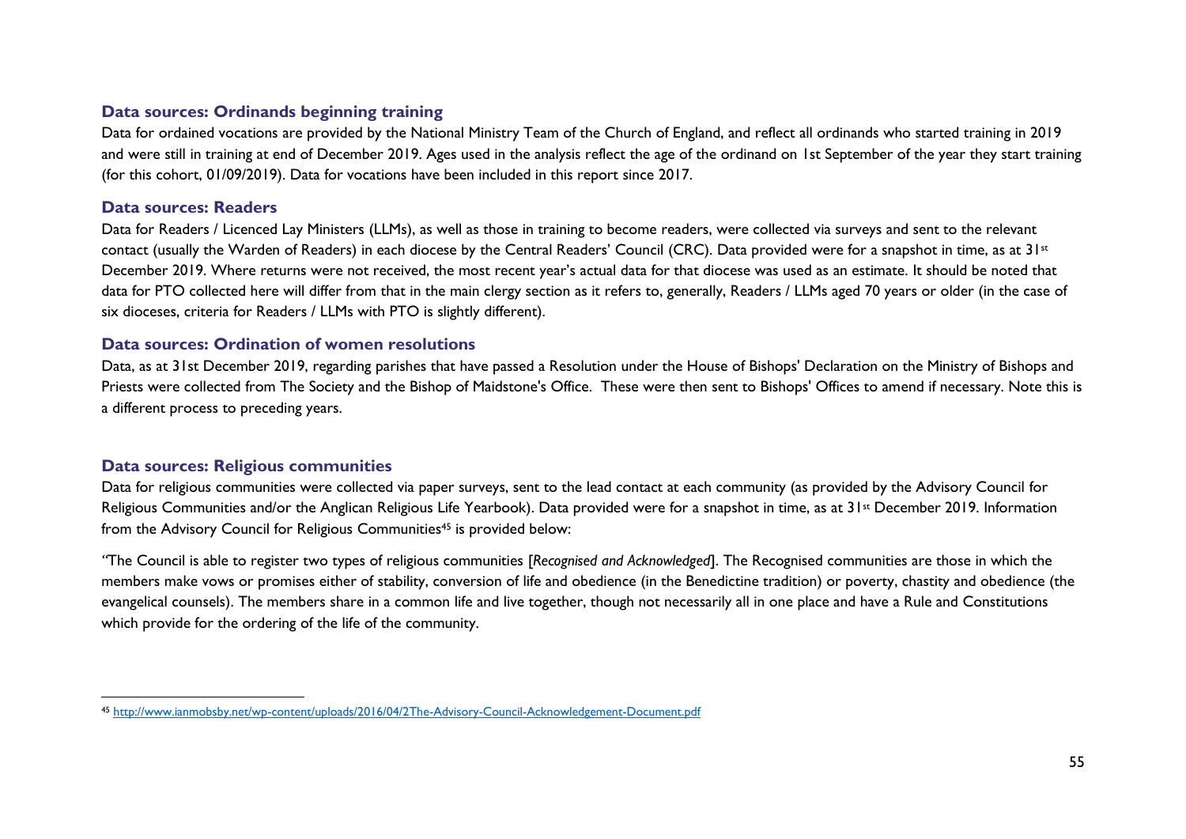### Data sources: Ordinands beginning training

Data for ordained vocations are provided by the National Ministry Team of the Church of England, and reflect all ordinands who started training in 2019 and were still in training at end of December 2019. Ages used in the analysis reflect the age of the ordinand on 1st September of the year they start training (for this cohort, 01/09/2019). Data for vocations have been included in this report since 2017.

### Data sources: Readers

Data for Readers / Licenced Lay Ministers (LLMs), as well as those in training to become readers, were collected via surveys and sent to the relevant contact (usually the Warden of Readers) in each diocese by the Central Readers' Council (CRC). Data provided were for a snapshot in time, as at 31st December 2019. Where returns were not received, the most recent year's actual data for that diocese was used as an estimate. It should be noted that data for PTO collected here will differ from that in the main clergy section as it refers to, generally, Readers / LLMs aged 70 years or older (in the case of six dioceses, criteria for Readers / LLMs with PTO is slightly different).

### Data sources: Ordination of women resolutions

Data, as at 31st December 2019, regarding parishes that have passed a Resolution under the House of Bishops' Declaration on the Ministry of Bishops and Priests were collected from The Society and the Bishop of Maidstone's Office. These were then sent to Bishops' Offices to amend if necessary. Note this is a different process to preceding years.

### Data sources: Religious communities

Data for religious communities were collected via paper surveys, sent to the lead contact at each community (as provided by the Advisory Council for Religious Communities and/or the Anglican Religious Life Yearbook). Data provided were for a snapshot in time, as at 31st December 2019. Information from the Advisory Council for Religious Communities[45] is provided below:

"The Council is able to register two types of religious communities [*Recognised and Acknowledged*]. The Recognised communities are those in which the members make vows or promises either of stability, conversion of life and obedience (in the Benedictine tradition) or poverty, chastity and obedience (the evangelical counsels). The members share in a common life and live together, though not necessarily all in one place and have a Rule and Constitutions which provide for the ordering of the life of the community.

---

[45] http://www.ianmobsby.net/wp-content/uploads/2016/04/2The-Advisory-Council-Acknowledgement-Document.pdf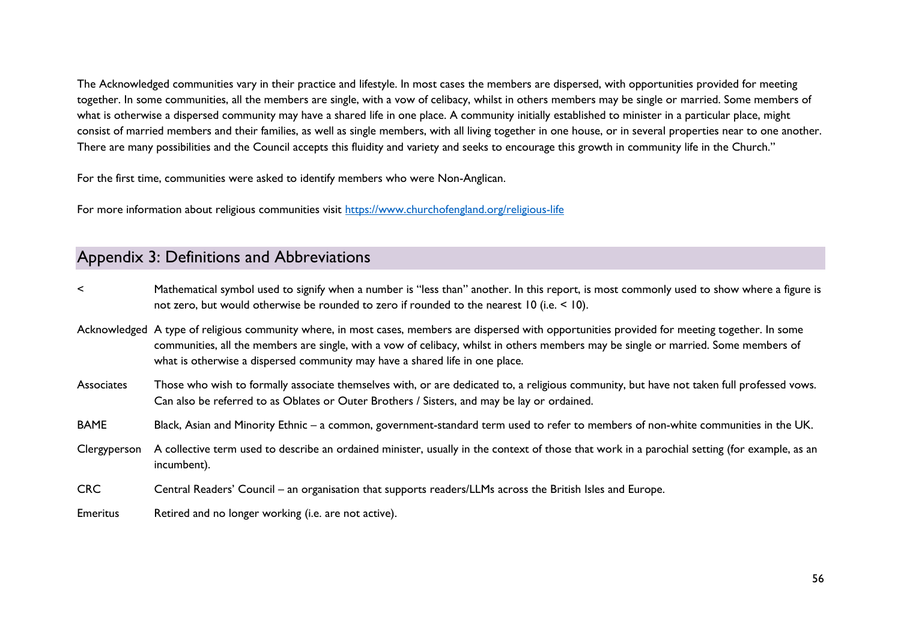The Acknowledged communities vary in their practice and lifestyle. In most cases the members are dispersed, with opportunities provided for meeting together. In some communities, all the members are single, with a vow of celibacy, whilst in others members may be single or married. Some members of what is otherwise a dispersed community may have a shared life in one place. A community initially established to minister in a particular place, might consist of married members and their families, as well as single members, with all living together in one house, or in several properties near to one another. There are many possibilities and the Council accepts this fluidity and variety and seeks to encourage this growth in community life in the Church."

For the first time, communities were asked to identify members who were Non-Anglican.

For more information about religious communities visit [https://www.churchofengland.org/religious-life](https://www.churchofengland.org/religious-life)

## Appendix 3: Definitions and Abbreviations

| | |
|---|---|
| < | Mathematical symbol used to signify when a number is "less than" another. In this report, is most commonly used to show where a figure is not zero, but would otherwise be rounded to zero if rounded to the nearest 10 (i.e. < 10). |
| Acknowledged | A type of religious community where, in most cases, members are dispersed with opportunities provided for meeting together. In some communities, all the members are single, with a vow of celibacy, whilst in others members may be single or married. Some members of what is otherwise a dispersed community may have a shared life in one place. |
| Associates | Those who wish to formally associate themselves with, or are dedicated to, a religious community, but have not taken full professed vows. Can also be referred to as Oblates or Outer Brothers / Sisters, and may be lay or ordained. |
| BAME | Black, Asian and Minority Ethnic – a common, government-standard term used to refer to members of non-white communities in the UK. |
| Clergyperson | A collective term used to describe an ordained minister, usually in the context of those that work in a parochial setting (for example, as an incumbent). |
| CRC | Central Readers' Council – an organisation that supports readers/LLMs across the British Isles and Europe. |
| Emeritus | Retired and no longer working (i.e. are not active). |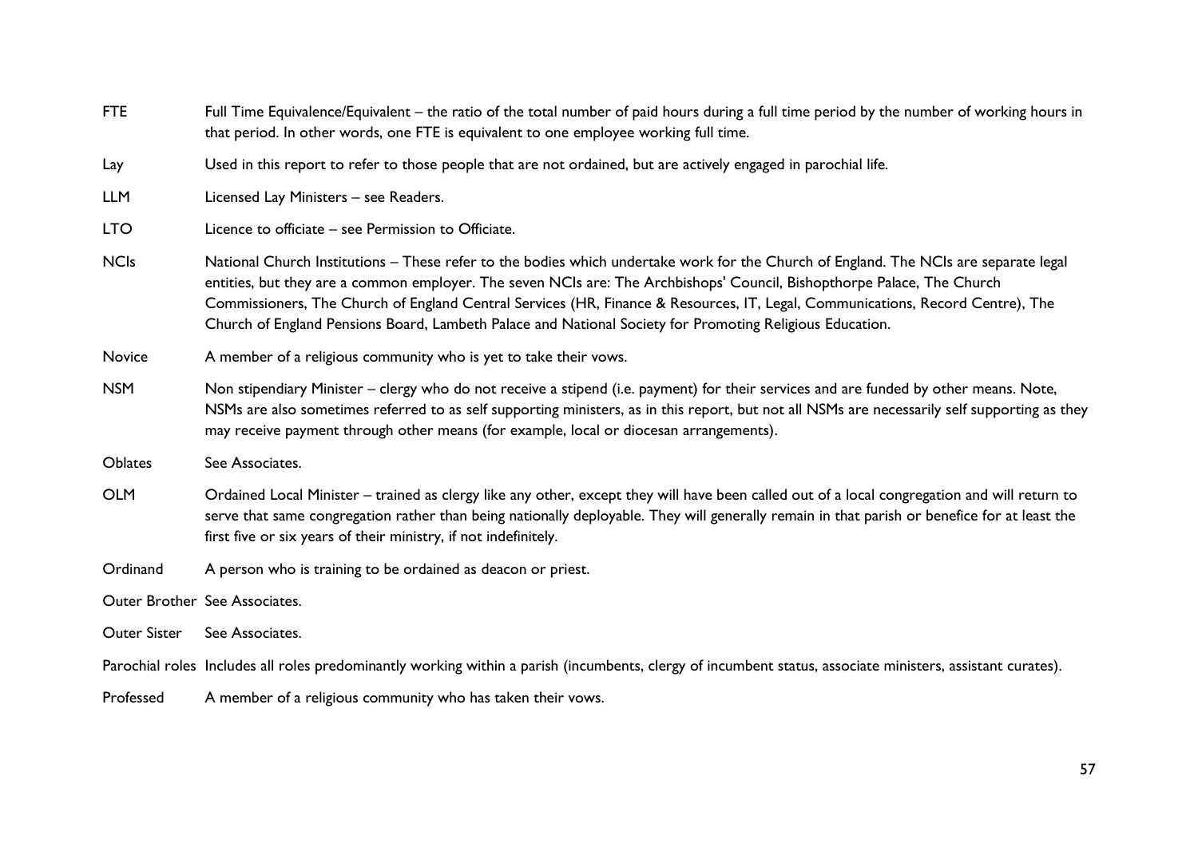| | |
|---|---|
| FTE | Full Time Equivalence/Equivalent – the ratio of the total number of paid hours during a full time period by the number of working hours in that period. In other words, one FTE is equivalent to one employee working full time. |
| Lay | Used in this report to refer to those people that are not ordained, but are actively engaged in parochial life. |
| LLM | Licensed Lay Ministers – see Readers. |
| LTO | Licence to officiate – see Permission to Officiate. |
| NCIs | National Church Institutions – These refer to the bodies which undertake work for the Church of England. The NCIs are separate legal entities, but they are a common employer. The seven NCIs are: The Archbishops' Council, Bishopthorpe Palace, The Church Commissioners, The Church of England Central Services (HR, Finance & Resources, IT, Legal, Communications, Record Centre), The Church of England Pensions Board, Lambeth Palace and National Society for Promoting Religious Education. |
| Novice | A member of a religious community who is yet to take their vows. |
| NSM | Non stipendiary Minister – clergy who do not receive a stipend (i.e. payment) for their services and are funded by other means. Note, NSMs are also sometimes referred to as self supporting ministers, as in this report, but not all NSMs are necessarily self supporting as they may receive payment through other means (for example, local or diocesan arrangements). |
| Oblates | See Associates. |
| OLM | Ordained Local Minister – trained as clergy like any other, except they will have been called out of a local congregation and will return to serve that same congregation rather than being nationally deployable. They will generally remain in that parish or benefice for at least the first five or six years of their ministry, if not indefinitely. |
| Ordinand | A person who is training to be ordained as deacon or priest. |
| Outer Brother | See Associates. |
| Outer Sister | See Associates. |
| Parochial roles | Includes all roles predominantly working within a parish (incumbents, clergy of incumbent status, associate ministers, assistant curates). |
| Professed | A member of a religious community who has taken their vows. |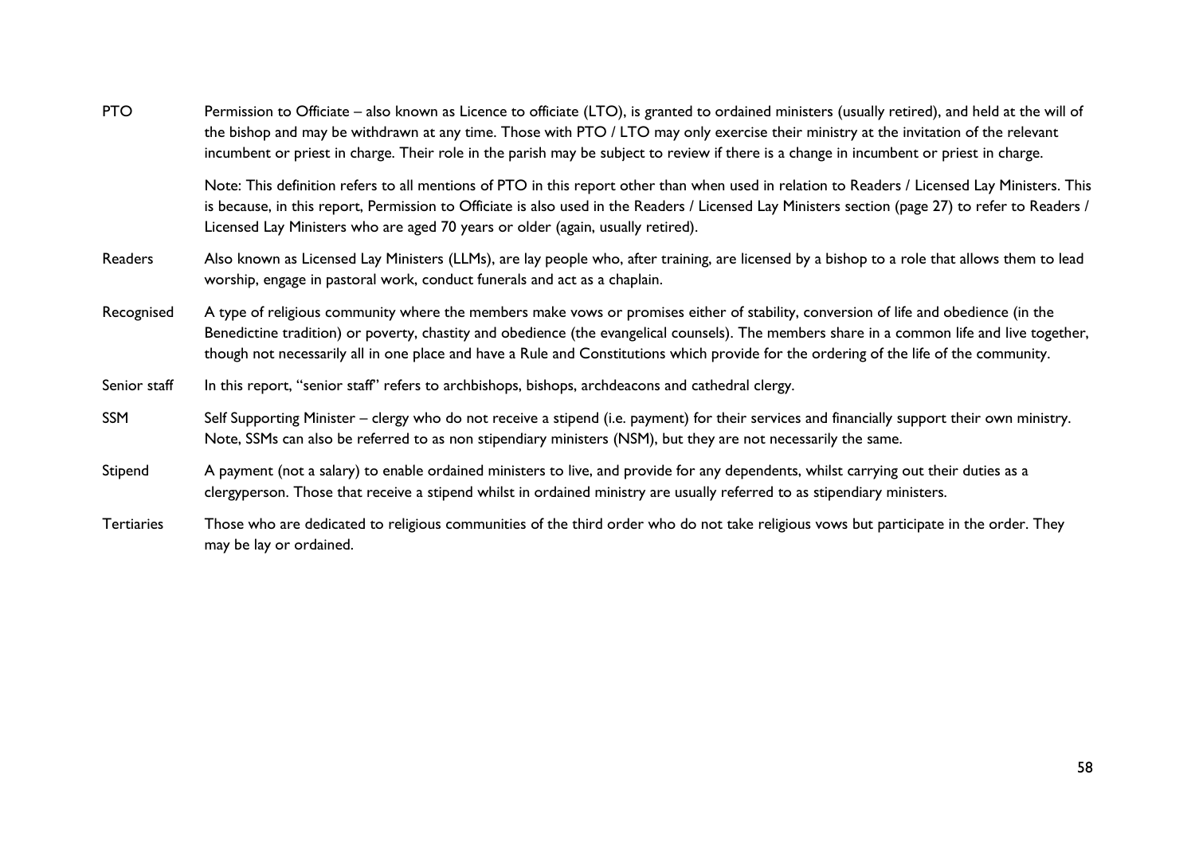| | |
|---|---|
| PTO | Permission to Officiate – also known as Licence to officiate (LTO), is granted to ordained ministers (usually retired), and held at the will of the bishop and may be withdrawn at any time. Those with PTO / LTO may only exercise their ministry at the invitation of the relevant incumbent or priest in charge. Their role in the parish may be subject to review if there is a change in incumbent or priest in charge.<br><br>Note: This definition refers to all mentions of PTO in this report other than when used in relation to Readers / Licensed Lay Ministers. This is because, in this report, Permission to Officiate is also used in the Readers / Licensed Lay Ministers section (page 27) to refer to Readers / Licensed Lay Ministers who are aged 70 years or older (again, usually retired). |
| Readers | Also known as Licensed Lay Ministers (LLMs), are lay people who, after training, are licensed by a bishop to a role that allows them to lead worship, engage in pastoral work, conduct funerals and act as a chaplain. |
| Recognised | A type of religious community where the members make vows or promises either of stability, conversion of life and obedience (in the Benedictine tradition) or poverty, chastity and obedience (the evangelical counsels). The members share in a common life and live together, though not necessarily all in one place and have a Rule and Constitutions which provide for the ordering of the life of the community. |
| Senior staff | In this report, "senior staff" refers to archbishops, bishops, archdeacons and cathedral clergy. |
| SSM | Self Supporting Minister – clergy who do not receive a stipend (i.e. payment) for their services and financially support their own ministry. Note, SSMs can also be referred to as non stipendiary ministers (NSM), but they are not necessarily the same. |
| Stipend | A payment (not a salary) to enable ordained ministers to live, and provide for any dependents, whilst carrying out their duties as a clergyperson. Those that receive a stipend whilst in ordained ministry are usually referred to as stipendiary ministers. |
| Tertiaries | Those who are dedicated to religious communities of the third order who do not take religious vows but participate in the order. They may be lay or ordained. |